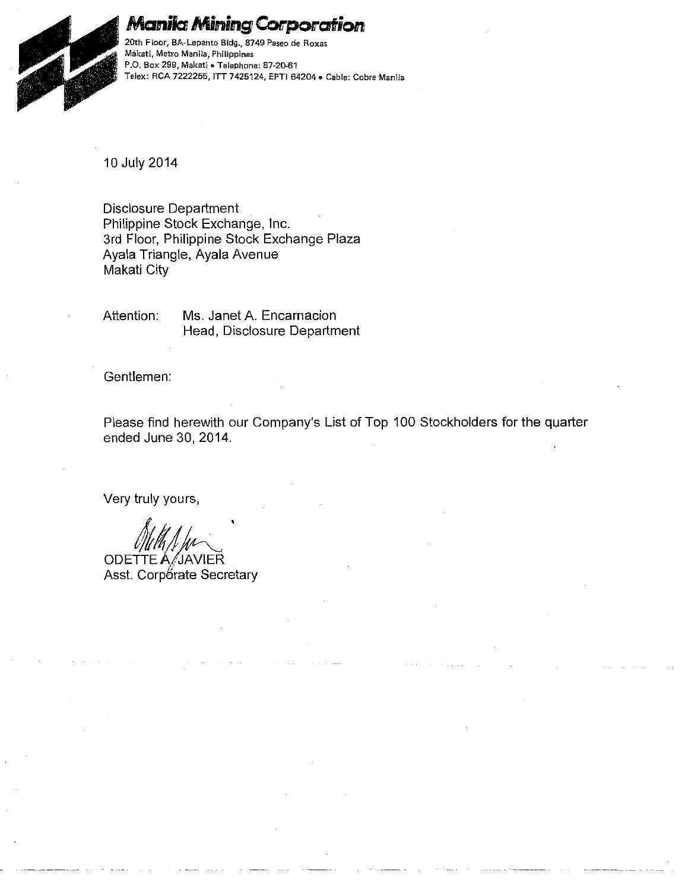# Manila Mining Corporation

20th Floor, BA-Lepanto Bldg., 8749 Paseo de Roxas
Makati, Metro Manila, Philippines
P.O. Box 298, Makati • Telephone: 87-20-61
Telex: RCA 7222255, ITT 7425124, EPTI 64204 • Cable: Cobre Manila

10 July 2014

Disclosure Department
Philippine Stock Exchange, Inc.
3rd Floor, Philippine Stock Exchange Plaza
Ayala Triangle, Ayala Avenue
Makati City

Attention: Ms. Janet A. Encarnacion
Head, Disclosure Department

Gentlemen:

Please find herewith our Company's List of Top 100 Stockholders for the quarter ended June 30, 2014.

Very truly yours,

ODETTE A. JAVIER
Asst. Corporate Secretary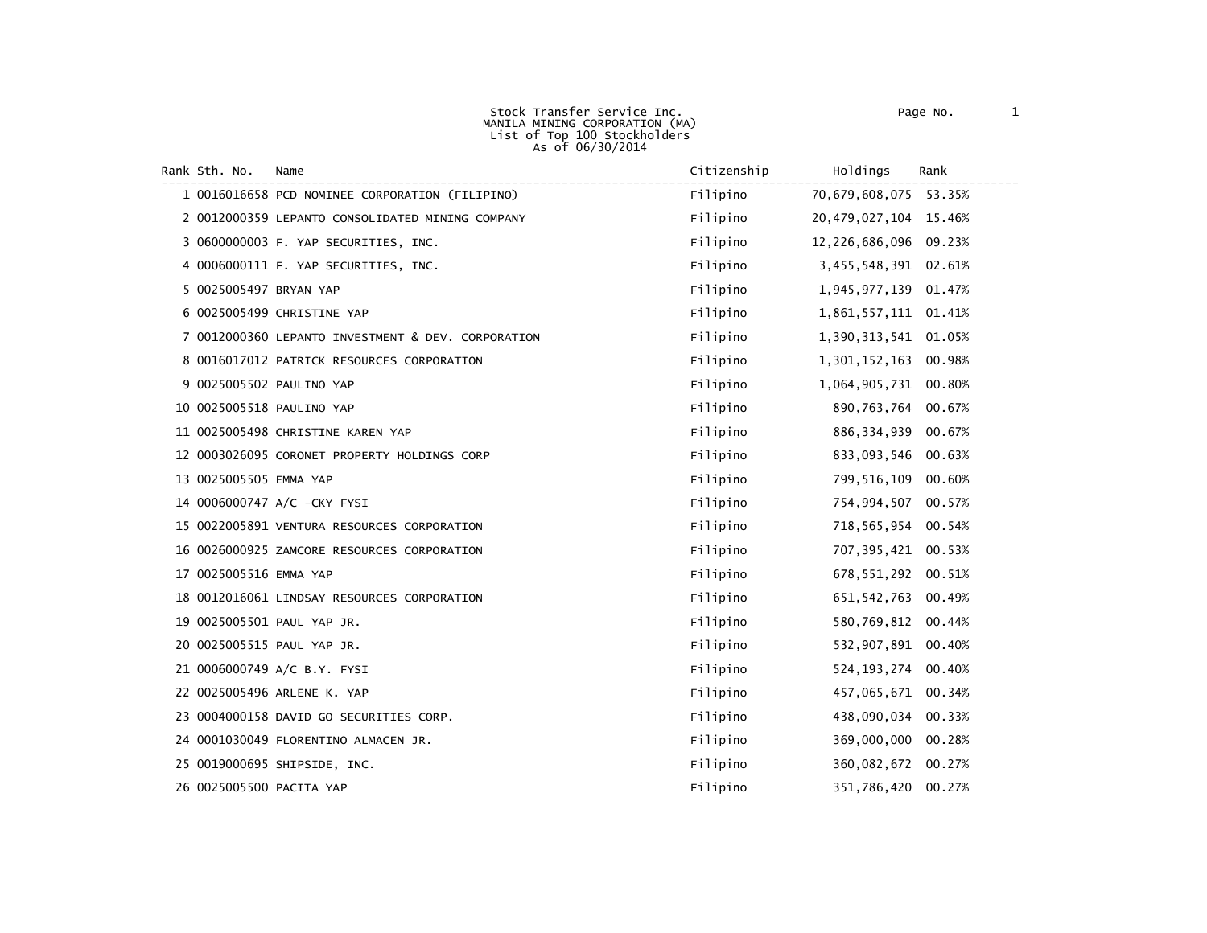Stock Transfer Service Inc.
MANILA MINING CORPORATION (MA)
List of Top 100 Stockholders
As of 06/30/2014

| Rank | Sth. No. | Name | Citizenship | Holdings | Rank |
|---|---|---|---|---|---|
| 1 | 0016016658 | PCD NOMINEE CORPORATION (FILIPINO) | Filipino | 70,679,608,075 | 53.35% |
| 2 | 0012000359 | LEPANTO CONSOLIDATED MINING COMPANY | Filipino | 20,479,027,104 | 15.46% |
| 3 | 0600000003 | F. YAP SECURITIES, INC. | Filipino | 12,226,686,096 | 09.23% |
| 4 | 0006000111 | F. YAP SECURITIES, INC. | Filipino | 3,455,548,391 | 02.61% |
| 5 | 0025005497 | BRYAN YAP | Filipino | 1,945,977,139 | 01.47% |
| 6 | 0025005499 | CHRISTINE YAP | Filipino | 1,861,557,111 | 01.41% |
| 7 | 0012000360 | LEPANTO INVESTMENT & DEV. CORPORATION | Filipino | 1,390,313,541 | 01.05% |
| 8 | 0016017012 | PATRICK RESOURCES CORPORATION | Filipino | 1,301,152,163 | 00.98% |
| 9 | 0025005502 | PAULINO YAP | Filipino | 1,064,905,731 | 00.80% |
| 10 | 0025005518 | PAULINO YAP | Filipino | 890,763,764 | 00.67% |
| 11 | 0025005498 | CHRISTINE KAREN YAP | Filipino | 886,334,939 | 00.67% |
| 12 | 0003026095 | CORONET PROPERTY HOLDINGS CORP | Filipino | 833,093,546 | 00.63% |
| 13 | 0025005505 | EMMA YAP | Filipino | 799,516,109 | 00.60% |
| 14 | 0006000747 | A/C -CKY FYSI | Filipino | 754,994,507 | 00.57% |
| 15 | 0022005891 | VENTURA RESOURCES CORPORATION | Filipino | 718,565,954 | 00.54% |
| 16 | 0026000925 | ZAMCORE RESOURCES CORPORATION | Filipino | 707,395,421 | 00.53% |
| 17 | 0025005516 | EMMA YAP | Filipino | 678,551,292 | 00.51% |
| 18 | 0012016061 | LINDSAY RESOURCES CORPORATION | Filipino | 651,542,763 | 00.49% |
| 19 | 0025005501 | PAUL YAP JR. | Filipino | 580,769,812 | 00.44% |
| 20 | 0025005515 | PAUL YAP JR. | Filipino | 532,907,891 | 00.40% |
| 21 | 0006000749 | A/C B.Y. FYSI | Filipino | 524,193,274 | 00.40% |
| 22 | 0025005496 | ARLENE K. YAP | Filipino | 457,065,671 | 00.34% |
| 23 | 0004000158 | DAVID GO SECURITIES CORP. | Filipino | 438,090,034 | 00.33% |
| 24 | 0001030049 | FLORENTINO ALMACEN JR. | Filipino | 369,000,000 | 00.28% |
| 25 | 0019000695 | SHIPSIDE, INC. | Filipino | 360,082,672 | 00.27% |
| 26 | 0025005500 | PACITA YAP | Filipino | 351,786,420 | 00.27% |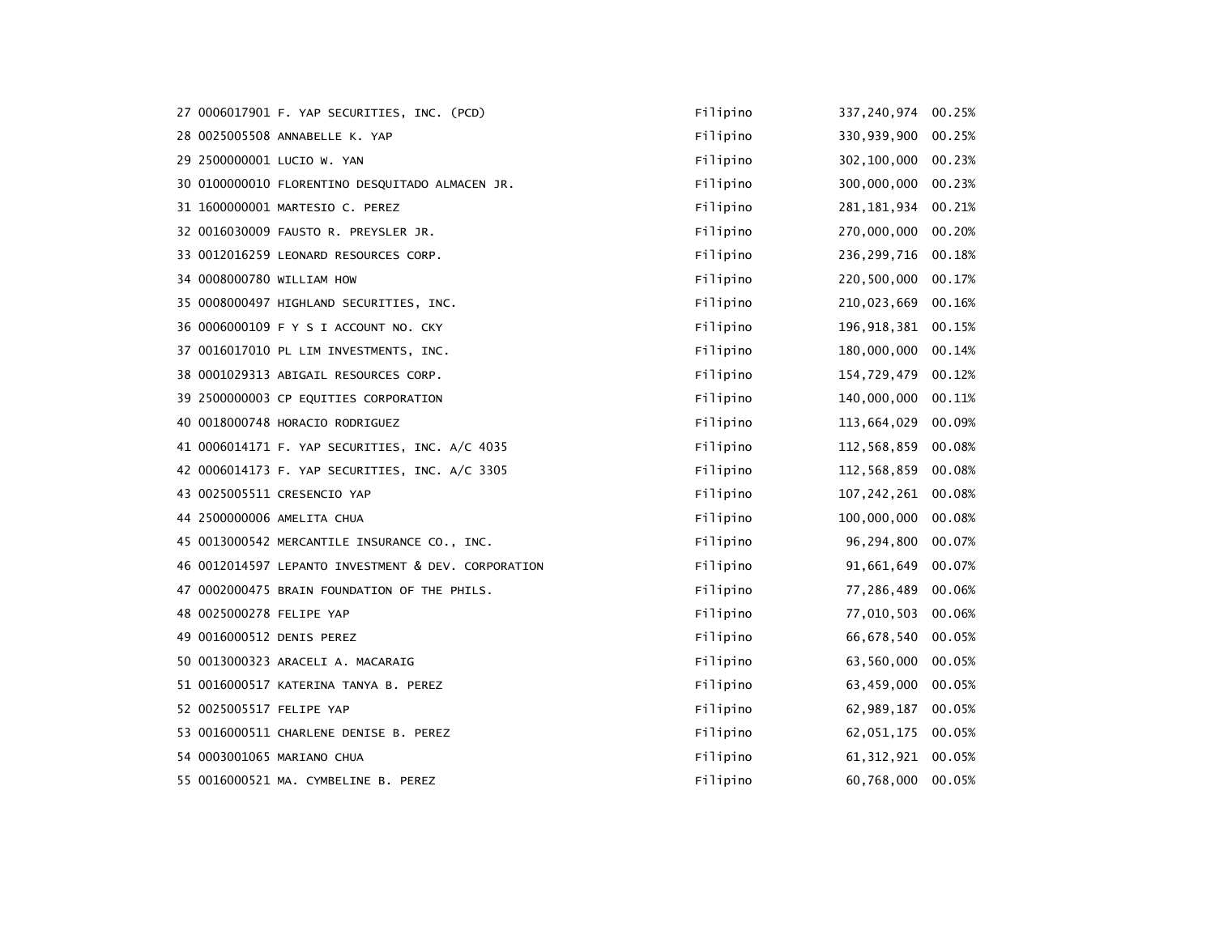| | | | | | |
|---|---|---|---|---|---|
| 27 | 0006017901 | F. YAP SECURITIES, INC. (PCD) | Filipino | 337,240,974 | 00.25% |
| 28 | 0025005508 | ANNABELLE K. YAP | Filipino | 330,939,900 | 00.25% |
| 29 | 2500000001 | LUCIO W. YAN | Filipino | 302,100,000 | 00.23% |
| 30 | 0100000010 | FLORENTINO DESQUITADO ALMACEN JR. | Filipino | 300,000,000 | 00.23% |
| 31 | 1600000001 | MARTESIO C. PEREZ | Filipino | 281,181,934 | 00.21% |
| 32 | 0016030009 | FAUSTO R. PREYSLER JR. | Filipino | 270,000,000 | 00.20% |
| 33 | 0012016259 | LEONARD RESOURCES CORP. | Filipino | 236,299,716 | 00.18% |
| 34 | 0008000780 | WILLIAM HOW | Filipino | 220,500,000 | 00.17% |
| 35 | 0008000497 | HIGHLAND SECURITIES, INC. | Filipino | 210,023,669 | 00.16% |
| 36 | 0006000109 | F Y S I ACCOUNT NO. CKY | Filipino | 196,918,381 | 00.15% |
| 37 | 0016017010 | PL LIM INVESTMENTS, INC. | Filipino | 180,000,000 | 00.14% |
| 38 | 0001029313 | ABIGAIL RESOURCES CORP. | Filipino | 154,729,479 | 00.12% |
| 39 | 2500000003 | CP EQUITIES CORPORATION | Filipino | 140,000,000 | 00.11% |
| 40 | 0018000748 | HORACIO RODRIGUEZ | Filipino | 113,664,029 | 00.09% |
| 41 | 0006014171 | F. YAP SECURITIES, INC. A/C 4035 | Filipino | 112,568,859 | 00.08% |
| 42 | 0006014173 | F. YAP SECURITIES, INC. A/C 3305 | Filipino | 112,568,859 | 00.08% |
| 43 | 0025005511 | CRESENCIO YAP | Filipino | 107,242,261 | 00.08% |
| 44 | 2500000006 | AMELITA CHUA | Filipino | 100,000,000 | 00.08% |
| 45 | 0013000542 | MERCANTILE INSURANCE CO., INC. | Filipino | 96,294,800 | 00.07% |
| 46 | 0012014597 | LEPANTO INVESTMENT & DEV. CORPORATION | Filipino | 91,661,649 | 00.07% |
| 47 | 0002000475 | BRAIN FOUNDATION OF THE PHILS. | Filipino | 77,286,489 | 00.06% |
| 48 | 0025000278 | FELIPE YAP | Filipino | 77,010,503 | 00.06% |
| 49 | 0016000512 | DENIS PEREZ | Filipino | 66,678,540 | 00.05% |
| 50 | 0013000323 | ARACELI A. MACARAIG | Filipino | 63,560,000 | 00.05% |
| 51 | 0016000517 | KATERINA TANYA B. PEREZ | Filipino | 63,459,000 | 00.05% |
| 52 | 0025005517 | FELIPE YAP | Filipino | 62,989,187 | 00.05% |
| 53 | 0016000511 | CHARLENE DENISE B. PEREZ | Filipino | 62,051,175 | 00.05% |
| 54 | 0003001065 | MARIANO CHUA | Filipino | 61,312,921 | 00.05% |
| 55 | 0016000521 | MA. CYMBELINE B. PEREZ | Filipino | 60,768,000 | 00.05% |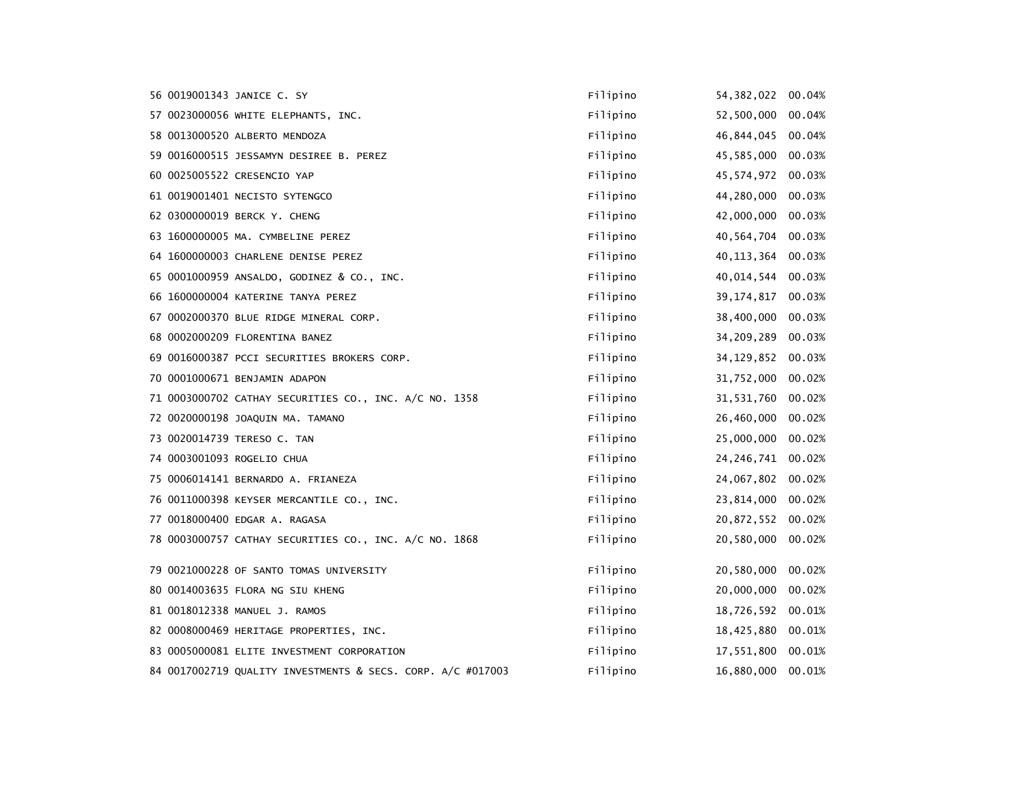| | | | | | |
|---|---|---|---|---|---|
| 56 | 0019001343 | JANICE C. SY | Filipino | 54,382,022 | 00.04% |
| 57 | 0023000056 | WHITE ELEPHANTS, INC. | Filipino | 52,500,000 | 00.04% |
| 58 | 0013000520 | ALBERTO MENDOZA | Filipino | 46,844,045 | 00.04% |
| 59 | 0016000515 | JESSAMYN DESIREE B. PEREZ | Filipino | 45,585,000 | 00.03% |
| 60 | 0025005522 | CRESENCIO YAP | Filipino | 45,574,972 | 00.03% |
| 61 | 0019001401 | NECISTO SYTENGCO | Filipino | 44,280,000 | 00.03% |
| 62 | 0300000019 | BERCK Y. CHENG | Filipino | 42,000,000 | 00.03% |
| 63 | 1600000005 | MA. CYMBELINE PEREZ | Filipino | 40,564,704 | 00.03% |
| 64 | 1600000003 | CHARLENE DENISE PEREZ | Filipino | 40,113,364 | 00.03% |
| 65 | 0001000959 | ANSALDO, GODINEZ & CO., INC. | Filipino | 40,014,544 | 00.03% |
| 66 | 1600000004 | KATERINE TANYA PEREZ | Filipino | 39,174,817 | 00.03% |
| 67 | 0002000370 | BLUE RIDGE MINERAL CORP. | Filipino | 38,400,000 | 00.03% |
| 68 | 0002000209 | FLORENTINA BANEZ | Filipino | 34,209,289 | 00.03% |
| 69 | 0016000387 | PCCI SECURITIES BROKERS CORP. | Filipino | 34,129,852 | 00.03% |
| 70 | 0001000671 | BENJAMIN ADAPON | Filipino | 31,752,000 | 00.02% |
| 71 | 0003000702 | CATHAY SECURITIES CO., INC. A/C NO. 1358 | Filipino | 31,531,760 | 00.02% |
| 72 | 0020000198 | JOAQUIN MA. TAMANO | Filipino | 26,460,000 | 00.02% |
| 73 | 0020014739 | TERESO C. TAN | Filipino | 25,000,000 | 00.02% |
| 74 | 0003001093 | ROGELIO CHUA | Filipino | 24,246,741 | 00.02% |
| 75 | 0006014141 | BERNARDO A. FRIANEZA | Filipino | 24,067,802 | 00.02% |
| 76 | 0011000398 | KEYSER MERCANTILE CO., INC. | Filipino | 23,814,000 | 00.02% |
| 77 | 0018000400 | EDGAR A. RAGASA | Filipino | 20,872,552 | 00.02% |
| 78 | 0003000757 | CATHAY SECURITIES CO., INC. A/C NO. 1868 | Filipino | 20,580,000 | 00.02% |
| 79 | 0021000228 | OF SANTO TOMAS UNIVERSITY | Filipino | 20,580,000 | 00.02% |
| 80 | 0014003635 | FLORA NG SIU KHENG | Filipino | 20,000,000 | 00.02% |
| 81 | 0018012338 | MANUEL J. RAMOS | Filipino | 18,726,592 | 00.01% |
| 82 | 0008000469 | HERITAGE PROPERTIES, INC. | Filipino | 18,425,880 | 00.01% |
| 83 | 0005000081 | ELITE INVESTMENT CORPORATION | Filipino | 17,551,800 | 00.01% |
| 84 | 0017002719 | QUALITY INVESTMENTS & SECS. CORP. A/C #017003 | Filipino | 16,880,000 | 00.01% |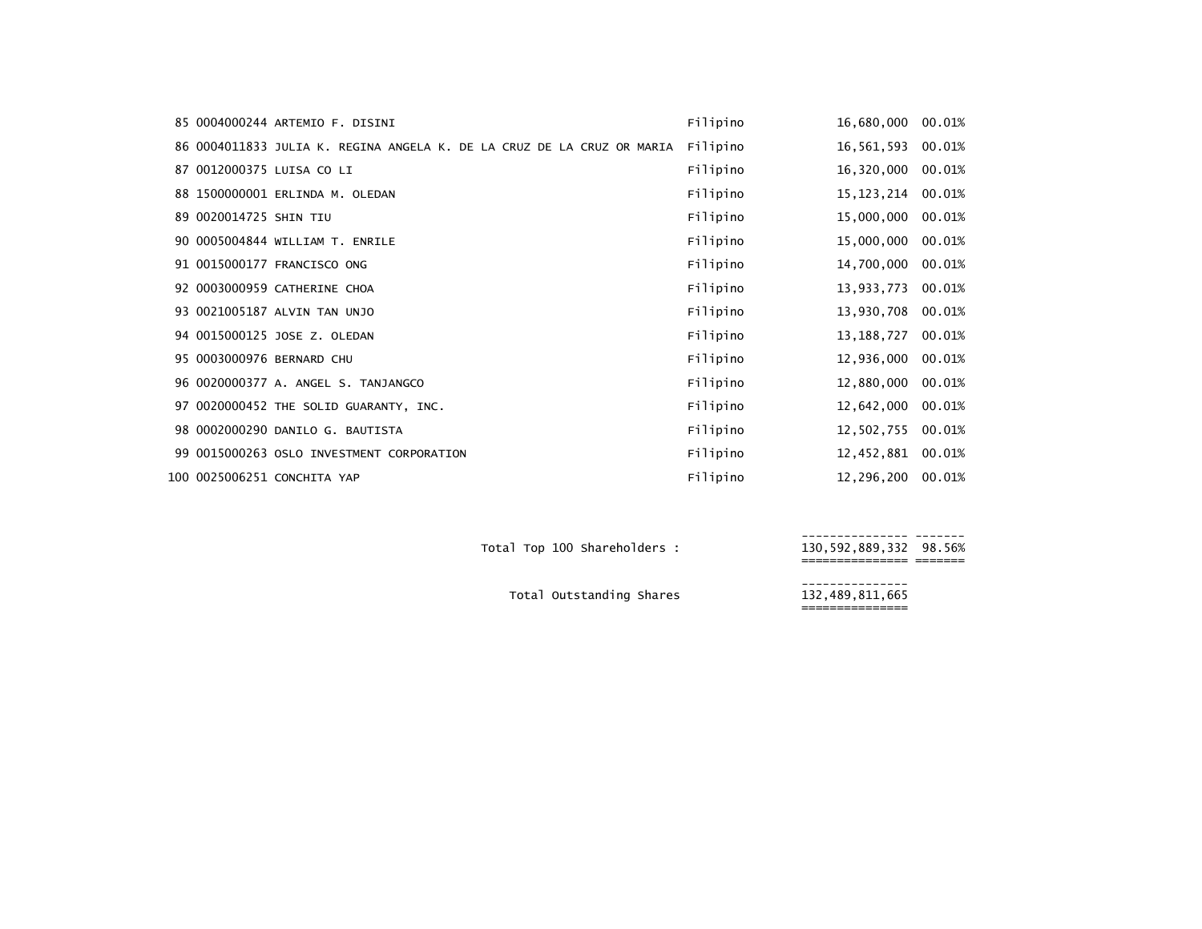| | | | | | |
|---|---|---|---|---|---|
| 85 | 0004000244 | ARTEMIO F. DISINI | Filipino | 16,680,000 | 00.01% |
| 86 | 0004011833 | JULIA K. REGINA ANGELA K. DE LA CRUZ DE LA CRUZ OR MARIA | Filipino | 16,561,593 | 00.01% |
| 87 | 0012000375 | LUISA CO LI | Filipino | 16,320,000 | 00.01% |
| 88 | 1500000001 | ERLINDA M. OLEDAN | Filipino | 15,123,214 | 00.01% |
| 89 | 0020014725 | SHIN TIU | Filipino | 15,000,000 | 00.01% |
| 90 | 0005004844 | WILLIAM T. ENRILE | Filipino | 15,000,000 | 00.01% |
| 91 | 0015000177 | FRANCISCO ONG | Filipino | 14,700,000 | 00.01% |
| 92 | 0003000959 | CATHERINE CHOA | Filipino | 13,933,773 | 00.01% |
| 93 | 0021005187 | ALVIN TAN UNJO | Filipino | 13,930,708 | 00.01% |
| 94 | 0015000125 | JOSE Z. OLEDAN | Filipino | 13,188,727 | 00.01% |
| 95 | 0003000976 | BERNARD CHU | Filipino | 12,936,000 | 00.01% |
| 96 | 0020000377 | A. ANGEL S. TANJANGCO | Filipino | 12,880,000 | 00.01% |
| 97 | 0020000452 | THE SOLID GUARANTY, INC. | Filipino | 12,642,000 | 00.01% |
| 98 | 0002000290 | DANILO G. BAUTISTA | Filipino | 12,502,755 | 00.01% |
| 99 | 0015000263 | OSLO INVESTMENT CORPORATION | Filipino | 12,452,881 | 00.01% |
| 100 | 0025006251 | CONCHITA YAP | Filipino | 12,296,200 | 00.01% |
| | | Total Top 100 Shareholders : | | 130,592,889,332 | 98.56% |
| | | Total Outstanding Shares | | 132,489,811,665 | |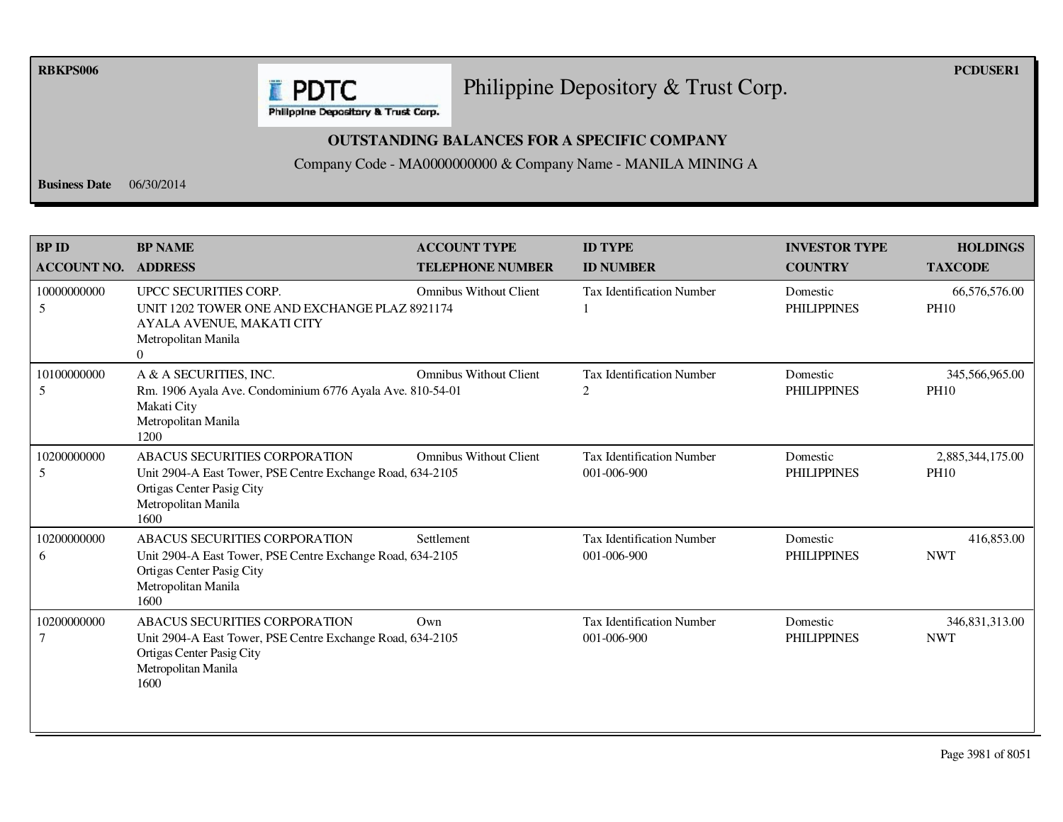RBKPS006

PCDUSER1

# Philippine Depository & Trust Corp.

## OUTSTANDING BALANCES FOR A SPECIFIC COMPANY

Company Code - MA0000000000 & Company Name - MANILA MINING A

**Business Date** 06/30/2014

| BP ID<br>ACCOUNT NO. | BP NAME<br>ADDRESS | ACCOUNT TYPE<br>TELEPHONE NUMBER | ID TYPE<br>ID NUMBER | INVESTOR TYPE<br>COUNTRY | HOLDINGS<br>TAXCODE |
|---|---|---|---|---|---|
| 10000000000<br>5 | UPCC SECURITIES CORP.<br>UNIT 1202 TOWER ONE AND EXCHANGE PLAZ<br>AYALA AVENUE, MAKATI CITY<br>Metropolitan Manila<br>0 | Omnibus Without Client<br>8921174 | Tax Identification Number<br>1 | Domestic<br>PHILIPPINES | 66,576,576.00<br>PH10 |
| 10100000000<br>5 | A & A SECURITIES, INC.<br>Rm. 1906 Ayala Ave. Condominium 6776 Ayala Ave.<br>Makati City<br>Metropolitan Manila<br>1200 | Omnibus Without Client<br>810-54-01 | Tax Identification Number<br>2 | Domestic<br>PHILIPPINES | 345,566,965.00<br>PH10 |
| 10200000000<br>5 | ABACUS SECURITIES CORPORATION<br>Unit 2904-A East Tower, PSE Centre Exchange Road,<br>Ortigas Center Pasig City<br>Metropolitan Manila<br>1600 | Omnibus Without Client<br>634-2105 | Tax Identification Number<br>001-006-900 | Domestic<br>PHILIPPINES | 2,885,344,175.00<br>PH10 |
| 10200000000<br>6 | ABACUS SECURITIES CORPORATION<br>Unit 2904-A East Tower, PSE Centre Exchange Road,<br>Ortigas Center Pasig City<br>Metropolitan Manila<br>1600 | Settlement<br>634-2105 | Tax Identification Number<br>001-006-900 | Domestic<br>PHILIPPINES | 416,853.00<br>NWT |
| 10200000000<br>7 | ABACUS SECURITIES CORPORATION<br>Unit 2904-A East Tower, PSE Centre Exchange Road,<br>Ortigas Center Pasig City<br>Metropolitan Manila<br>1600 | Own<br>634-2105 | Tax Identification Number<br>001-006-900 | Domestic<br>PHILIPPINES | 346,831,313.00<br>NWT |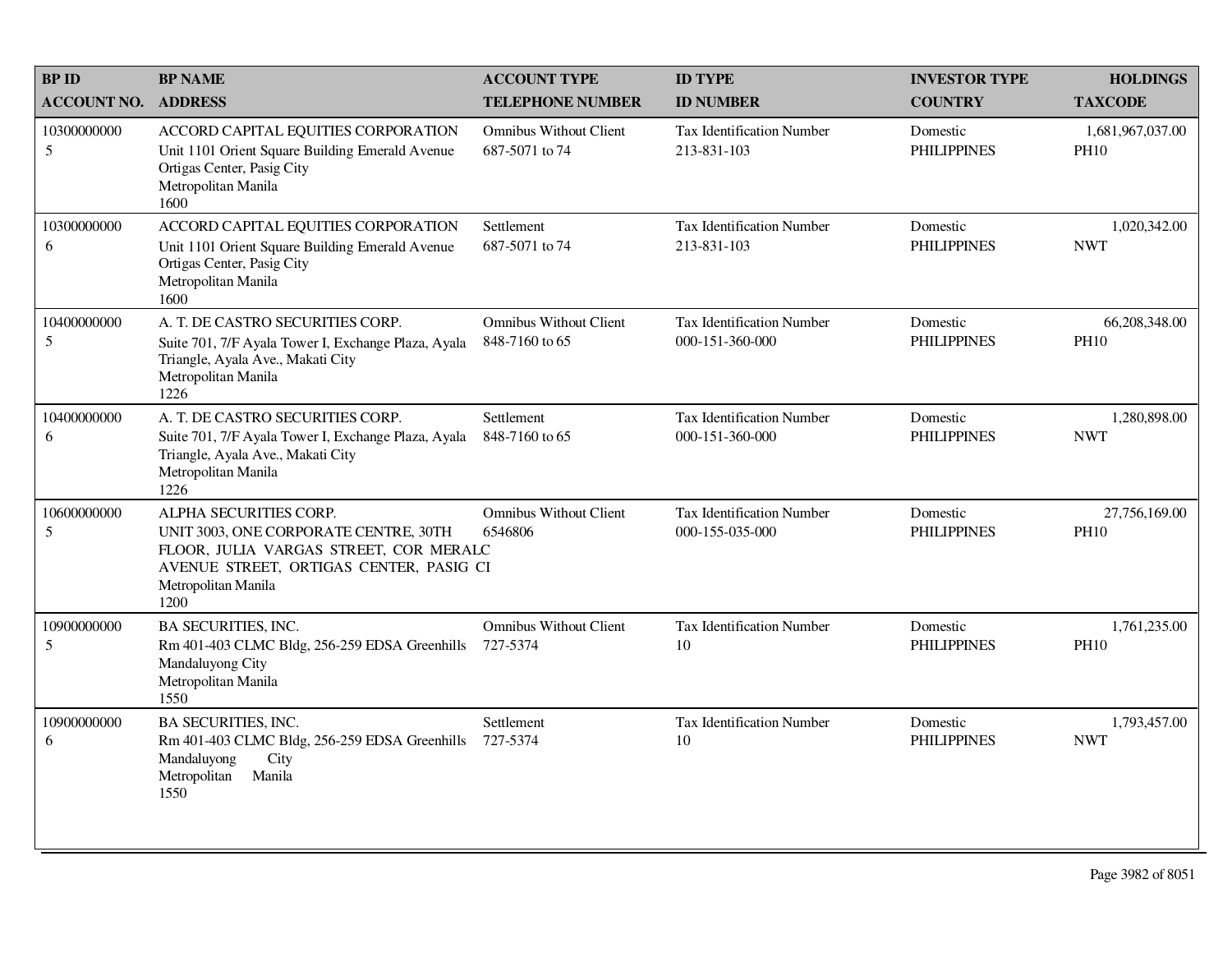| BP ID<br>ACCOUNT NO. | BP NAME<br>ADDRESS | ACCOUNT TYPE<br>TELEPHONE NUMBER | ID TYPE<br>ID NUMBER | INVESTOR TYPE<br>COUNTRY | HOLDINGS<br>TAXCODE |
|---|---|---|---|---|---|
| 10300000000<br>5 | ACCORD CAPITAL EQUITIES CORPORATION<br>Unit 1101 Orient Square Building Emerald Avenue Ortigas Center, Pasig City<br>Metropolitan Manila<br>1600 | Omnibus Without Client<br>687-5071 to 74 | Tax Identification Number<br>213-831-103 | Domestic<br>PHILIPPINES | 1,681,967,037.00<br>PH10 |
| 10300000000<br>6 | ACCORD CAPITAL EQUITIES CORPORATION<br>Unit 1101 Orient Square Building Emerald Avenue Ortigas Center, Pasig City<br>Metropolitan Manila<br>1600 | Settlement<br>687-5071 to 74 | Tax Identification Number<br>213-831-103 | Domestic<br>PHILIPPINES | 1,020,342.00<br>NWT |
| 10400000000<br>5 | A. T. DE CASTRO SECURITIES CORP.<br>Suite 701, 7/F Ayala Tower I, Exchange Plaza, Ayala Triangle, Ayala Ave., Makati City<br>Metropolitan Manila<br>1226 | Omnibus Without Client<br>848-7160 to 65 | Tax Identification Number<br>000-151-360-000 | Domestic<br>PHILIPPINES | 66,208,348.00<br>PH10 |
| 10400000000<br>6 | A. T. DE CASTRO SECURITIES CORP.<br>Suite 701, 7/F Ayala Tower I, Exchange Plaza, Ayala Triangle, Ayala Ave., Makati City<br>Metropolitan Manila<br>1226 | Settlement<br>848-7160 to 65 | Tax Identification Number<br>000-151-360-000 | Domestic<br>PHILIPPINES | 1,280,898.00<br>NWT |
| 10600000000<br>5 | ALPHA SECURITIES CORP.<br>UNIT 3003, ONE CORPORATE CENTRE, 30TH FLOOR, JULIA VARGAS STREET, COR MERALC AVENUE STREET, ORTIGAS CENTER, PASIG CI<br>Metropolitan Manila<br>1200 | Omnibus Without Client<br>6546806 | Tax Identification Number<br>000-155-035-000 | Domestic<br>PHILIPPINES | 27,756,169.00<br>PH10 |
| 10900000000<br>5 | BA SECURITIES, INC.<br>Rm 401-403 CLMC Bldg, 256-259 EDSA Greenhills Mandaluyong City<br>Metropolitan Manila<br>1550 | Omnibus Without Client<br>727-5374 | Tax Identification Number<br>10 | Domestic<br>PHILIPPINES | 1,761,235.00<br>PH10 |
| 10900000000<br>6 | BA SECURITIES, INC.<br>Rm 401-403 CLMC Bldg, 256-259 EDSA Greenhills Mandaluyong City<br>Metropolitan Manila<br>1550 | Settlement<br>727-5374 | Tax Identification Number<br>10 | Domestic<br>PHILIPPINES | 1,793,457.00<br>NWT |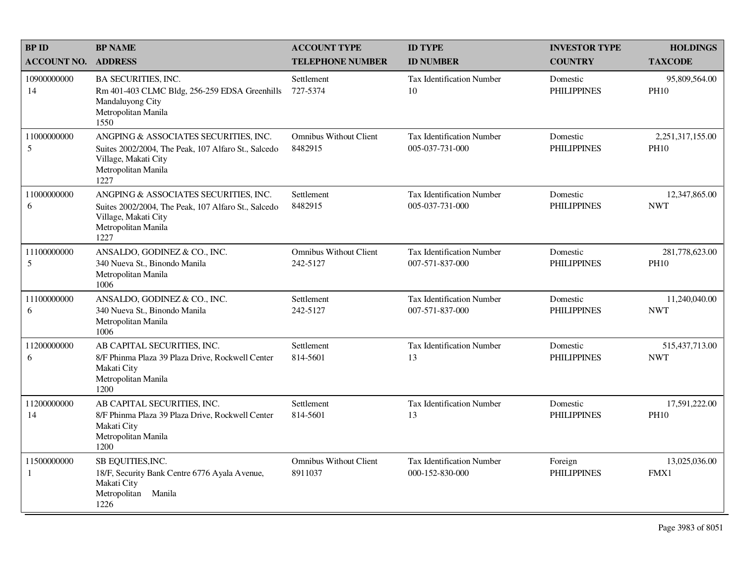| BP ID<br>ACCOUNT NO. | BP NAME<br>ADDRESS | ACCOUNT TYPE<br>TELEPHONE NUMBER | ID TYPE<br>ID NUMBER | INVESTOR TYPE<br>COUNTRY | HOLDINGS<br>TAXCODE |
|---|---|---|---|---|---|
| 10900000000<br>14 | BA SECURITIES, INC.<br>Rm 401-403 CLMC Bldg, 256-259 EDSA Greenhills Mandaluyong City<br>Metropolitan Manila<br>1550 | Settlement<br>727-5374 | Tax Identification Number<br>10 | Domestic<br>PHILIPPINES | 95,809,564.00<br>PH10 |
| 11000000000<br>5 | ANGPING & ASSOCIATES SECURITIES, INC.<br>Suites 2002/2004, The Peak, 107 Alfaro St., Salcedo Village, Makati City<br>Metropolitan Manila<br>1227 | Omnibus Without Client<br>8482915 | Tax Identification Number<br>005-037-731-000 | Domestic<br>PHILIPPINES | 2,251,317,155.00<br>PH10 |
| 11000000000<br>6 | ANGPING & ASSOCIATES SECURITIES, INC.<br>Suites 2002/2004, The Peak, 107 Alfaro St., Salcedo Village, Makati City<br>Metropolitan Manila<br>1227 | Settlement<br>8482915 | Tax Identification Number<br>005-037-731-000 | Domestic<br>PHILIPPINES | 12,347,865.00<br>NWT |
| 11100000000<br>5 | ANSALDO, GODINEZ & CO., INC.<br>340 Nueva St., Binondo Manila<br>Metropolitan Manila<br>1006 | Omnibus Without Client<br>242-5127 | Tax Identification Number<br>007-571-837-000 | Domestic<br>PHILIPPINES | 281,778,623.00<br>PH10 |
| 11100000000<br>6 | ANSALDO, GODINEZ & CO., INC.<br>340 Nueva St., Binondo Manila<br>Metropolitan Manila<br>1006 | Settlement<br>242-5127 | Tax Identification Number<br>007-571-837-000 | Domestic<br>PHILIPPINES | 11,240,040.00<br>NWT |
| 11200000000<br>6 | AB CAPITAL SECURITIES, INC.<br>8/F Phinma Plaza 39 Plaza Drive, Rockwell Center Makati City<br>Metropolitan Manila<br>1200 | Settlement<br>814-5601 | Tax Identification Number<br>13 | Domestic<br>PHILIPPINES | 515,437,713.00<br>NWT |
| 11200000000<br>14 | AB CAPITAL SECURITIES, INC.<br>8/F Phinma Plaza 39 Plaza Drive, Rockwell Center Makati City<br>Metropolitan Manila<br>1200 | Settlement<br>814-5601 | Tax Identification Number<br>13 | Domestic<br>PHILIPPINES | 17,591,222.00<br>PH10 |
| 11500000000<br>1 | SB EQUITIES,INC.<br>18/F, Security Bank Centre 6776 Ayala Avenue, Makati City<br>Metropolitan Manila<br>1226 | Omnibus Without Client<br>8911037 | Tax Identification Number<br>000-152-830-000 | Foreign<br>PHILIPPINES | 13,025,036.00<br>FMX1 |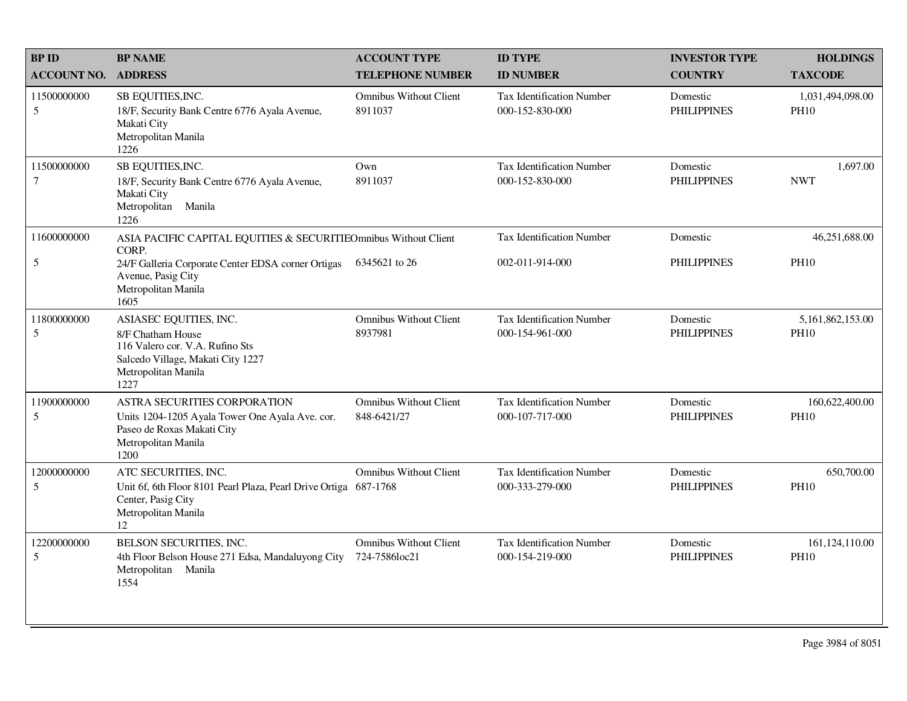| BP ID<br>ACCOUNT NO. | BP NAME<br>ADDRESS | ACCOUNT TYPE<br>TELEPHONE NUMBER | ID TYPE<br>ID NUMBER | INVESTOR TYPE<br>COUNTRY | HOLDINGS<br>TAXCODE |
|---|---|---|---|---|---|
| 11500000000<br>5 | SB EQUITIES,INC.<br>18/F, Security Bank Centre 6776 Ayala Avenue, Makati City<br>Metropolitan Manila<br>1226 | Omnibus Without Client<br>8911037 | Tax Identification Number<br>000-152-830-000 | Domestic<br>PHILIPPINES | 1,031,494,098.00<br>PH10 |
| 11500000000<br>7 | SB EQUITIES,INC.<br>18/F, Security Bank Centre 6776 Ayala Avenue, Makati City<br>Metropolitan Manila<br>1226 | Own<br>8911037 | Tax Identification Number<br>000-152-830-000 | Domestic<br>PHILIPPINES | 1,697.00<br>NWT |
| 11600000000<br>5 | ASIA PACIFIC CAPITAL EQUITIES & SECURITIES CORP.<br>24/F Galleria Corporate Center EDSA corner Ortigas Avenue, Pasig City<br>Metropolitan Manila<br>1605 | Omnibus Without Client<br>6345621 to 26 | Tax Identification Number<br>002-011-914-000 | Domestic<br>PHILIPPINES | 46,251,688.00<br>PH10 |
| 11800000000<br>5 | ASIASEC EQUITIES, INC.<br>8/F Chatham House<br>116 Valero cor. V.A. Rufino Sts<br>Salcedo Village, Makati City 1227<br>Metropolitan Manila<br>1227 | Omnibus Without Client<br>8937981 | Tax Identification Number<br>000-154-961-000 | Domestic<br>PHILIPPINES | 5,161,862,153.00<br>PH10 |
| 11900000000<br>5 | ASTRA SECURITIES CORPORATION<br>Units 1204-1205 Ayala Tower One Ayala Ave. cor. Paseo de Roxas Makati City<br>Metropolitan Manila<br>1200 | Omnibus Without Client<br>848-6421/27 | Tax Identification Number<br>000-107-717-000 | Domestic<br>PHILIPPINES | 160,622,400.00<br>PH10 |
| 12000000000<br>5 | ATC SECURITIES, INC.<br>Unit 6f, 6th Floor 8101 Pearl Plaza, Pearl Drive Ortiga Center, Pasig City<br>Metropolitan Manila<br>12 | Omnibus Without Client<br>687-1768 | Tax Identification Number<br>000-333-279-000 | Domestic<br>PHILIPPINES | 650,700.00<br>PH10 |
| 12200000000<br>5 | BELSON SECURITIES, INC.<br>4th Floor Belson House 271 Edsa, Mandaluyong City<br>Metropolitan Manila<br>1554 | Omnibus Without Client<br>724-7586loc21 | Tax Identification Number<br>000-154-219-000 | Domestic<br>PHILIPPINES | 161,124,110.00<br>PH10 |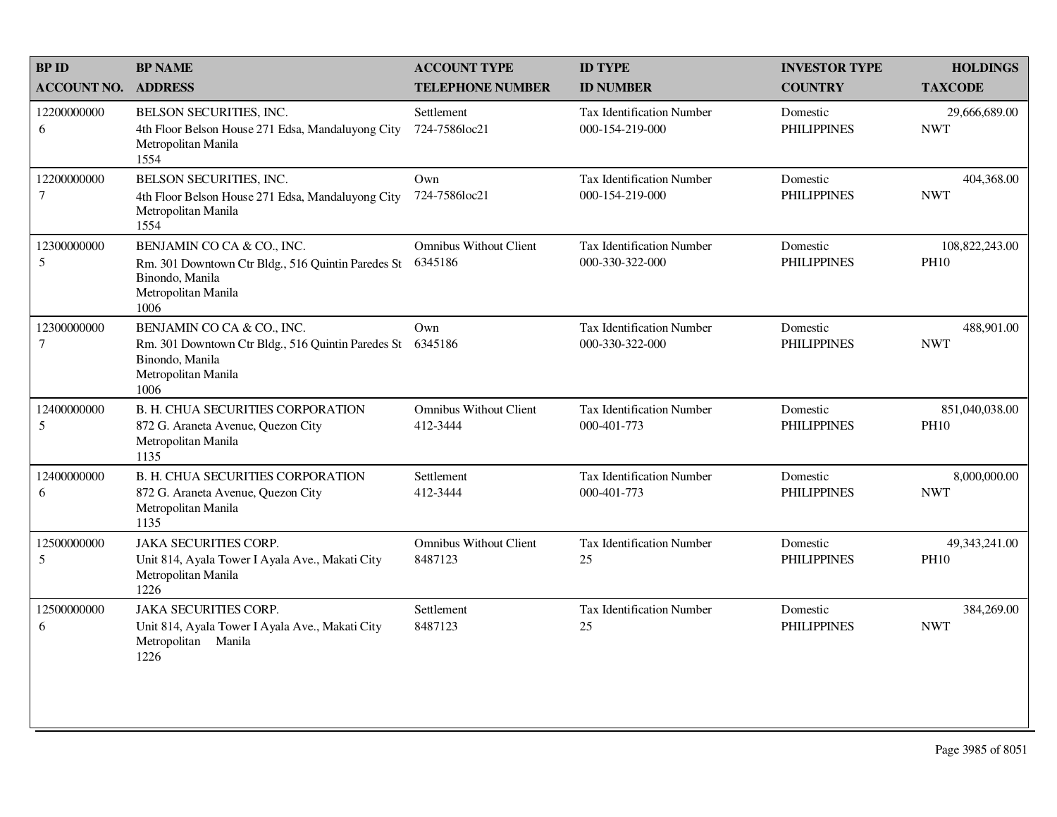| BP ID<br>ACCOUNT NO. | BP NAME<br>ADDRESS | ACCOUNT TYPE<br>TELEPHONE NUMBER | ID TYPE<br>ID NUMBER | INVESTOR TYPE<br>COUNTRY | HOLDINGS<br>TAXCODE |
|---|---|---|---|---|---|
| 12200000000<br>6 | BELSON SECURITIES, INC.<br>4th Floor Belson House 271 Edsa, Mandaluyong City<br>Metropolitan Manila<br>1554 | Settlement<br>724-7586loc21 | Tax Identification Number<br>000-154-219-000 | Domestic<br>PHILIPPINES | 29,666,689.00<br>NWT |
| 12200000000<br>7 | BELSON SECURITIES, INC.<br>4th Floor Belson House 271 Edsa, Mandaluyong City<br>Metropolitan Manila<br>1554 | Own<br>724-7586loc21 | Tax Identification Number<br>000-154-219-000 | Domestic<br>PHILIPPINES | 404,368.00<br>NWT |
| 12300000000<br>5 | BENJAMIN CO CA & CO., INC.<br>Rm. 301 Downtown Ctr Bldg., 516 Quintin Paredes St<br>Binondo, Manila<br>Metropolitan Manila<br>1006 | Omnibus Without Client<br>6345186 | Tax Identification Number<br>000-330-322-000 | Domestic<br>PHILIPPINES | 108,822,243.00<br>PH10 |
| 12300000000<br>7 | BENJAMIN CO CA & CO., INC.<br>Rm. 301 Downtown Ctr Bldg., 516 Quintin Paredes St<br>Binondo, Manila<br>Metropolitan Manila<br>1006 | Own<br>6345186 | Tax Identification Number<br>000-330-322-000 | Domestic<br>PHILIPPINES | 488,901.00<br>NWT |
| 12400000000<br>5 | B. H. CHUA SECURITIES CORPORATION<br>872 G. Araneta Avenue, Quezon City<br>Metropolitan Manila<br>1135 | Omnibus Without Client<br>412-3444 | Tax Identification Number<br>000-401-773 | Domestic<br>PHILIPPINES | 851,040,038.00<br>PH10 |
| 12400000000<br>6 | B. H. CHUA SECURITIES CORPORATION<br>872 G. Araneta Avenue, Quezon City<br>Metropolitan Manila<br>1135 | Settlement<br>412-3444 | Tax Identification Number<br>000-401-773 | Domestic<br>PHILIPPINES | 8,000,000.00<br>NWT |
| 12500000000<br>5 | JAKA SECURITIES CORP.<br>Unit 814, Ayala Tower I Ayala Ave., Makati City<br>Metropolitan Manila<br>1226 | Omnibus Without Client<br>8487123 | Tax Identification Number<br>25 | Domestic<br>PHILIPPINES | 49,343,241.00<br>PH10 |
| 12500000000<br>6 | JAKA SECURITIES CORP.<br>Unit 814, Ayala Tower I Ayala Ave., Makati City<br>Metropolitan Manila<br>1226 | Settlement<br>8487123 | Tax Identification Number<br>25 | Domestic<br>PHILIPPINES | 384,269.00<br>NWT |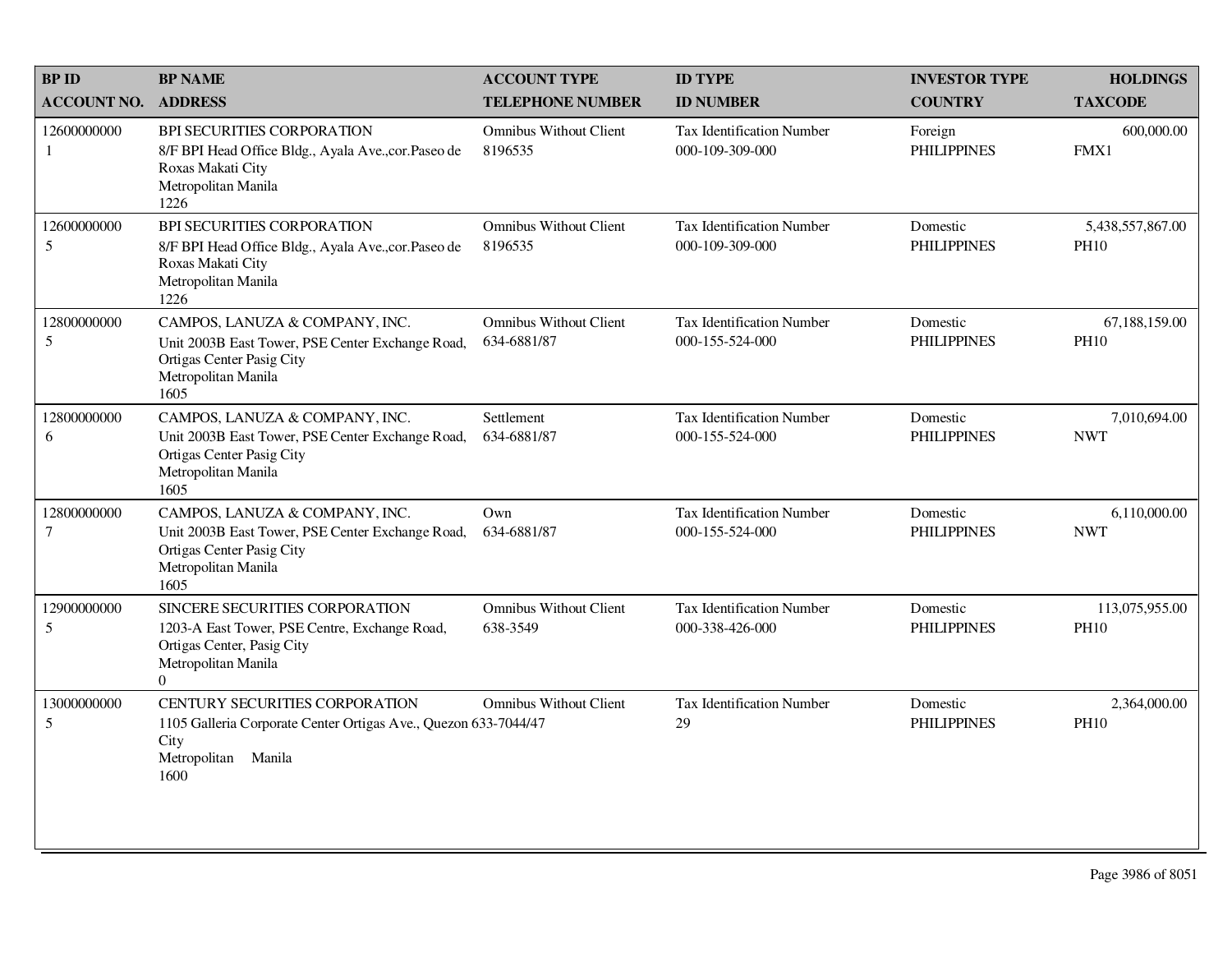| BP ID<br>ACCOUNT NO. | BP NAME<br>ADDRESS | ACCOUNT TYPE<br>TELEPHONE NUMBER | ID TYPE<br>ID NUMBER | INVESTOR TYPE<br>COUNTRY | HOLDINGS<br>TAXCODE |
|---|---|---|---|---|---|
| 12600000000<br>1 | BPI SECURITIES CORPORATION<br>8/F BPI Head Office Bldg., Ayala Ave.,cor.Paseo de Roxas Makati City<br>Metropolitan Manila<br>1226 | Omnibus Without Client<br>8196535 | Tax Identification Number<br>000-109-309-000 | Foreign<br>PHILIPPINES | 600,000.00<br>FMX1 |
| 12600000000<br>5 | BPI SECURITIES CORPORATION<br>8/F BPI Head Office Bldg., Ayala Ave.,cor.Paseo de Roxas Makati City<br>Metropolitan Manila<br>1226 | Omnibus Without Client<br>8196535 | Tax Identification Number<br>000-109-309-000 | Domestic<br>PHILIPPINES | 5,438,557,867.00<br>PH10 |
| 12800000000<br>5 | CAMPOS, LANUZA & COMPANY, INC.<br>Unit 2003B East Tower, PSE Center Exchange Road, Ortigas Center Pasig City<br>Metropolitan Manila<br>1605 | Omnibus Without Client<br>634-6881/87 | Tax Identification Number<br>000-155-524-000 | Domestic<br>PHILIPPINES | 67,188,159.00<br>PH10 |
| 12800000000<br>6 | CAMPOS, LANUZA & COMPANY, INC.<br>Unit 2003B East Tower, PSE Center Exchange Road, Ortigas Center Pasig City<br>Metropolitan Manila<br>1605 | Settlement<br>634-6881/87 | Tax Identification Number<br>000-155-524-000 | Domestic<br>PHILIPPINES | 7,010,694.00<br>NWT |
| 12800000000<br>7 | CAMPOS, LANUZA & COMPANY, INC.<br>Unit 2003B East Tower, PSE Center Exchange Road, Ortigas Center Pasig City<br>Metropolitan Manila<br>1605 | Own<br>634-6881/87 | Tax Identification Number<br>000-155-524-000 | Domestic<br>PHILIPPINES | 6,110,000.00<br>NWT |
| 12900000000<br>5 | SINCERE SECURITIES CORPORATION<br>1203-A East Tower, PSE Centre, Exchange Road, Ortigas Center, Pasig City<br>Metropolitan Manila<br>0 | Omnibus Without Client<br>638-3549 | Tax Identification Number<br>000-338-426-000 | Domestic<br>PHILIPPINES | 113,075,955.00<br>PH10 |
| 13000000000<br>5 | CENTURY SECURITIES CORPORATION<br>1105 Galleria Corporate Center Ortigas Ave., Quezon City<br>Metropolitan Manila<br>1600 | Omnibus Without Client<br>633-7044/47 | Tax Identification Number<br>29 | Domestic<br>PHILIPPINES | 2,364,000.00<br>PH10 |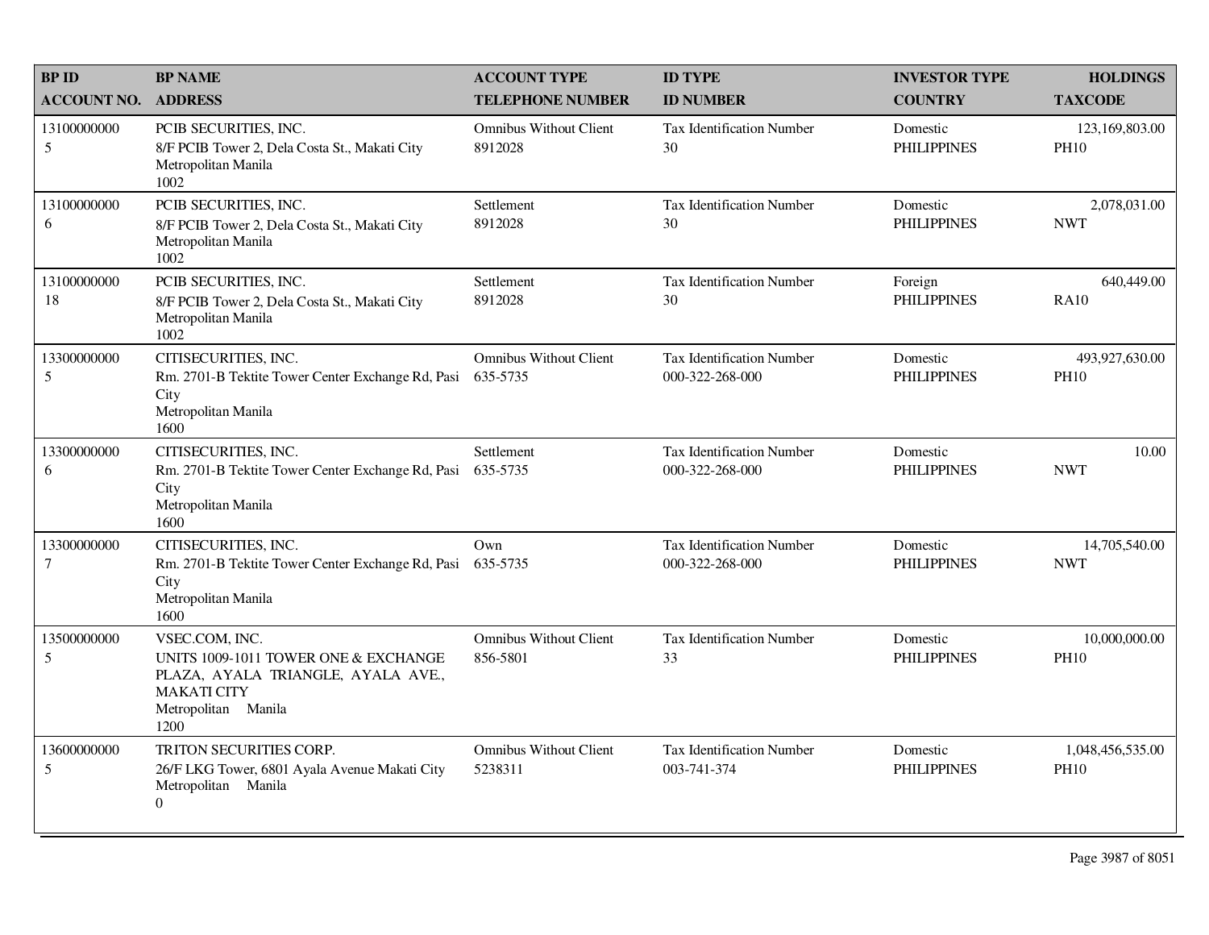| BP ID<br>ACCOUNT NO. | BP NAME<br>ADDRESS | ACCOUNT TYPE<br>TELEPHONE NUMBER | ID TYPE<br>ID NUMBER | INVESTOR TYPE<br>COUNTRY | HOLDINGS<br>TAXCODE |
|---|---|---|---|---|---|
| 13100000000<br>5 | PCIB SECURITIES, INC.<br>8/F PCIB Tower 2, Dela Costa St., Makati City<br>Metropolitan Manila<br>1002 | Omnibus Without Client<br>8912028 | Tax Identification Number<br>30 | Domestic<br>PHILIPPINES | 123,169,803.00<br>PH10 |
| 13100000000<br>6 | PCIB SECURITIES, INC.<br>8/F PCIB Tower 2, Dela Costa St., Makati City<br>Metropolitan Manila<br>1002 | Settlement<br>8912028 | Tax Identification Number<br>30 | Domestic<br>PHILIPPINES | 2,078,031.00<br>NWT |
| 13100000000<br>18 | PCIB SECURITIES, INC.<br>8/F PCIB Tower 2, Dela Costa St., Makati City<br>Metropolitan Manila<br>1002 | Settlement<br>8912028 | Tax Identification Number<br>30 | Foreign<br>PHILIPPINES | 640,449.00<br>RA10 |
| 13300000000<br>5 | CITISECURITIES, INC.<br>Rm. 2701-B Tektite Tower Center Exchange Rd, Pasi City<br>Metropolitan Manila<br>1600 | Omnibus Without Client<br>635-5735 | Tax Identification Number<br>000-322-268-000 | Domestic<br>PHILIPPINES | 493,927,630.00<br>PH10 |
| 13300000000<br>6 | CITISECURITIES, INC.<br>Rm. 2701-B Tektite Tower Center Exchange Rd, Pasi City<br>Metropolitan Manila<br>1600 | Settlement<br>635-5735 | Tax Identification Number<br>000-322-268-000 | Domestic<br>PHILIPPINES | 10.00<br>NWT |
| 13300000000<br>7 | CITISECURITIES, INC.<br>Rm. 2701-B Tektite Tower Center Exchange Rd, Pasi City<br>Metropolitan Manila<br>1600 | Own<br>635-5735 | Tax Identification Number<br>000-322-268-000 | Domestic<br>PHILIPPINES | 14,705,540.00<br>NWT |
| 13500000000<br>5 | VSEC.COM, INC.<br>UNITS 1009-1011 TOWER ONE & EXCHANGE PLAZA, AYALA TRIANGLE, AYALA AVE., MAKATI CITY<br>Metropolitan Manila<br>1200 | Omnibus Without Client<br>856-5801 | Tax Identification Number<br>33 | Domestic<br>PHILIPPINES | 10,000,000.00<br>PH10 |
| 13600000000<br>5 | TRITON SECURITIES CORP.<br>26/F LKG Tower, 6801 Ayala Avenue Makati City<br>Metropolitan Manila<br>0 | Omnibus Without Client<br>5238311 | Tax Identification Number<br>003-741-374 | Domestic<br>PHILIPPINES | 1,048,456,535.00<br>PH10 |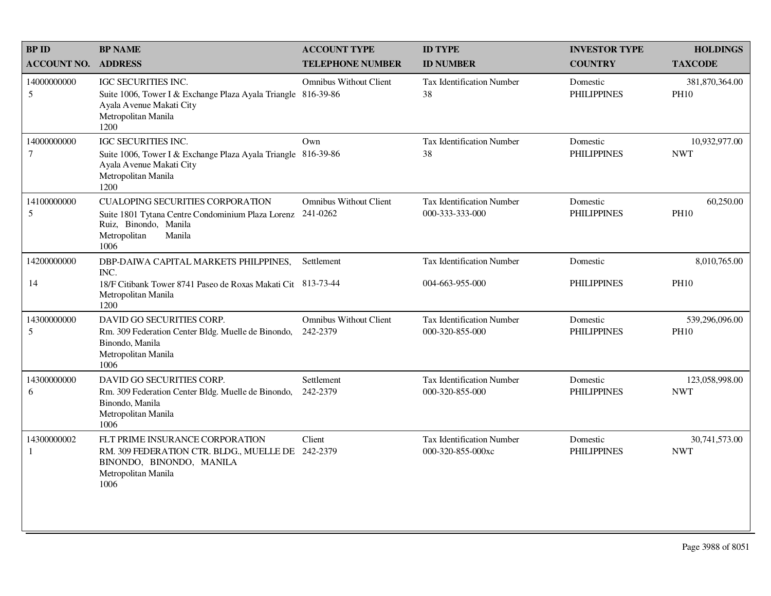| BP ID<br>ACCOUNT NO. | BP NAME<br>ADDRESS | ACCOUNT TYPE<br>TELEPHONE NUMBER | ID TYPE<br>ID NUMBER | INVESTOR TYPE<br>COUNTRY | HOLDINGS<br>TAXCODE |
|---|---|---|---|---|---|
| 14000000000<br>5 | IGC SECURITIES INC.<br>Suite 1006, Tower I & Exchange Plaza Ayala Triangle Ayala Avenue Makati City<br>Metropolitan Manila<br>1200 | Omnibus Without Client<br>816-39-86 | Tax Identification Number<br>38 | Domestic<br>PHILIPPINES | 381,870,364.00<br>PH10 |
| 14000000000<br>7 | IGC SECURITIES INC.<br>Suite 1006, Tower I & Exchange Plaza Ayala Triangle Ayala Avenue Makati City<br>Metropolitan Manila<br>1200 | Own<br>816-39-86 | Tax Identification Number<br>38 | Domestic<br>PHILIPPINES | 10,932,977.00<br>NWT |
| 14100000000<br>5 | CUALOPING SECURITIES CORPORATION<br>Suite 1801 Tytana Centre Condominium Plaza Lorenz Ruiz, Binondo, Manila<br>Metropolitan Manila<br>1006 | Omnibus Without Client<br>241-0262 | Tax Identification Number<br>000-333-333-000 | Domestic<br>PHILIPPINES | 60,250.00<br>PH10 |
| 14200000000<br>14 | DBP-DAIWA CAPITAL MARKETS PHILPPINES, INC.<br>18/F Citibank Tower 8741 Paseo de Roxas Makati Cit<br>Metropolitan Manila<br>1200 | Settlement<br>813-73-44 | Tax Identification Number<br>004-663-955-000 | Domestic<br>PHILIPPINES | 8,010,765.00<br>PH10 |
| 14300000000<br>5 | DAVID GO SECURITIES CORP.<br>Rm. 309 Federation Center Bldg. Muelle de Binondo, Binondo, Manila<br>Metropolitan Manila<br>1006 | Omnibus Without Client<br>242-2379 | Tax Identification Number<br>000-320-855-000 | Domestic<br>PHILIPPINES | 539,296,096.00<br>PH10 |
| 14300000000<br>6 | DAVID GO SECURITIES CORP.<br>Rm. 309 Federation Center Bldg. Muelle de Binondo, Binondo, Manila<br>Metropolitan Manila<br>1006 | Settlement<br>242-2379 | Tax Identification Number<br>000-320-855-000 | Domestic<br>PHILIPPINES | 123,058,998.00<br>NWT |
| 14300000002<br>1 | FLT PRIME INSURANCE CORPORATION<br>RM. 309 FEDERATION CTR. BLDG., MUELLE DE BINONDO, BINONDO, MANILA<br>Metropolitan Manila<br>1006 | Client<br>242-2379 | Tax Identification Number<br>000-320-855-000xc | Domestic<br>PHILIPPINES | 30,741,573.00<br>NWT |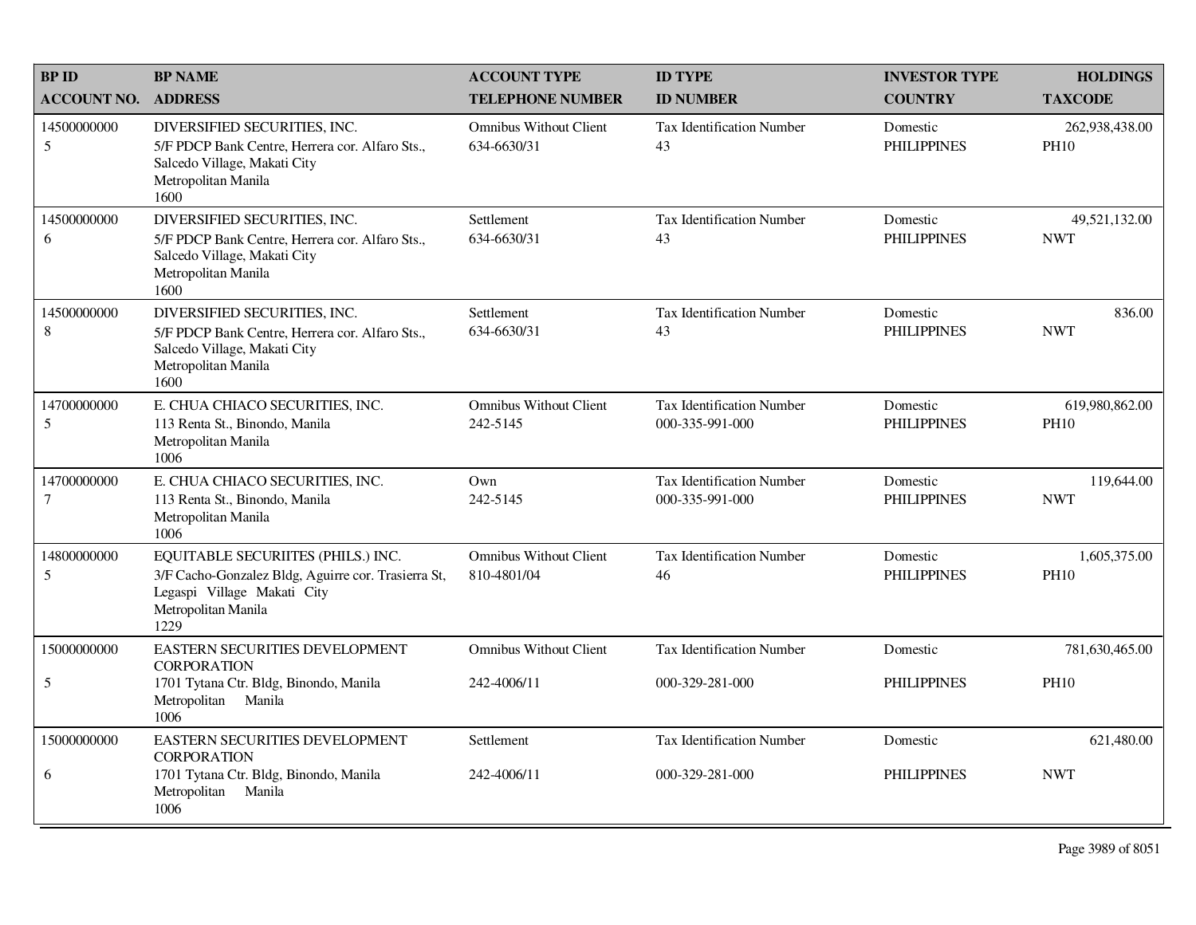| BP ID<br>ACCOUNT NO. | BP NAME<br>ADDRESS | ACCOUNT TYPE<br>TELEPHONE NUMBER | ID TYPE<br>ID NUMBER | INVESTOR TYPE<br>COUNTRY | HOLDINGS<br>TAXCODE |
|---|---|---|---|---|---|
| 14500000000<br>5 | DIVERSIFIED SECURITIES, INC.<br>5/F PDCP Bank Centre, Herrera cor. Alfaro Sts., Salcedo Village, Makati City<br>Metropolitan Manila<br>1600 | Omnibus Without Client<br>634-6630/31 | Tax Identification Number<br>43 | Domestic<br>PHILIPPINES | 262,938,438.00<br>PH10 |
| 14500000000<br>6 | DIVERSIFIED SECURITIES, INC.<br>5/F PDCP Bank Centre, Herrera cor. Alfaro Sts., Salcedo Village, Makati City<br>Metropolitan Manila<br>1600 | Settlement<br>634-6630/31 | Tax Identification Number<br>43 | Domestic<br>PHILIPPINES | 49,521,132.00<br>NWT |
| 14500000000<br>8 | DIVERSIFIED SECURITIES, INC.<br>5/F PDCP Bank Centre, Herrera cor. Alfaro Sts., Salcedo Village, Makati City<br>Metropolitan Manila<br>1600 | Settlement<br>634-6630/31 | Tax Identification Number<br>43 | Domestic<br>PHILIPPINES | 836.00<br>NWT |
| 14700000000<br>5 | E. CHUA CHIACO SECURITIES, INC.<br>113 Renta St., Binondo, Manila<br>Metropolitan Manila<br>1006 | Omnibus Without Client<br>242-5145 | Tax Identification Number<br>000-335-991-000 | Domestic<br>PHILIPPINES | 619,980,862.00<br>PH10 |
| 14700000000<br>7 | E. CHUA CHIACO SECURITIES, INC.<br>113 Renta St., Binondo, Manila<br>Metropolitan Manila<br>1006 | Own<br>242-5145 | Tax Identification Number<br>000-335-991-000 | Domestic<br>PHILIPPINES | 119,644.00<br>NWT |
| 14800000000<br>5 | EQUITABLE SECURIITES (PHILS.) INC.<br>3/F Cacho-Gonzalez Bldg, Aguirre cor. Trasierra St, Legaspi Village Makati City<br>Metropolitan Manila<br>1229 | Omnibus Without Client<br>810-4801/04 | Tax Identification Number<br>46 | Domestic<br>PHILIPPINES | 1,605,375.00<br>PH10 |
| 15000000000<br>5 | EASTERN SECURITIES DEVELOPMENT CORPORATION<br>1701 Tytana Ctr. Bldg, Binondo, Manila<br>Metropolitan Manila<br>1006 | Omnibus Without Client<br>242-4006/11 | Tax Identification Number<br>000-329-281-000 | Domestic<br>PHILIPPINES | 781,630,465.00<br>PH10 |
| 15000000000<br>6 | EASTERN SECURITIES DEVELOPMENT CORPORATION<br>1701 Tytana Ctr. Bldg, Binondo, Manila<br>Metropolitan Manila<br>1006 | Settlement<br>242-4006/11 | Tax Identification Number<br>000-329-281-000 | Domestic<br>PHILIPPINES | 621,480.00<br>NWT |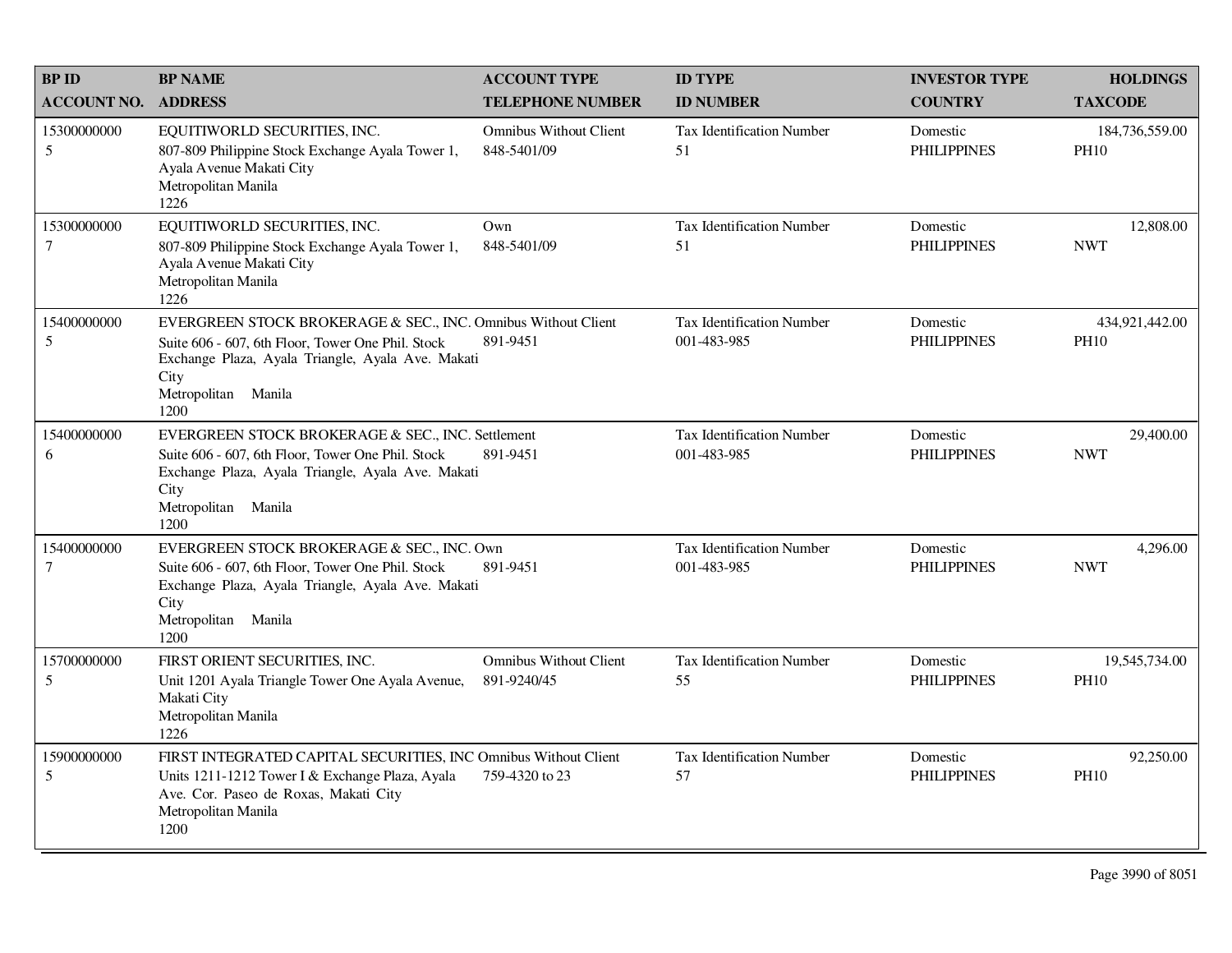| BP ID<br>ACCOUNT NO. | BP NAME<br>ADDRESS | ACCOUNT TYPE<br>TELEPHONE NUMBER | ID TYPE<br>ID NUMBER | INVESTOR TYPE<br>COUNTRY | HOLDINGS<br>TAXCODE |
|---|---|---|---|---|---|
| 15300000000<br>5 | EQUITIWORLD SECURITIES, INC.<br>807-809 Philippine Stock Exchange Ayala Tower 1, Ayala Avenue Makati City<br>Metropolitan Manila<br>1226 | Omnibus Without Client<br>848-5401/09 | Tax Identification Number<br>51 | Domestic<br>PHILIPPINES | 184,736,559.00<br>PH10 |
| 15300000000<br>7 | EQUITIWORLD SECURITIES, INC.<br>807-809 Philippine Stock Exchange Ayala Tower 1, Ayala Avenue Makati City<br>Metropolitan Manila<br>1226 | Own<br>848-5401/09 | Tax Identification Number<br>51 | Domestic<br>PHILIPPINES | 12,808.00<br>NWT |
| 15400000000<br>5 | EVERGREEN STOCK BROKERAGE & SEC., INC.<br>Suite 606 - 607, 6th Floor, Tower One Phil. Stock Exchange Plaza, Ayala Triangle, Ayala Ave. Makati City<br>Metropolitan Manila<br>1200 | Omnibus Without Client<br>891-9451 | Tax Identification Number<br>001-483-985 | Domestic<br>PHILIPPINES | 434,921,442.00<br>PH10 |
| 15400000000<br>6 | EVERGREEN STOCK BROKERAGE & SEC., INC.<br>Suite 606 - 607, 6th Floor, Tower One Phil. Stock Exchange Plaza, Ayala Triangle, Ayala Ave. Makati City<br>Metropolitan Manila<br>1200 | Settlement<br>891-9451 | Tax Identification Number<br>001-483-985 | Domestic<br>PHILIPPINES | 29,400.00<br>NWT |
| 15400000000<br>7 | EVERGREEN STOCK BROKERAGE & SEC., INC.<br>Suite 606 - 607, 6th Floor, Tower One Phil. Stock Exchange Plaza, Ayala Triangle, Ayala Ave. Makati City<br>Metropolitan Manila<br>1200 | Own<br>891-9451 | Tax Identification Number<br>001-483-985 | Domestic<br>PHILIPPINES | 4,296.00<br>NWT |
| 15700000000<br>5 | FIRST ORIENT SECURITIES, INC.<br>Unit 1201 Ayala Triangle Tower One Ayala Avenue, Makati City<br>Metropolitan Manila<br>1226 | Omnibus Without Client<br>891-9240/45 | Tax Identification Number<br>55 | Domestic<br>PHILIPPINES | 19,545,734.00<br>PH10 |
| 15900000000<br>5 | FIRST INTEGRATED CAPITAL SECURITIES, INC<br>Units 1211-1212 Tower I & Exchange Plaza, Ayala Ave. Cor. Paseo de Roxas, Makati City<br>Metropolitan Manila<br>1200 | Omnibus Without Client<br>759-4320 to 23 | Tax Identification Number<br>57 | Domestic<br>PHILIPPINES | 92,250.00<br>PH10 |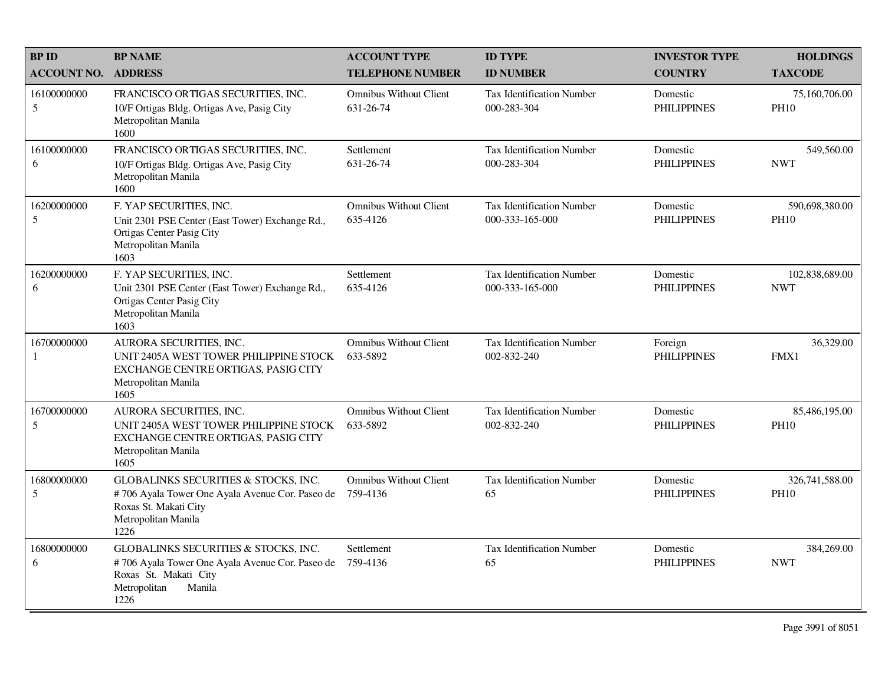| BP ID<br>ACCOUNT NO. | BP NAME<br>ADDRESS | ACCOUNT TYPE<br>TELEPHONE NUMBER | ID TYPE<br>ID NUMBER | INVESTOR TYPE<br>COUNTRY | HOLDINGS<br>TAXCODE |
|---|---|---|---|---|---|
| 16100000000<br>5 | FRANCISCO ORTIGAS SECURITIES, INC.<br>10/F Ortigas Bldg. Ortigas Ave, Pasig City<br>Metropolitan Manila<br>1600 | Omnibus Without Client<br>631-26-74 | Tax Identification Number<br>000-283-304 | Domestic<br>PHILIPPINES | 75,160,706.00<br>PH10 |
| 16100000000<br>6 | FRANCISCO ORTIGAS SECURITIES, INC.<br>10/F Ortigas Bldg. Ortigas Ave, Pasig City<br>Metropolitan Manila<br>1600 | Settlement<br>631-26-74 | Tax Identification Number<br>000-283-304 | Domestic<br>PHILIPPINES | 549,560.00<br>NWT |
| 16200000000<br>5 | F. YAP SECURITIES, INC.<br>Unit 2301 PSE Center (East Tower) Exchange Rd., Ortigas Center Pasig City<br>Metropolitan Manila<br>1603 | Omnibus Without Client<br>635-4126 | Tax Identification Number<br>000-333-165-000 | Domestic<br>PHILIPPINES | 590,698,380.00<br>PH10 |
| 16200000000<br>6 | F. YAP SECURITIES, INC.<br>Unit 2301 PSE Center (East Tower) Exchange Rd., Ortigas Center Pasig City<br>Metropolitan Manila<br>1603 | Settlement<br>635-4126 | Tax Identification Number<br>000-333-165-000 | Domestic<br>PHILIPPINES | 102,838,689.00<br>NWT |
| 16700000000<br>1 | AURORA SECURITIES, INC.<br>UNIT 2405A WEST TOWER PHILIPPINE STOCK EXCHANGE CENTRE ORTIGAS, PASIG CITY<br>Metropolitan Manila<br>1605 | Omnibus Without Client<br>633-5892 | Tax Identification Number<br>002-832-240 | Foreign<br>PHILIPPINES | 36,329.00<br>FMX1 |
| 16700000000<br>5 | AURORA SECURITIES, INC.<br>UNIT 2405A WEST TOWER PHILIPPINE STOCK EXCHANGE CENTRE ORTIGAS, PASIG CITY<br>Metropolitan Manila<br>1605 | Omnibus Without Client<br>633-5892 | Tax Identification Number<br>002-832-240 | Domestic<br>PHILIPPINES | 85,486,195.00<br>PH10 |
| 16800000000<br>5 | GLOBALINKS SECURITIES & STOCKS, INC.<br># 706 Ayala Tower One Ayala Avenue Cor. Paseo de Roxas St. Makati City<br>Metropolitan Manila<br>1226 | Omnibus Without Client<br>759-4136 | Tax Identification Number<br>65 | Domestic<br>PHILIPPINES | 326,741,588.00<br>PH10 |
| 16800000000<br>6 | GLOBALINKS SECURITIES & STOCKS, INC.<br># 706 Ayala Tower One Ayala Avenue Cor. Paseo de Roxas St. Makati City<br>Metropolitan Manila<br>1226 | Settlement<br>759-4136 | Tax Identification Number<br>65 | Domestic<br>PHILIPPINES | 384,269.00<br>NWT |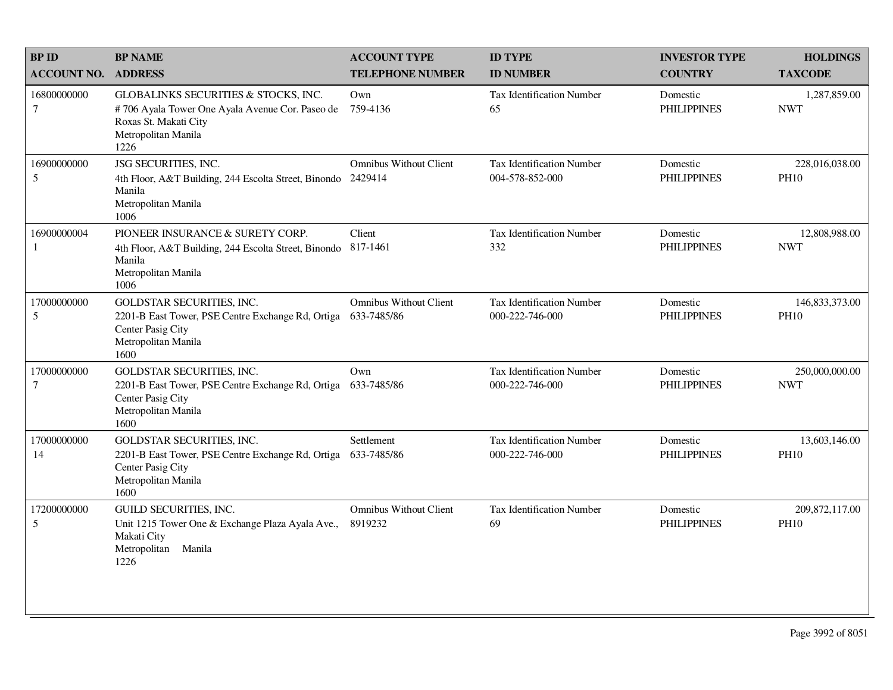| BP ID<br>ACCOUNT NO. | BP NAME<br>ADDRESS | ACCOUNT TYPE<br>TELEPHONE NUMBER | ID TYPE<br>ID NUMBER | INVESTOR TYPE<br>COUNTRY | HOLDINGS<br>TAXCODE |
|---|---|---|---|---|---|
| 16800000000<br>7 | GLOBALINKS SECURITIES & STOCKS, INC.<br># 706 Ayala Tower One Ayala Avenue Cor. Paseo de Roxas St. Makati City<br>Metropolitan Manila<br>1226 | Own<br>759-4136 | Tax Identification Number<br>65 | Domestic<br>PHILIPPINES | 1,287,859.00<br>NWT |
| 16900000000<br>5 | JSG SECURITIES, INC.<br>4th Floor, A&T Building, 244 Escolta Street, Binondo Manila<br>Metropolitan Manila<br>1006 | Omnibus Without Client<br>2429414 | Tax Identification Number<br>004-578-852-000 | Domestic<br>PHILIPPINES | 228,016,038.00<br>PH10 |
| 16900000004<br>1 | PIONEER INSURANCE & SURETY CORP.<br>4th Floor, A&T Building, 244 Escolta Street, Binondo Manila<br>Metropolitan Manila<br>1006 | Client<br>817-1461 | Tax Identification Number<br>332 | Domestic<br>PHILIPPINES | 12,808,988.00<br>NWT |
| 17000000000<br>5 | GOLDSTAR SECURITIES, INC.<br>2201-B East Tower, PSE Centre Exchange Rd, Ortiga Center Pasig City<br>Metropolitan Manila<br>1600 | Omnibus Without Client<br>633-7485/86 | Tax Identification Number<br>000-222-746-000 | Domestic<br>PHILIPPINES | 146,833,373.00<br>PH10 |
| 17000000000<br>7 | GOLDSTAR SECURITIES, INC.<br>2201-B East Tower, PSE Centre Exchange Rd, Ortiga Center Pasig City<br>Metropolitan Manila<br>1600 | Own<br>633-7485/86 | Tax Identification Number<br>000-222-746-000 | Domestic<br>PHILIPPINES | 250,000,000.00<br>NWT |
| 17000000000<br>14 | GOLDSTAR SECURITIES, INC.<br>2201-B East Tower, PSE Centre Exchange Rd, Ortiga Center Pasig City<br>Metropolitan Manila<br>1600 | Settlement<br>633-7485/86 | Tax Identification Number<br>000-222-746-000 | Domestic<br>PHILIPPINES | 13,603,146.00<br>PH10 |
| 17200000000<br>5 | GUILD SECURITIES, INC.<br>Unit 1215 Tower One & Exchange Plaza Ayala Ave., Makati City<br>Metropolitan Manila<br>1226 | Omnibus Without Client<br>8919232 | Tax Identification Number<br>69 | Domestic<br>PHILIPPINES | 209,872,117.00<br>PH10 |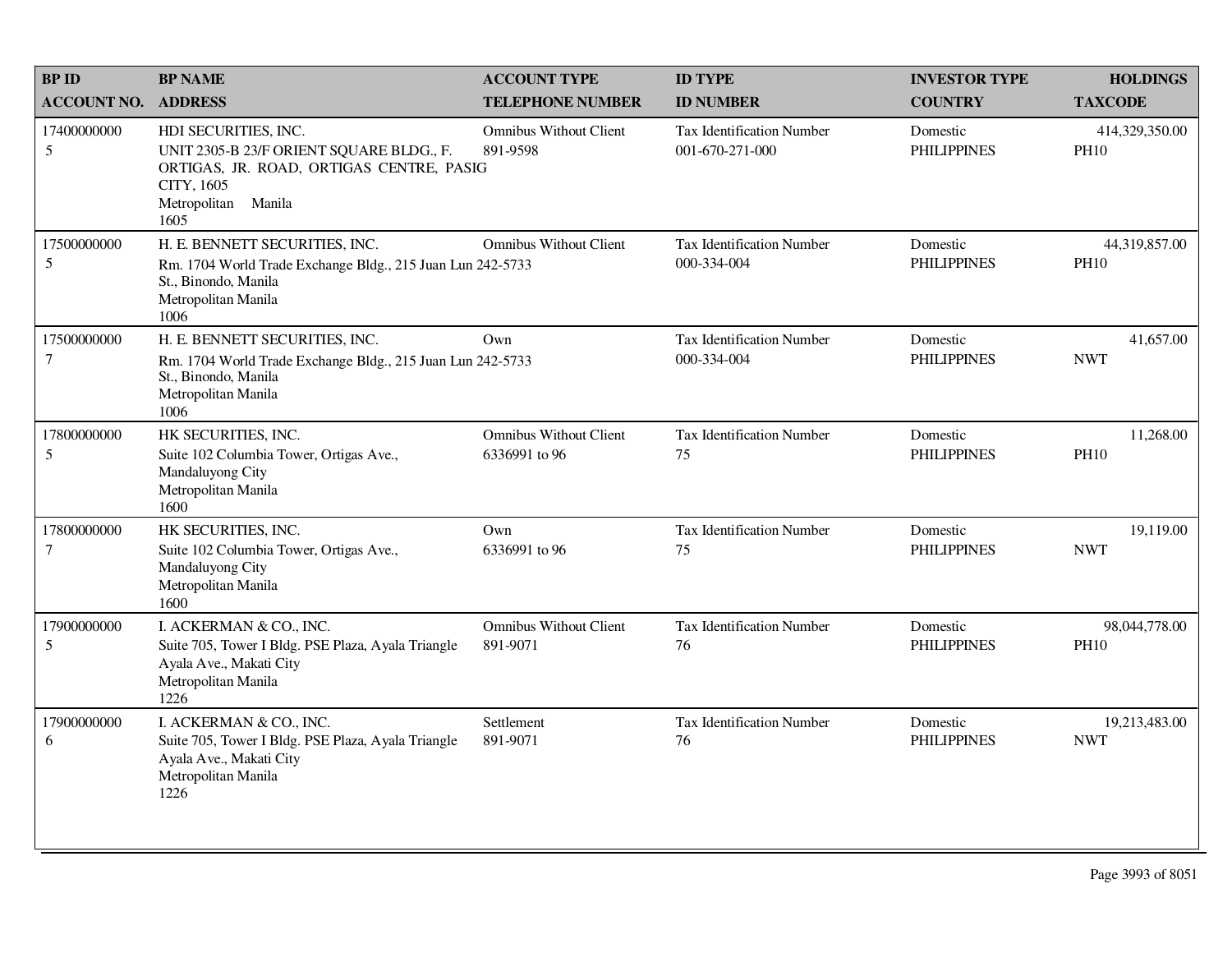| BP ID<br>ACCOUNT NO. | BP NAME<br>ADDRESS | ACCOUNT TYPE<br>TELEPHONE NUMBER | ID TYPE<br>ID NUMBER | INVESTOR TYPE<br>COUNTRY | HOLDINGS<br>TAXCODE |
|---|---|---|---|---|---|
| 17400000000<br>5 | HDI SECURITIES, INC.<br>UNIT 2305-B 23/F ORIENT SQUARE BLDG., F. ORTIGAS, JR. ROAD, ORTIGAS CENTRE, PASIG CITY, 1605<br>Metropolitan Manila<br>1605 | Omnibus Without Client<br>891-9598 | Tax Identification Number<br>001-670-271-000 | Domestic<br>PHILIPPINES | 414,329,350.00<br>PH10 |
| 17500000000<br>5 | H. E. BENNETT SECURITIES, INC.<br>Rm. 1704 World Trade Exchange Bldg., 215 Juan Lun St., Binondo, Manila<br>Metropolitan Manila<br>1006 | Omnibus Without Client<br>242-5733 | Tax Identification Number<br>000-334-004 | Domestic<br>PHILIPPINES | 44,319,857.00<br>PH10 |
| 17500000000<br>7 | H. E. BENNETT SECURITIES, INC.<br>Rm. 1704 World Trade Exchange Bldg., 215 Juan Lun St., Binondo, Manila<br>Metropolitan Manila<br>1006 | Own<br>242-5733 | Tax Identification Number<br>000-334-004 | Domestic<br>PHILIPPINES | 41,657.00<br>NWT |
| 17800000000<br>5 | HK SECURITIES, INC.<br>Suite 102 Columbia Tower, Ortigas Ave., Mandaluyong City<br>Metropolitan Manila<br>1600 | Omnibus Without Client<br>6336991 to 96 | Tax Identification Number<br>75 | Domestic<br>PHILIPPINES | 11,268.00<br>PH10 |
| 17800000000<br>7 | HK SECURITIES, INC.<br>Suite 102 Columbia Tower, Ortigas Ave., Mandaluyong City<br>Metropolitan Manila<br>1600 | Own<br>6336991 to 96 | Tax Identification Number<br>75 | Domestic<br>PHILIPPINES | 19,119.00<br>NWT |
| 17900000000<br>5 | I. ACKERMAN & CO., INC.<br>Suite 705, Tower I Bldg. PSE Plaza, Ayala Triangle Ayala Ave., Makati City<br>Metropolitan Manila<br>1226 | Omnibus Without Client<br>891-9071 | Tax Identification Number<br>76 | Domestic<br>PHILIPPINES | 98,044,778.00<br>PH10 |
| 17900000000<br>6 | I. ACKERMAN & CO., INC.<br>Suite 705, Tower I Bldg. PSE Plaza, Ayala Triangle Ayala Ave., Makati City<br>Metropolitan Manila<br>1226 | Settlement<br>891-9071 | Tax Identification Number<br>76 | Domestic<br>PHILIPPINES | 19,213,483.00<br>NWT |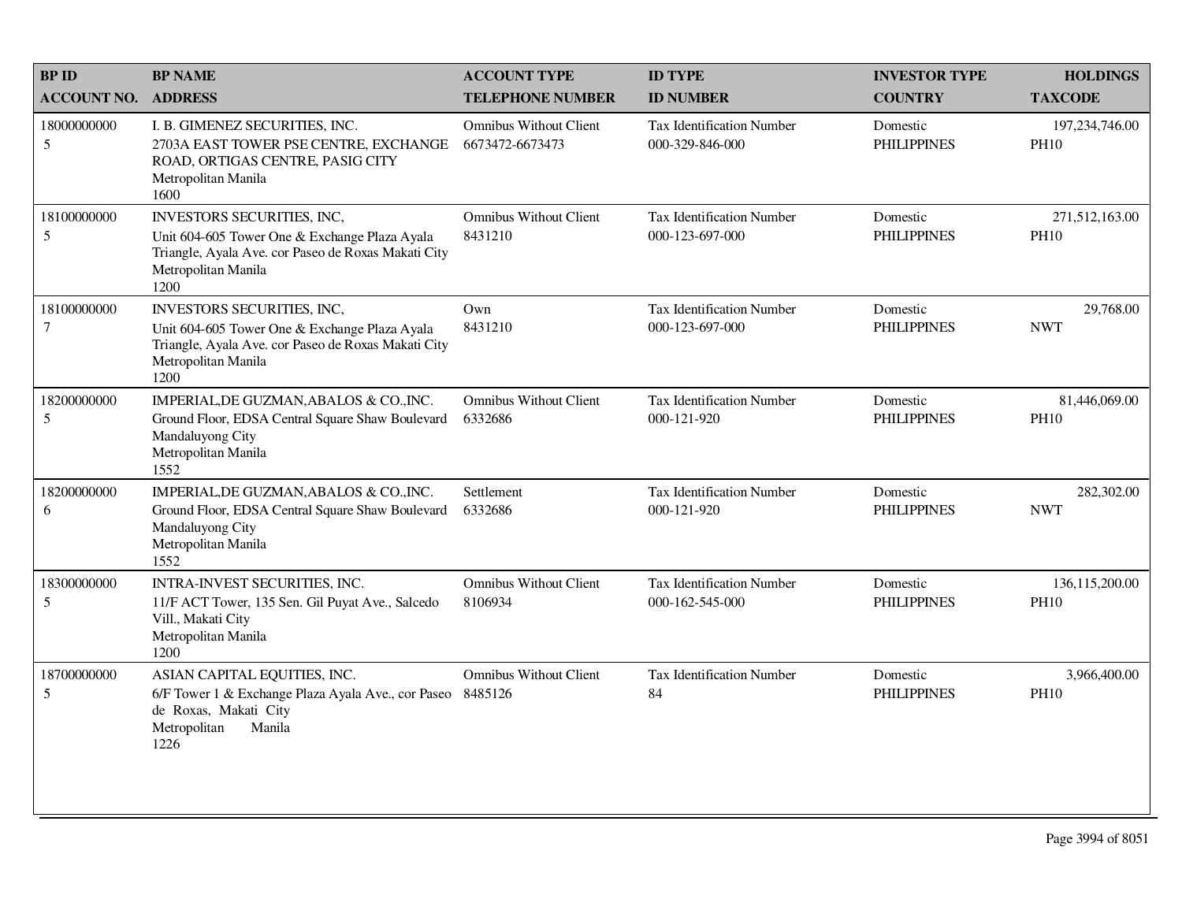| BP ID<br>ACCOUNT NO. | BP NAME<br>ADDRESS | ACCOUNT TYPE<br>TELEPHONE NUMBER | ID TYPE<br>ID NUMBER | INVESTOR TYPE<br>COUNTRY | HOLDINGS<br>TAXCODE |
|---|---|---|---|---|---|
| 18000000000<br>5 | I. B. GIMENEZ SECURITIES, INC.<br>2703A EAST TOWER PSE CENTRE, EXCHANGE ROAD, ORTIGAS CENTRE, PASIG CITY<br>Metropolitan Manila<br>1600 | Omnibus Without Client<br>6673472-6673473 | Tax Identification Number<br>000-329-846-000 | Domestic<br>PHILIPPINES | 197,234,746.00<br>PH10 |
| 18100000000<br>5 | INVESTORS SECURITIES, INC,<br>Unit 604-605 Tower One & Exchange Plaza Ayala Triangle, Ayala Ave. cor Paseo de Roxas Makati City<br>Metropolitan Manila<br>1200 | Omnibus Without Client<br>8431210 | Tax Identification Number<br>000-123-697-000 | Domestic<br>PHILIPPINES | 271,512,163.00<br>PH10 |
| 18100000000<br>7 | INVESTORS SECURITIES, INC,<br>Unit 604-605 Tower One & Exchange Plaza Ayala Triangle, Ayala Ave. cor Paseo de Roxas Makati City<br>Metropolitan Manila<br>1200 | Own<br>8431210 | Tax Identification Number<br>000-123-697-000 | Domestic<br>PHILIPPINES | 29,768.00<br>NWT |
| 18200000000<br>5 | IMPERIAL,DE GUZMAN,ABALOS & CO.,INC.<br>Ground Floor, EDSA Central Square Shaw Boulevard Mandaluyong City<br>Metropolitan Manila<br>1552 | Omnibus Without Client<br>6332686 | Tax Identification Number<br>000-121-920 | Domestic<br>PHILIPPINES | 81,446,069.00<br>PH10 |
| 18200000000<br>6 | IMPERIAL,DE GUZMAN,ABALOS & CO.,INC.<br>Ground Floor, EDSA Central Square Shaw Boulevard Mandaluyong City<br>Metropolitan Manila<br>1552 | Settlement<br>6332686 | Tax Identification Number<br>000-121-920 | Domestic<br>PHILIPPINES | 282,302.00<br>NWT |
| 18300000000<br>5 | INTRA-INVEST SECURITIES, INC.<br>11/F ACT Tower, 135 Sen. Gil Puyat Ave., Salcedo Vill., Makati City<br>Metropolitan Manila<br>1200 | Omnibus Without Client<br>8106934 | Tax Identification Number<br>000-162-545-000 | Domestic<br>PHILIPPINES | 136,115,200.00<br>PH10 |
| 18700000000<br>5 | ASIAN CAPITAL EQUITIES, INC.<br>6/F Tower 1 & Exchange Plaza Ayala Ave., cor Paseo de Roxas, Makati City<br>Metropolitan Manila<br>1226 | Omnibus Without Client<br>8485126 | Tax Identification Number<br>84 | Domestic<br>PHILIPPINES | 3,966,400.00<br>PH10 |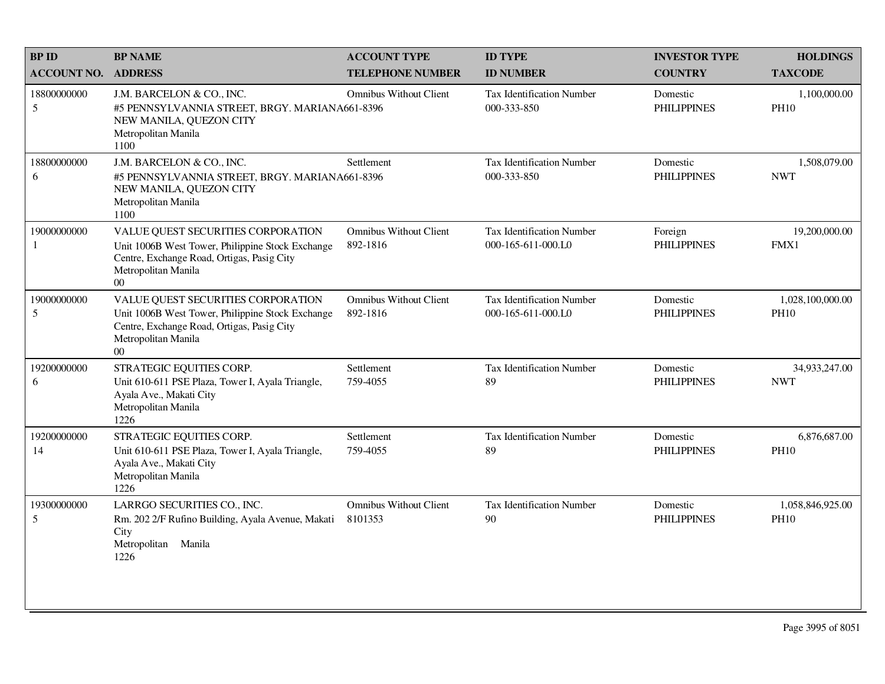| BP ID<br>ACCOUNT NO. | BP NAME<br>ADDRESS | ACCOUNT TYPE<br>TELEPHONE NUMBER | ID TYPE<br>ID NUMBER | INVESTOR TYPE<br>COUNTRY | HOLDINGS<br>TAXCODE |
|---|---|---|---|---|---|
| 18800000000<br>5 | J.M. BARCELON & CO., INC.<br>#5 PENNSYLVANNIA STREET, BRGY. MARIANA<br>NEW MANILA, QUEZON CITY<br>Metropolitan Manila<br>1100 | Omnibus Without Client<br>661-8396 | Tax Identification Number<br>000-333-850 | Domestic<br>PHILIPPINES | 1,100,000.00<br>PH10 |
| 18800000000<br>6 | J.M. BARCELON & CO., INC.<br>#5 PENNSYLVANNIA STREET, BRGY. MARIANA<br>NEW MANILA, QUEZON CITY<br>Metropolitan Manila<br>1100 | Settlement<br>661-8396 | Tax Identification Number<br>000-333-850 | Domestic<br>PHILIPPINES | 1,508,079.00<br>NWT |
| 19000000000<br>1 | VALUE QUEST SECURITIES CORPORATION<br>Unit 1006B West Tower, Philippine Stock Exchange Centre, Exchange Road, Ortigas, Pasig City<br>Metropolitan Manila<br>00 | Omnibus Without Client<br>892-1816 | Tax Identification Number<br>000-165-611-000.L0 | Foreign<br>PHILIPPINES | 19,200,000.00<br>FMX1 |
| 19000000000<br>5 | VALUE QUEST SECURITIES CORPORATION<br>Unit 1006B West Tower, Philippine Stock Exchange Centre, Exchange Road, Ortigas, Pasig City<br>Metropolitan Manila<br>00 | Omnibus Without Client<br>892-1816 | Tax Identification Number<br>000-165-611-000.L0 | Domestic<br>PHILIPPINES | 1,028,100,000.00<br>PH10 |
| 19200000000<br>6 | STRATEGIC EQUITIES CORP.<br>Unit 610-611 PSE Plaza, Tower I, Ayala Triangle, Ayala Ave., Makati City<br>Metropolitan Manila<br>1226 | Settlement<br>759-4055 | Tax Identification Number<br>89 | Domestic<br>PHILIPPINES | 34,933,247.00<br>NWT |
| 19200000000<br>14 | STRATEGIC EQUITIES CORP.<br>Unit 610-611 PSE Plaza, Tower I, Ayala Triangle, Ayala Ave., Makati City<br>Metropolitan Manila<br>1226 | Settlement<br>759-4055 | Tax Identification Number<br>89 | Domestic<br>PHILIPPINES | 6,876,687.00<br>PH10 |
| 19300000000<br>5 | LARRGO SECURITIES CO., INC.<br>Rm. 202 2/F Rufino Building, Ayala Avenue, Makati City<br>Metropolitan Manila<br>1226 | Omnibus Without Client<br>8101353 | Tax Identification Number<br>90 | Domestic<br>PHILIPPINES | 1,058,846,925.00<br>PH10 |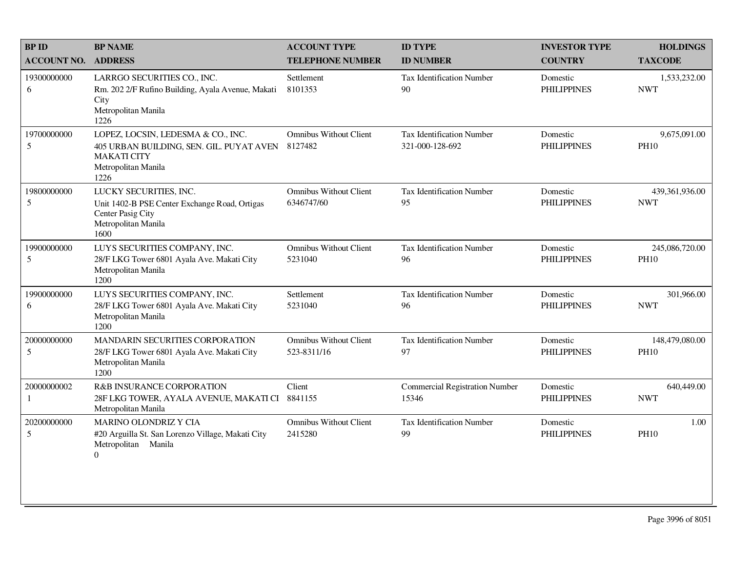| BP ID<br>ACCOUNT NO. | BP NAME<br>ADDRESS | ACCOUNT TYPE<br>TELEPHONE NUMBER | ID TYPE<br>ID NUMBER | INVESTOR TYPE<br>COUNTRY | HOLDINGS<br>TAXCODE |
|---|---|---|---|---|---|
| 19300000000<br>6 | LARRGO SECURITIES CO., INC.<br>Rm. 202 2/F Rufino Building, Ayala Avenue, Makati City<br>Metropolitan Manila<br>1226 | Settlement<br>8101353 | Tax Identification Number<br>90 | Domestic<br>PHILIPPINES | 1,533,232.00<br>NWT |
| 19700000000<br>5 | LOPEZ, LOCSIN, LEDESMA & CO., INC.<br>405 URBAN BUILDING, SEN. GIL. PUYAT AVEN MAKATI CITY<br>Metropolitan Manila<br>1226 | Omnibus Without Client<br>8127482 | Tax Identification Number<br>321-000-128-692 | Domestic<br>PHILIPPINES | 9,675,091.00<br>PH10 |
| 19800000000<br>5 | LUCKY SECURITIES, INC.<br>Unit 1402-B PSE Center Exchange Road, Ortigas Center Pasig City<br>Metropolitan Manila<br>1600 | Omnibus Without Client<br>6346747/60 | Tax Identification Number<br>95 | Domestic<br>PHILIPPINES | 439,361,936.00<br>NWT |
| 19900000000<br>5 | LUYS SECURITIES COMPANY, INC.<br>28/F LKG Tower 6801 Ayala Ave. Makati City<br>Metropolitan Manila<br>1200 | Omnibus Without Client<br>5231040 | Tax Identification Number<br>96 | Domestic<br>PHILIPPINES | 245,086,720.00<br>PH10 |
| 19900000000<br>6 | LUYS SECURITIES COMPANY, INC.<br>28/F LKG Tower 6801 Ayala Ave. Makati City<br>Metropolitan Manila<br>1200 | Settlement<br>5231040 | Tax Identification Number<br>96 | Domestic<br>PHILIPPINES | 301,966.00<br>NWT |
| 20000000000<br>5 | MANDARIN SECURITIES CORPORATION<br>28/F LKG Tower 6801 Ayala Ave. Makati City<br>Metropolitan Manila<br>1200 | Omnibus Without Client<br>523-8311/16 | Tax Identification Number<br>97 | Domestic<br>PHILIPPINES | 148,479,080.00<br>PH10 |
| 20000000002<br>1 | R&B INSURANCE CORPORATION<br>28F LKG TOWER, AYALA AVENUE, MAKATI CI<br>Metropolitan Manila | Client<br>8841155 | Commercial Registration Number<br>15346 | Domestic<br>PHILIPPINES | 640,449.00<br>NWT |
| 20200000000<br>5 | MARINO OLONDRIZ Y CIA<br>#20 Arguilla St. San Lorenzo Village, Makati City<br>Metropolitan Manila<br>0 | Omnibus Without Client<br>2415280 | Tax Identification Number<br>99 | Domestic<br>PHILIPPINES | 1.00<br>PH10 |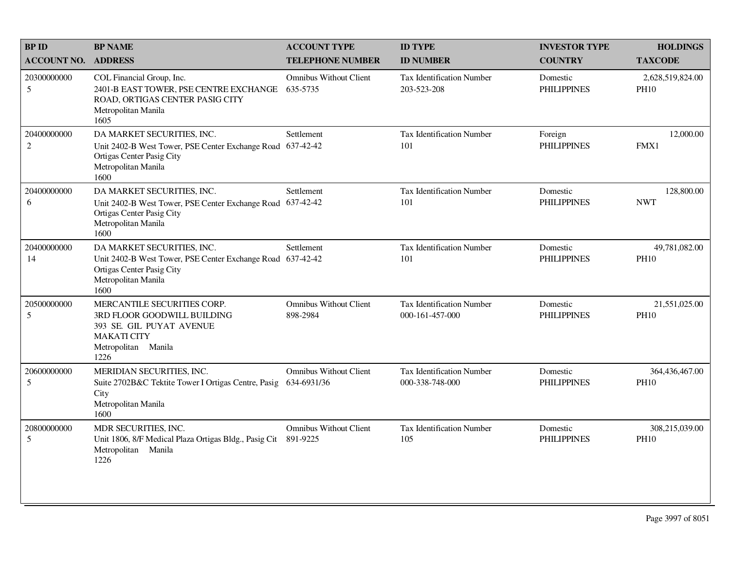| BP ID<br>ACCOUNT NO. | BP NAME<br>ADDRESS | ACCOUNT TYPE<br>TELEPHONE NUMBER | ID TYPE<br>ID NUMBER | INVESTOR TYPE<br>COUNTRY | HOLDINGS<br>TAXCODE |
|---|---|---|---|---|---|
| 20300000000<br>5 | COL Financial Group, Inc.<br>2401-B EAST TOWER, PSE CENTRE EXCHANGE ROAD, ORTIGAS CENTER PASIG CITY<br>Metropolitan Manila<br>1605 | Omnibus Without Client<br>635-5735 | Tax Identification Number<br>203-523-208 | Domestic<br>PHILIPPINES | 2,628,519,824.00<br>PH10 |
| 20400000000<br>2 | DA MARKET SECURITIES, INC.<br>Unit 2402-B West Tower, PSE Center Exchange Road Ortigas Center Pasig City<br>Metropolitan Manila<br>1600 | Settlement<br>637-42-42 | Tax Identification Number<br>101 | Foreign<br>PHILIPPINES | 12,000.00<br>FMX1 |
| 20400000000<br>6 | DA MARKET SECURITIES, INC.<br>Unit 2402-B West Tower, PSE Center Exchange Road Ortigas Center Pasig City<br>Metropolitan Manila<br>1600 | Settlement<br>637-42-42 | Tax Identification Number<br>101 | Domestic<br>PHILIPPINES | 128,800.00<br>NWT |
| 20400000000<br>14 | DA MARKET SECURITIES, INC.<br>Unit 2402-B West Tower, PSE Center Exchange Road Ortigas Center Pasig City<br>Metropolitan Manila<br>1600 | Settlement<br>637-42-42 | Tax Identification Number<br>101 | Domestic<br>PHILIPPINES | 49,781,082.00<br>PH10 |
| 20500000000<br>5 | MERCANTILE SECURITIES CORP.<br>3RD FLOOR GOODWILL BUILDING<br>393 SE. GIL PUYAT AVENUE<br>MAKATI CITY<br>Metropolitan Manila<br>1226 | Omnibus Without Client<br>898-2984 | Tax Identification Number<br>000-161-457-000 | Domestic<br>PHILIPPINES | 21,551,025.00<br>PH10 |
| 20600000000<br>5 | MERIDIAN SECURITIES, INC.<br>Suite 2702B&C Tektite Tower I Ortigas Centre, Pasig City<br>Metropolitan Manila<br>1600 | Omnibus Without Client<br>634-6931/36 | Tax Identification Number<br>000-338-748-000 | Domestic<br>PHILIPPINES | 364,436,467.00<br>PH10 |
| 20800000000<br>5 | MDR SECURITIES, INC.<br>Unit 1806, 8/F Medical Plaza Ortigas Bldg., Pasig Cit<br>Metropolitan Manila<br>1226 | Omnibus Without Client<br>891-9225 | Tax Identification Number<br>105 | Domestic<br>PHILIPPINES | 308,215,039.00<br>PH10 |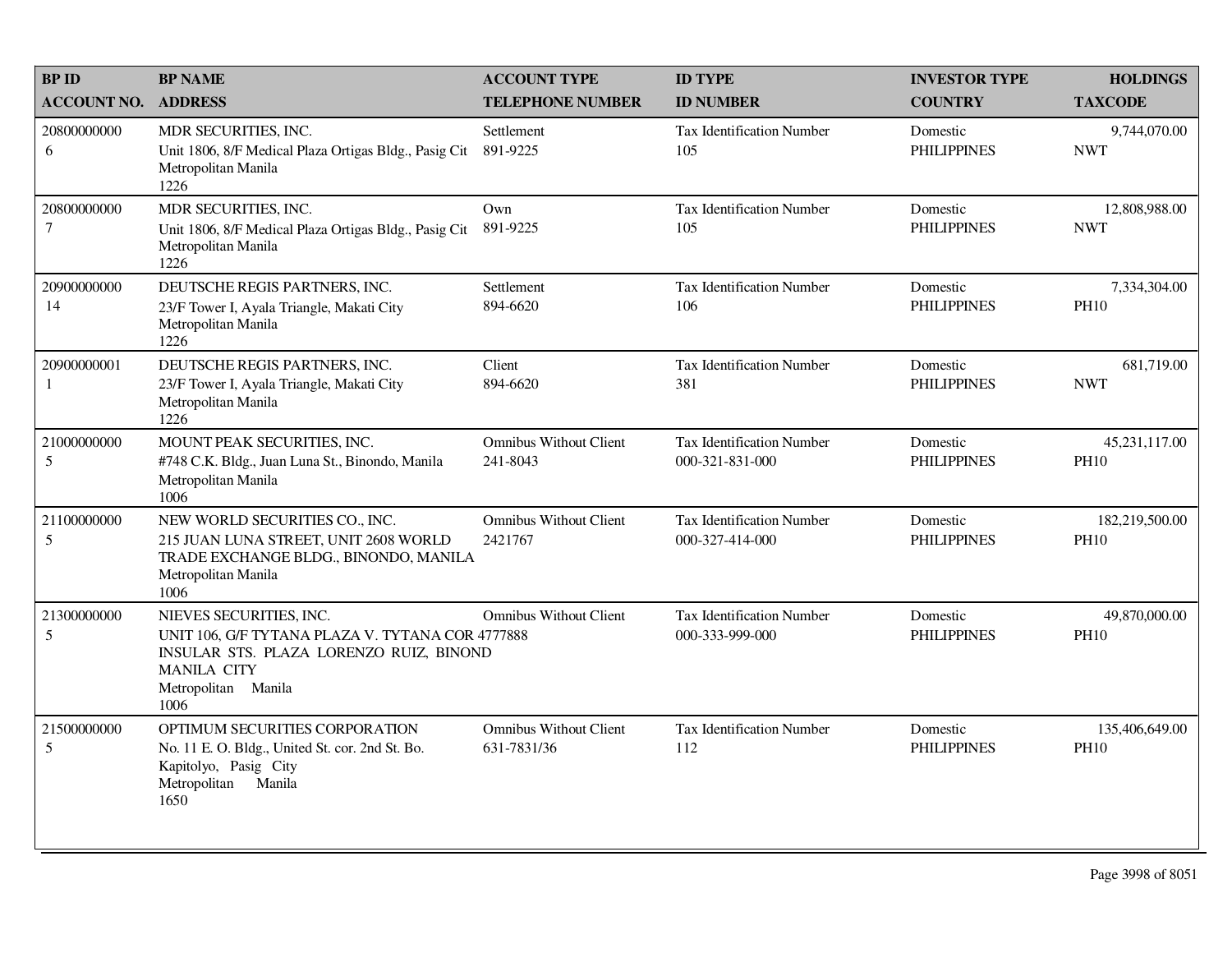| BP ID<br>ACCOUNT NO. | BP NAME<br>ADDRESS | ACCOUNT TYPE<br>TELEPHONE NUMBER | ID TYPE<br>ID NUMBER | INVESTOR TYPE<br>COUNTRY | HOLDINGS<br>TAXCODE |
|---|---|---|---|---|---|
| 20800000000<br>6 | MDR SECURITIES, INC.<br>Unit 1806, 8/F Medical Plaza Ortigas Bldg., Pasig Cit<br>Metropolitan Manila<br>1226 | Settlement<br>891-9225 | Tax Identification Number<br>105 | Domestic<br>PHILIPPINES | 9,744,070.00<br>NWT |
| 20800000000<br>7 | MDR SECURITIES, INC.<br>Unit 1806, 8/F Medical Plaza Ortigas Bldg., Pasig Cit<br>Metropolitan Manila<br>1226 | Own<br>891-9225 | Tax Identification Number<br>105 | Domestic<br>PHILIPPINES | 12,808,988.00<br>NWT |
| 20900000000<br>14 | DEUTSCHE REGIS PARTNERS, INC.<br>23/F Tower I, Ayala Triangle, Makati City<br>Metropolitan Manila<br>1226 | Settlement<br>894-6620 | Tax Identification Number<br>106 | Domestic<br>PHILIPPINES | 7,334,304.00<br>PH10 |
| 20900000001<br>1 | DEUTSCHE REGIS PARTNERS, INC.<br>23/F Tower I, Ayala Triangle, Makati City<br>Metropolitan Manila<br>1226 | Client<br>894-6620 | Tax Identification Number<br>381 | Domestic<br>PHILIPPINES | 681,719.00<br>NWT |
| 21000000000<br>5 | MOUNT PEAK SECURITIES, INC.<br>#748 C.K. Bldg., Juan Luna St., Binondo, Manila<br>Metropolitan Manila<br>1006 | Omnibus Without Client<br>241-8043 | Tax Identification Number<br>000-321-831-000 | Domestic<br>PHILIPPINES | 45,231,117.00<br>PH10 |
| 21100000000<br>5 | NEW WORLD SECURITIES CO., INC.<br>215 JUAN LUNA STREET, UNIT 2608 WORLD TRADE EXCHANGE BLDG., BINONDO, MANILA<br>Metropolitan Manila<br>1006 | Omnibus Without Client<br>2421767 | Tax Identification Number<br>000-327-414-000 | Domestic<br>PHILIPPINES | 182,219,500.00<br>PH10 |
| 21300000000<br>5 | NIEVES SECURITIES, INC.<br>UNIT 106, G/F TYTANA PLAZA V. TYTANA COR INSULAR STS. PLAZA LORENZO RUIZ, BINOND MANILA CITY<br>Metropolitan Manila<br>1006 | Omnibus Without Client<br>4777888 | Tax Identification Number<br>000-333-999-000 | Domestic<br>PHILIPPINES | 49,870,000.00<br>PH10 |
| 21500000000<br>5 | OPTIMUM SECURITIES CORPORATION<br>No. 11 E. O. Bldg., United St. cor. 2nd St. Bo. Kapitolyo, Pasig City<br>Metropolitan Manila<br>1650 | Omnibus Without Client<br>631-7831/36 | Tax Identification Number<br>112 | Domestic<br>PHILIPPINES | 135,406,649.00<br>PH10 |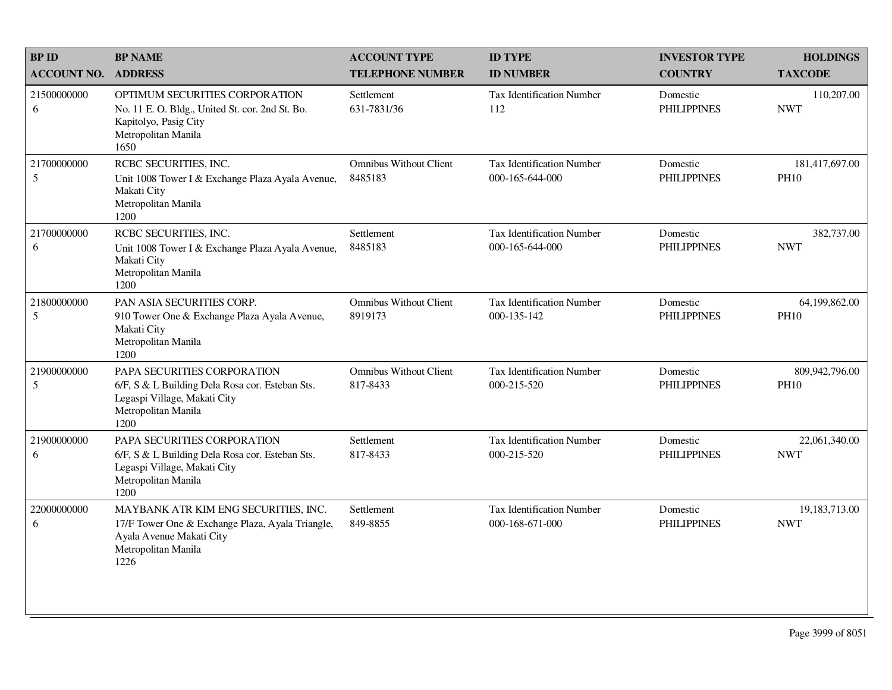| BP ID<br>ACCOUNT NO. | BP NAME<br>ADDRESS | ACCOUNT TYPE<br>TELEPHONE NUMBER | ID TYPE<br>ID NUMBER | INVESTOR TYPE<br>COUNTRY | HOLDINGS<br>TAXCODE |
|---|---|---|---|---|---|
| 21500000000<br>6 | OPTIMUM SECURITIES CORPORATION<br>No. 11 E. O. Bldg., United St. cor. 2nd St. Bo. Kapitolyo, Pasig City<br>Metropolitan Manila<br>1650 | Settlement<br>631-7831/36 | Tax Identification Number<br>112 | Domestic<br>PHILIPPINES | 110,207.00<br>NWT |
| 21700000000<br>5 | RCBC SECURITIES, INC.<br>Unit 1008 Tower I & Exchange Plaza Ayala Avenue, Makati City<br>Metropolitan Manila<br>1200 | Omnibus Without Client<br>8485183 | Tax Identification Number<br>000-165-644-000 | Domestic<br>PHILIPPINES | 181,417,697.00<br>PH10 |
| 21700000000<br>6 | RCBC SECURITIES, INC.<br>Unit 1008 Tower I & Exchange Plaza Ayala Avenue, Makati City<br>Metropolitan Manila<br>1200 | Settlement<br>8485183 | Tax Identification Number<br>000-165-644-000 | Domestic<br>PHILIPPINES | 382,737.00<br>NWT |
| 21800000000<br>5 | PAN ASIA SECURITIES CORP.<br>910 Tower One & Exchange Plaza Ayala Avenue, Makati City<br>Metropolitan Manila<br>1200 | Omnibus Without Client<br>8919173 | Tax Identification Number<br>000-135-142 | Domestic<br>PHILIPPINES | 64,199,862.00<br>PH10 |
| 21900000000<br>5 | PAPA SECURITIES CORPORATION<br>6/F, S & L Building Dela Rosa cor. Esteban Sts. Legaspi Village, Makati City<br>Metropolitan Manila<br>1200 | Omnibus Without Client<br>817-8433 | Tax Identification Number<br>000-215-520 | Domestic<br>PHILIPPINES | 809,942,796.00<br>PH10 |
| 21900000000<br>6 | PAPA SECURITIES CORPORATION<br>6/F, S & L Building Dela Rosa cor. Esteban Sts. Legaspi Village, Makati City<br>Metropolitan Manila<br>1200 | Settlement<br>817-8433 | Tax Identification Number<br>000-215-520 | Domestic<br>PHILIPPINES | 22,061,340.00<br>NWT |
| 22000000000<br>6 | MAYBANK ATR KIM ENG SECURITIES, INC.<br>17/F Tower One & Exchange Plaza, Ayala Triangle, Ayala Avenue Makati City<br>Metropolitan Manila<br>1226 | Settlement<br>849-8855 | Tax Identification Number<br>000-168-671-000 | Domestic<br>PHILIPPINES | 19,183,713.00<br>NWT |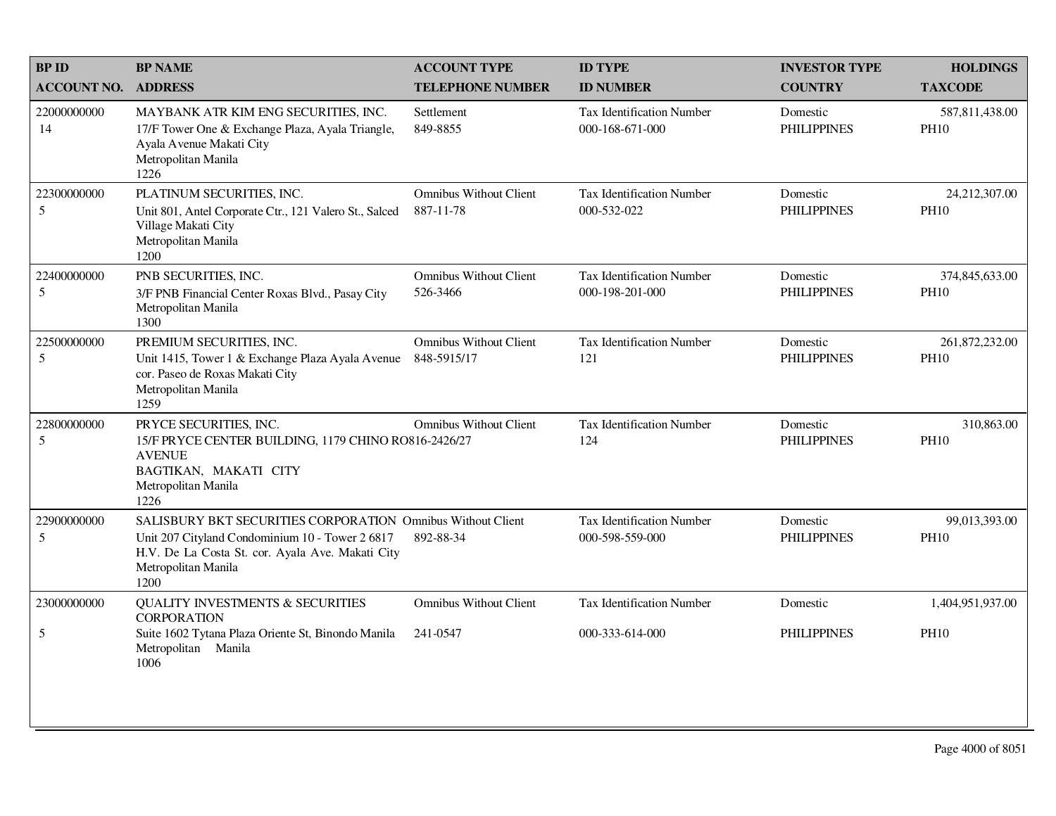| BP ID<br>ACCOUNT NO. | BP NAME<br>ADDRESS | ACCOUNT TYPE<br>TELEPHONE NUMBER | ID TYPE<br>ID NUMBER | INVESTOR TYPE<br>COUNTRY | HOLDINGS<br>TAXCODE |
|---|---|---|---|---|---|
| 22000000000<br>14 | MAYBANK ATR KIM ENG SECURITIES, INC.<br>17/F Tower One & Exchange Plaza, Ayala Triangle, Ayala Avenue Makati City<br>Metropolitan Manila<br>1226 | Settlement<br>849-8855 | Tax Identification Number<br>000-168-671-000 | Domestic<br>PHILIPPINES | 587,811,438.00<br>PH10 |
| 22300000000<br>5 | PLATINUM SECURITIES, INC.<br>Unit 801, Antel Corporate Ctr., 121 Valero St., Salced Village Makati City<br>Metropolitan Manila<br>1200 | Omnibus Without Client<br>887-11-78 | Tax Identification Number<br>000-532-022 | Domestic<br>PHILIPPINES | 24,212,307.00<br>PH10 |
| 22400000000<br>5 | PNB SECURITIES, INC.<br>3/F PNB Financial Center Roxas Blvd., Pasay City<br>Metropolitan Manila<br>1300 | Omnibus Without Client<br>526-3466 | Tax Identification Number<br>000-198-201-000 | Domestic<br>PHILIPPINES | 374,845,633.00<br>PH10 |
| 22500000000<br>5 | PREMIUM SECURITIES, INC.<br>Unit 1415, Tower 1 & Exchange Plaza Ayala Avenue cor. Paseo de Roxas Makati City<br>Metropolitan Manila<br>1259 | Omnibus Without Client<br>848-5915/17 | Tax Identification Number<br>121 | Domestic<br>PHILIPPINES | 261,872,232.00<br>PH10 |
| 22800000000<br>5 | PRYCE SECURITIES, INC.<br>15/F PRYCE CENTER BUILDING, 1179 CHINO RO AVENUE<br>BAGTIKAN, MAKATI CITY<br>Metropolitan Manila<br>1226 | Omnibus Without Client<br>816-2426/27 | Tax Identification Number<br>124 | Domestic<br>PHILIPPINES | 310,863.00<br>PH10 |
| 22900000000<br>5 | SALISBURY BKT SECURITIES CORPORATION<br>Unit 207 Cityland Condominium 10 - Tower 2 6817 H.V. De La Costa St. cor. Ayala Ave. Makati City<br>Metropolitan Manila<br>1200 | Omnibus Without Client<br>892-88-34 | Tax Identification Number<br>000-598-559-000 | Domestic<br>PHILIPPINES | 99,013,393.00<br>PH10 |
| 23000000000<br>5 | QUALITY INVESTMENTS & SECURITIES CORPORATION<br>Suite 1602 Tytana Plaza Oriente St, Binondo Manila<br>Metropolitan Manila<br>1006 | Omnibus Without Client<br>241-0547 | Tax Identification Number<br>000-333-614-000 | Domestic<br>PHILIPPINES | 1,404,951,937.00<br>PH10 |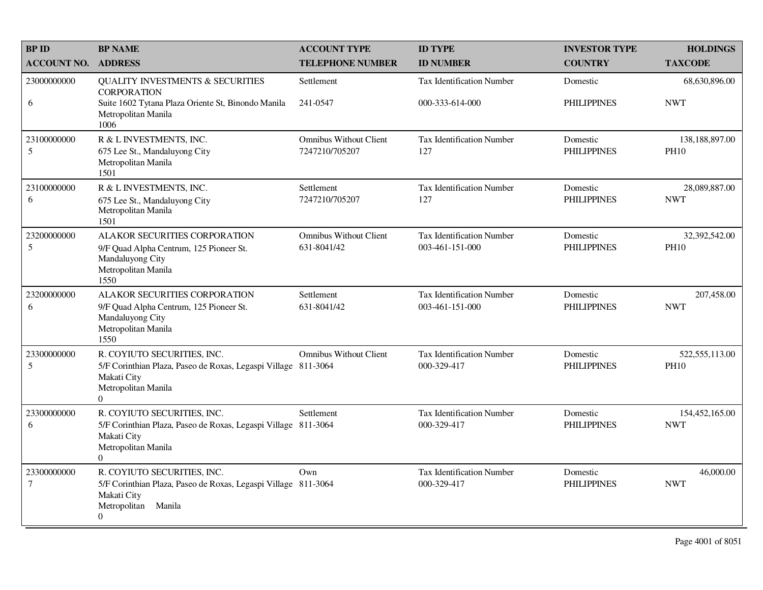| BP ID<br>ACCOUNT NO. | BP NAME<br>ADDRESS | ACCOUNT TYPE<br>TELEPHONE NUMBER | ID TYPE<br>ID NUMBER | INVESTOR TYPE<br>COUNTRY | HOLDINGS<br>TAXCODE |
|---|---|---|---|---|---|
| 23000000000<br>6 | QUALITY INVESTMENTS & SECURITIES CORPORATION<br>Suite 1602 Tytana Plaza Oriente St, Binondo Manila<br>Metropolitan Manila<br>1006 | Settlement<br>241-0547 | Tax Identification Number<br>000-333-614-000 | Domestic<br>PHILIPPINES | 68,630,896.00<br>NWT |
| 23100000000<br>5 | R & L INVESTMENTS, INC.<br>675 Lee St., Mandaluyong City<br>Metropolitan Manila<br>1501 | Omnibus Without Client<br>7247210/705207 | Tax Identification Number<br>127 | Domestic<br>PHILIPPINES | 138,188,897.00<br>PH10 |
| 23100000000<br>6 | R & L INVESTMENTS, INC.<br>675 Lee St., Mandaluyong City<br>Metropolitan Manila<br>1501 | Settlement<br>7247210/705207 | Tax Identification Number<br>127 | Domestic<br>PHILIPPINES | 28,089,887.00<br>NWT |
| 23200000000<br>5 | ALAKOR SECURITIES CORPORATION<br>9/F Quad Alpha Centrum, 125 Pioneer St.<br>Mandaluyong City<br>Metropolitan Manila<br>1550 | Omnibus Without Client<br>631-8041/42 | Tax Identification Number<br>003-461-151-000 | Domestic<br>PHILIPPINES | 32,392,542.00<br>PH10 |
| 23200000000<br>6 | ALAKOR SECURITIES CORPORATION<br>9/F Quad Alpha Centrum, 125 Pioneer St.<br>Mandaluyong City<br>Metropolitan Manila<br>1550 | Settlement<br>631-8041/42 | Tax Identification Number<br>003-461-151-000 | Domestic<br>PHILIPPINES | 207,458.00<br>NWT |
| 23300000000<br>5 | R. COYIUTO SECURITIES, INC.<br>5/F Corinthian Plaza, Paseo de Roxas, Legaspi Village<br>Makati City<br>Metropolitan Manila<br>0 | Omnibus Without Client<br>811-3064 | Tax Identification Number<br>000-329-417 | Domestic<br>PHILIPPINES | 522,555,113.00<br>PH10 |
| 23300000000<br>6 | R. COYIUTO SECURITIES, INC.<br>5/F Corinthian Plaza, Paseo de Roxas, Legaspi Village<br>Makati City<br>Metropolitan Manila<br>0 | Settlement<br>811-3064 | Tax Identification Number<br>000-329-417 | Domestic<br>PHILIPPINES | 154,452,165.00<br>NWT |
| 23300000000<br>7 | R. COYIUTO SECURITIES, INC.<br>5/F Corinthian Plaza, Paseo de Roxas, Legaspi Village<br>Makati City<br>Metropolitan Manila<br>0 | Own<br>811-3064 | Tax Identification Number<br>000-329-417 | Domestic<br>PHILIPPINES | 46,000.00<br>NWT |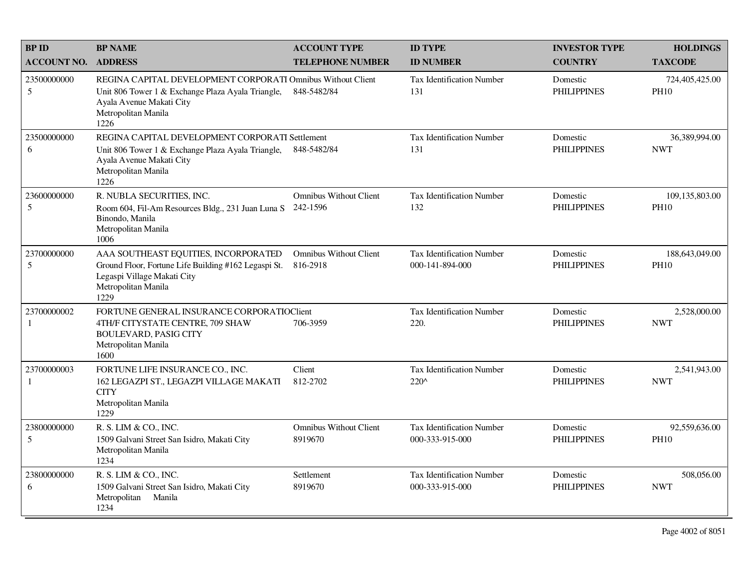| BP ID<br>ACCOUNT NO. | BP NAME<br>ADDRESS | ACCOUNT TYPE<br>TELEPHONE NUMBER | ID TYPE<br>ID NUMBER | INVESTOR TYPE<br>COUNTRY | HOLDINGS<br>TAXCODE |
|---|---|---|---|---|---|
| 23500000000<br>5 | REGINA CAPITAL DEVELOPMENT CORPORATI<br>Unit 806 Tower 1 & Exchange Plaza Ayala Triangle, Ayala Avenue Makati City<br>Metropolitan Manila<br>1226 | Omnibus Without Client<br>848-5482/84 | Tax Identification Number<br>131 | Domestic<br>PHILIPPINES | 724,405,425.00<br>PH10 |
| 23500000000<br>6 | REGINA CAPITAL DEVELOPMENT CORPORATI<br>Unit 806 Tower 1 & Exchange Plaza Ayala Triangle, Ayala Avenue Makati City<br>Metropolitan Manila<br>1226 | Settlement<br>848-5482/84 | Tax Identification Number<br>131 | Domestic<br>PHILIPPINES | 36,389,994.00<br>NWT |
| 23600000000<br>5 | R. NUBLA SECURITIES, INC.<br>Room 604, Fil-Am Resources Bldg., 231 Juan Luna S Binondo, Manila<br>Metropolitan Manila<br>1006 | Omnibus Without Client<br>242-1596 | Tax Identification Number<br>132 | Domestic<br>PHILIPPINES | 109,135,803.00<br>PH10 |
| 23700000000<br>5 | AAA SOUTHEAST EQUITIES, INCORPORATED<br>Ground Floor, Fortune Life Building #162 Legaspi St. Legaspi Village Makati City<br>Metropolitan Manila<br>1229 | Omnibus Without Client<br>816-2918 | Tax Identification Number<br>000-141-894-000 | Domestic<br>PHILIPPINES | 188,643,049.00<br>PH10 |
| 23700000002<br>1 | FORTUNE GENERAL INSURANCE CORPORATIO<br>4TH/F CITYSTATE CENTRE, 709 SHAW BOULEVARD, PASIG CITY<br>Metropolitan Manila<br>1600 | Client<br>706-3959 | Tax Identification Number<br>220. | Domestic<br>PHILIPPINES | 2,528,000.00<br>NWT |
| 23700000003<br>1 | FORTUNE LIFE INSURANCE CO., INC.<br>162 LEGAZPI ST., LEGAZPI VILLAGE MAKATI CITY<br>Metropolitan Manila<br>1229 | Client<br>812-2702 | Tax Identification Number<br>220^ | Domestic<br>PHILIPPINES | 2,541,943.00<br>NWT |
| 23800000000<br>5 | R. S. LIM & CO., INC.<br>1509 Galvani Street San Isidro, Makati City<br>Metropolitan Manila<br>1234 | Omnibus Without Client<br>8919670 | Tax Identification Number<br>000-333-915-000 | Domestic<br>PHILIPPINES | 92,559,636.00<br>PH10 |
| 23800000000<br>6 | R. S. LIM & CO., INC.<br>1509 Galvani Street San Isidro, Makati City<br>Metropolitan Manila<br>1234 | Settlement<br>8919670 | Tax Identification Number<br>000-333-915-000 | Domestic<br>PHILIPPINES | 508,056.00<br>NWT |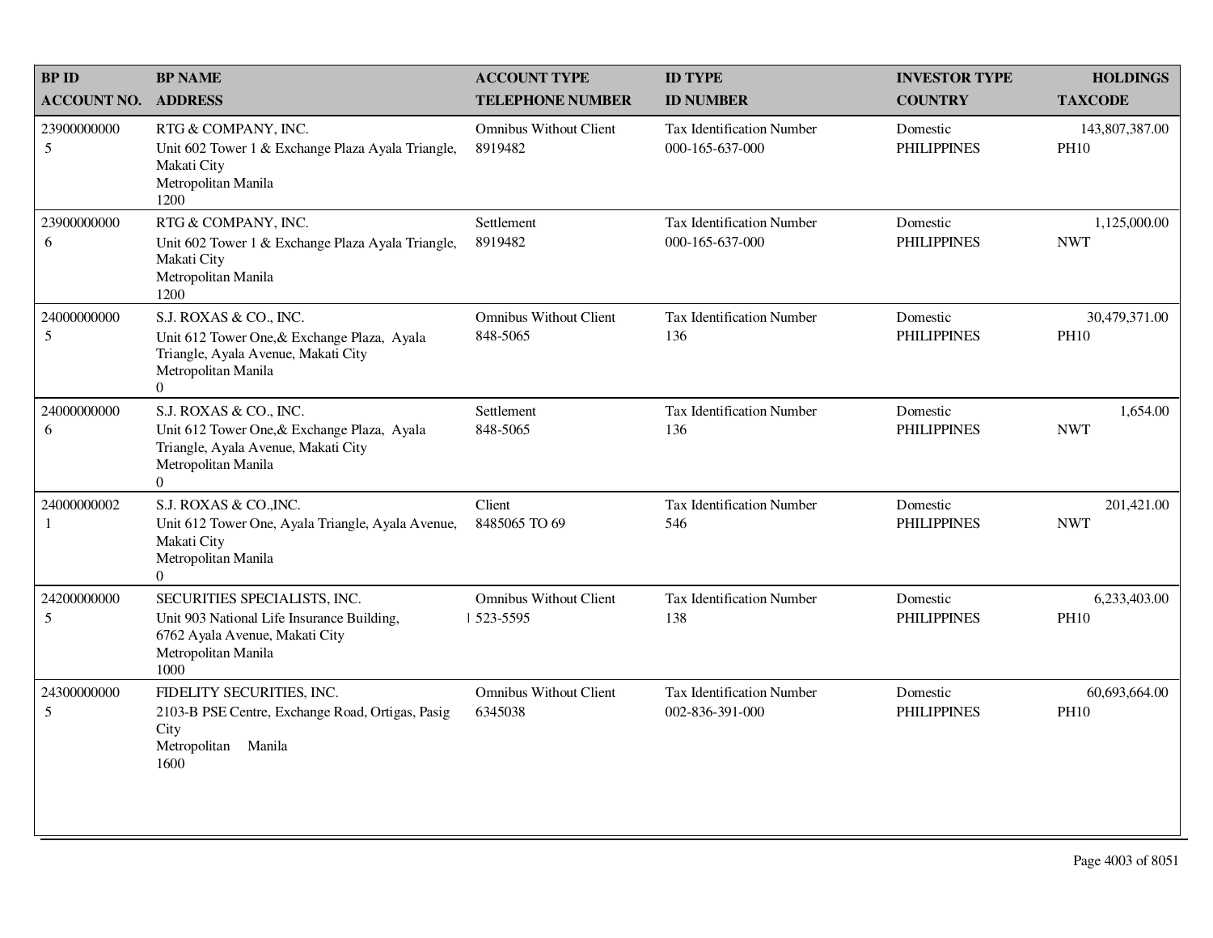| BP ID<br>ACCOUNT NO. | BP NAME<br>ADDRESS | ACCOUNT TYPE<br>TELEPHONE NUMBER | ID TYPE<br>ID NUMBER | INVESTOR TYPE<br>COUNTRY | HOLDINGS<br>TAXCODE |
|---|---|---|---|---|---|
| 23900000000<br>5 | RTG & COMPANY, INC.<br>Unit 602 Tower 1 & Exchange Plaza Ayala Triangle, Makati City<br>Metropolitan Manila<br>1200 | Omnibus Without Client<br>8919482 | Tax Identification Number<br>000-165-637-000 | Domestic<br>PHILIPPINES | 143,807,387.00<br>PH10 |
| 23900000000<br>6 | RTG & COMPANY, INC.<br>Unit 602 Tower 1 & Exchange Plaza Ayala Triangle, Makati City<br>Metropolitan Manila<br>1200 | Settlement<br>8919482 | Tax Identification Number<br>000-165-637-000 | Domestic<br>PHILIPPINES | 1,125,000.00<br>NWT |
| 24000000000<br>5 | S.J. ROXAS & CO., INC.<br>Unit 612 Tower One,& Exchange Plaza, Ayala Triangle, Ayala Avenue, Makati City<br>Metropolitan Manila<br>0 | Omnibus Without Client<br>848-5065 | Tax Identification Number<br>136 | Domestic<br>PHILIPPINES | 30,479,371.00<br>PH10 |
| 24000000000<br>6 | S.J. ROXAS & CO., INC.<br>Unit 612 Tower One,& Exchange Plaza, Ayala Triangle, Ayala Avenue, Makati City<br>Metropolitan Manila<br>0 | Settlement<br>848-5065 | Tax Identification Number<br>136 | Domestic<br>PHILIPPINES | 1,654.00<br>NWT |
| 24000000002<br>1 | S.J. ROXAS & CO.,INC.<br>Unit 612 Tower One, Ayala Triangle, Ayala Avenue, Makati City<br>Metropolitan Manila<br>0 | Client<br>8485065 TO 69 | Tax Identification Number<br>546 | Domestic<br>PHILIPPINES | 201,421.00<br>NWT |
| 24200000000<br>5 | SECURITIES SPECIALISTS, INC.<br>Unit 903 National Life Insurance Building, 6762 Ayala Avenue, Makati City<br>Metropolitan Manila<br>1000 | Omnibus Without Client<br>523-5595 | Tax Identification Number<br>138 | Domestic<br>PHILIPPINES | 6,233,403.00<br>PH10 |
| 24300000000<br>5 | FIDELITY SECURITIES, INC.<br>2103-B PSE Centre, Exchange Road, Ortigas, Pasig City<br>Metropolitan Manila<br>1600 | Omnibus Without Client<br>6345038 | Tax Identification Number<br>002-836-391-000 | Domestic<br>PHILIPPINES | 60,693,664.00<br>PH10 |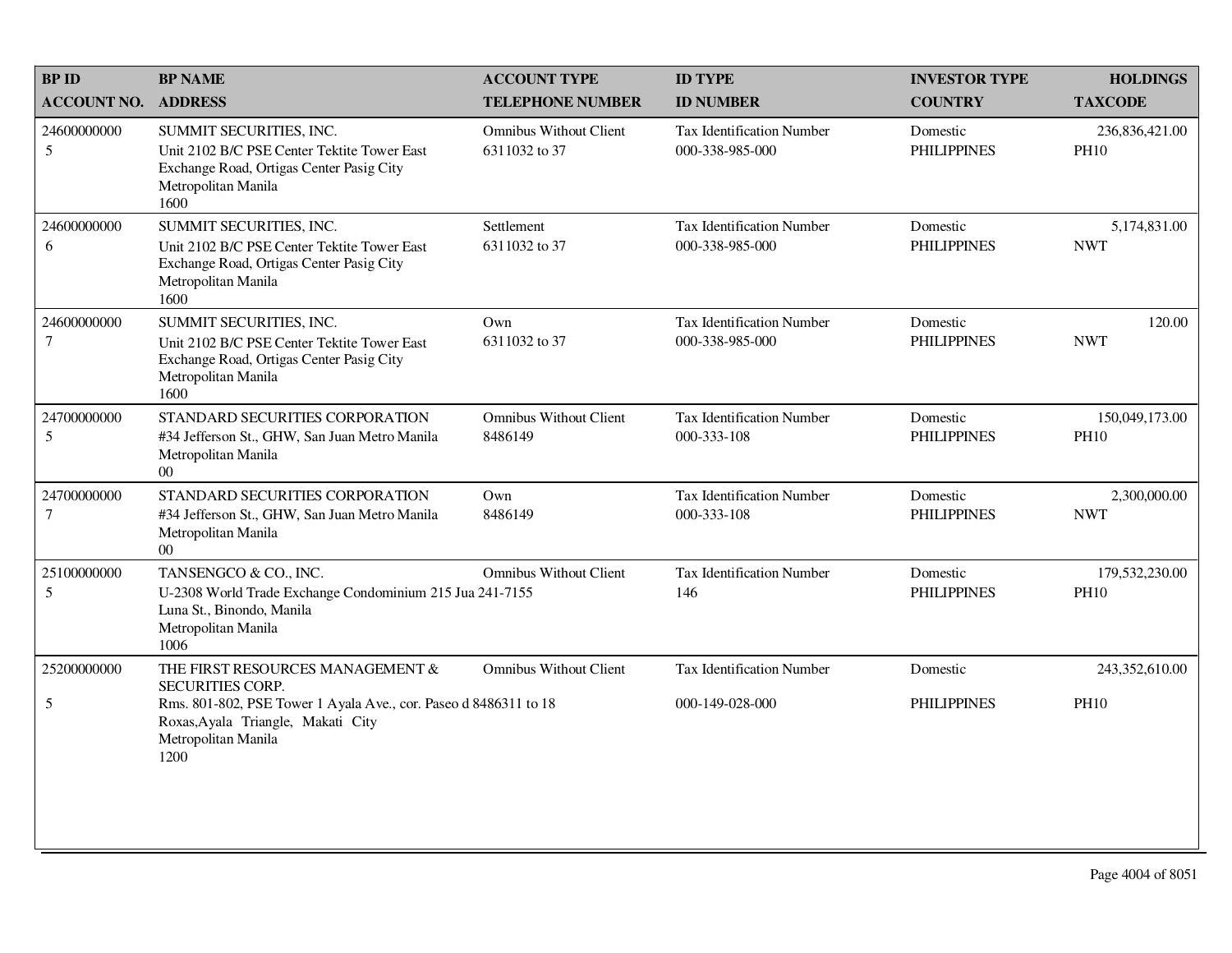| BP ID<br>ACCOUNT NO. | BP NAME<br>ADDRESS | ACCOUNT TYPE<br>TELEPHONE NUMBER | ID TYPE<br>ID NUMBER | INVESTOR TYPE<br>COUNTRY | HOLDINGS<br>TAXCODE |
|---|---|---|---|---|---|
| 24600000000<br>5 | SUMMIT SECURITIES, INC.<br>Unit 2102 B/C PSE Center Tektite Tower East Exchange Road, Ortigas Center Pasig City<br>Metropolitan Manila<br>1600 | Omnibus Without Client<br>6311032 to 37 | Tax Identification Number<br>000-338-985-000 | Domestic<br>PHILIPPINES | 236,836,421.00<br>PH10 |
| 24600000000<br>6 | SUMMIT SECURITIES, INC.<br>Unit 2102 B/C PSE Center Tektite Tower East Exchange Road, Ortigas Center Pasig City<br>Metropolitan Manila<br>1600 | Settlement<br>6311032 to 37 | Tax Identification Number<br>000-338-985-000 | Domestic<br>PHILIPPINES | 5,174,831.00<br>NWT |
| 24600000000<br>7 | SUMMIT SECURITIES, INC.<br>Unit 2102 B/C PSE Center Tektite Tower East Exchange Road, Ortigas Center Pasig City<br>Metropolitan Manila<br>1600 | Own<br>6311032 to 37 | Tax Identification Number<br>000-338-985-000 | Domestic<br>PHILIPPINES | 120.00<br>NWT |
| 24700000000<br>5 | STANDARD SECURITIES CORPORATION<br>#34 Jefferson St., GHW, San Juan Metro Manila<br>Metropolitan Manila<br>00 | Omnibus Without Client<br>8486149 | Tax Identification Number<br>000-333-108 | Domestic<br>PHILIPPINES | 150,049,173.00<br>PH10 |
| 24700000000<br>7 | STANDARD SECURITIES CORPORATION<br>#34 Jefferson St., GHW, San Juan Metro Manila<br>Metropolitan Manila<br>00 | Own<br>8486149 | Tax Identification Number<br>000-333-108 | Domestic<br>PHILIPPINES | 2,300,000.00<br>NWT |
| 25100000000<br>5 | TANSENGCO & CO., INC.<br>U-2308 World Trade Exchange Condominium 215 Jua Luna St., Binondo, Manila<br>Metropolitan Manila<br>1006 | Omnibus Without Client<br>241-7155 | Tax Identification Number<br>146 | Domestic<br>PHILIPPINES | 179,532,230.00<br>PH10 |
| 25200000000<br>5 | THE FIRST RESOURCES MANAGEMENT & SECURITIES CORP.<br>Rms. 801-802, PSE Tower 1 Ayala Ave., cor. Paseo d Roxas,Ayala Triangle, Makati City<br>Metropolitan Manila<br>1200 | Omnibus Without Client<br>8486311 to 18 | Tax Identification Number<br>000-149-028-000 | Domestic<br>PHILIPPINES | 243,352,610.00<br>PH10 |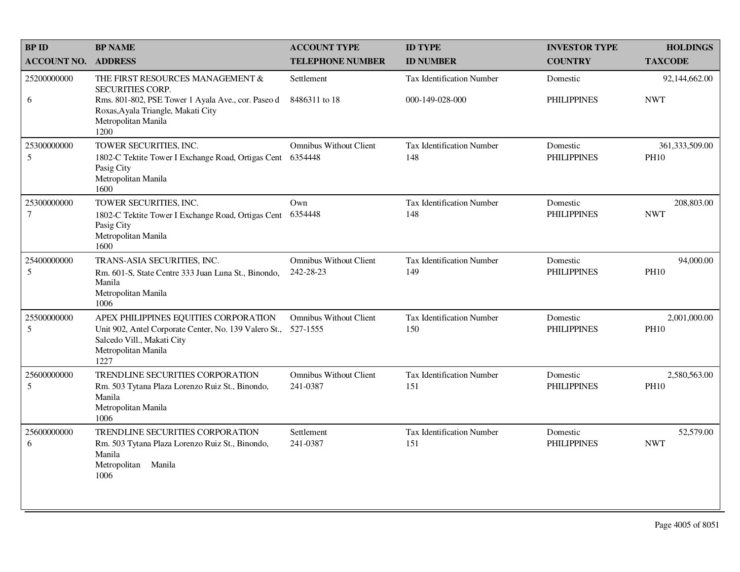| BP ID<br>ACCOUNT NO. | BP NAME<br>ADDRESS | ACCOUNT TYPE<br>TELEPHONE NUMBER | ID TYPE<br>ID NUMBER | INVESTOR TYPE<br>COUNTRY | HOLDINGS<br>TAXCODE |
|---|---|---|---|---|---|
| 25200000000<br>6 | THE FIRST RESOURCES MANAGEMENT & SECURITIES CORP.<br>Rms. 801-802, PSE Tower 1 Ayala Ave., cor. Paseo d Roxas,Ayala Triangle, Makati City<br>Metropolitan Manila<br>1200 | Settlement<br>8486311 to 18 | Tax Identification Number<br>000-149-028-000 | Domestic<br>PHILIPPINES | 92,144,662.00<br>NWT |
| 25300000000<br>5 | TOWER SECURITIES, INC.<br>1802-C Tektite Tower I Exchange Road, Ortigas Cent Pasig City<br>Metropolitan Manila<br>1600 | Omnibus Without Client<br>6354448 | Tax Identification Number<br>148 | Domestic<br>PHILIPPINES | 361,333,509.00<br>PH10 |
| 25300000000<br>7 | TOWER SECURITIES, INC.<br>1802-C Tektite Tower I Exchange Road, Ortigas Cent Pasig City<br>Metropolitan Manila<br>1600 | Own<br>6354448 | Tax Identification Number<br>148 | Domestic<br>PHILIPPINES | 208,803.00<br>NWT |
| 25400000000<br>5 | TRANS-ASIA SECURITIES, INC.<br>Rm. 601-S, State Centre 333 Juan Luna St., Binondo, Manila<br>Metropolitan Manila<br>1006 | Omnibus Without Client<br>242-28-23 | Tax Identification Number<br>149 | Domestic<br>PHILIPPINES | 94,000.00<br>PH10 |
| 25500000000<br>5 | APEX PHILIPPINES EQUITIES CORPORATION<br>Unit 902, Antel Corporate Center, No. 139 Valero St., Salcedo Vill., Makati City<br>Metropolitan Manila<br>1227 | Omnibus Without Client<br>527-1555 | Tax Identification Number<br>150 | Domestic<br>PHILIPPINES | 2,001,000.00<br>PH10 |
| 25600000000<br>5 | TRENDLINE SECURITIES CORPORATION<br>Rm. 503 Tytana Plaza Lorenzo Ruiz St., Binondo, Manila<br>Metropolitan Manila<br>1006 | Omnibus Without Client<br>241-0387 | Tax Identification Number<br>151 | Domestic<br>PHILIPPINES | 2,580,563.00<br>PH10 |
| 25600000000<br>6 | TRENDLINE SECURITIES CORPORATION<br>Rm. 503 Tytana Plaza Lorenzo Ruiz St., Binondo, Manila<br>Metropolitan Manila<br>1006 | Settlement<br>241-0387 | Tax Identification Number<br>151 | Domestic<br>PHILIPPINES | 52,579.00<br>NWT |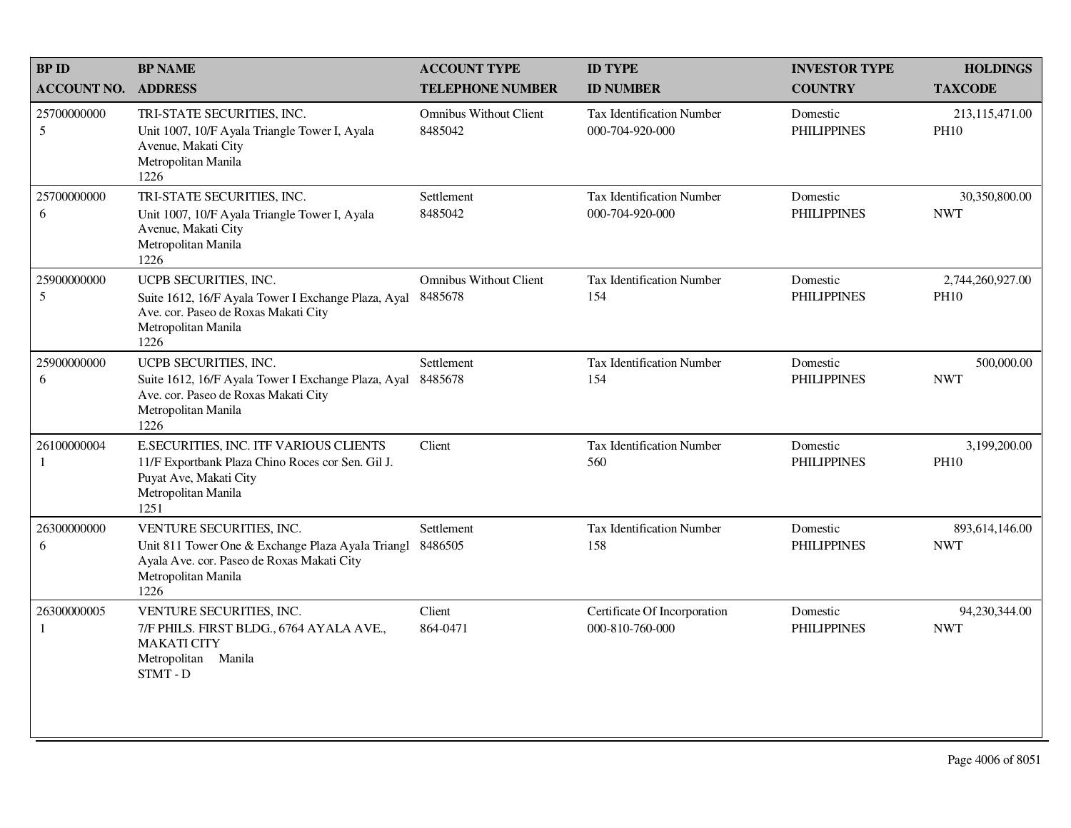| BP ID<br>ACCOUNT NO. | BP NAME<br>ADDRESS | ACCOUNT TYPE<br>TELEPHONE NUMBER | ID TYPE<br>ID NUMBER | INVESTOR TYPE<br>COUNTRY | HOLDINGS<br>TAXCODE |
|---|---|---|---|---|---|
| 25700000000<br>5 | TRI-STATE SECURITIES, INC.<br>Unit 1007, 10/F Ayala Triangle Tower I, Ayala Avenue, Makati City<br>Metropolitan Manila<br>1226 | Omnibus Without Client<br>8485042 | Tax Identification Number<br>000-704-920-000 | Domestic<br>PHILIPPINES | 213,115,471.00<br>PH10 |
| 25700000000<br>6 | TRI-STATE SECURITIES, INC.<br>Unit 1007, 10/F Ayala Triangle Tower I, Ayala Avenue, Makati City<br>Metropolitan Manila<br>1226 | Settlement<br>8485042 | Tax Identification Number<br>000-704-920-000 | Domestic<br>PHILIPPINES | 30,350,800.00<br>NWT |
| 25900000000<br>5 | UCPB SECURITIES, INC.<br>Suite 1612, 16/F Ayala Tower I Exchange Plaza, Ayal Ave. cor. Paseo de Roxas Makati City<br>Metropolitan Manila<br>1226 | Omnibus Without Client<br>8485678 | Tax Identification Number<br>154 | Domestic<br>PHILIPPINES | 2,744,260,927.00<br>PH10 |
| 25900000000<br>6 | UCPB SECURITIES, INC.<br>Suite 1612, 16/F Ayala Tower I Exchange Plaza, Ayal Ave. cor. Paseo de Roxas Makati City<br>Metropolitan Manila<br>1226 | Settlement<br>8485678 | Tax Identification Number<br>154 | Domestic<br>PHILIPPINES | 500,000.00<br>NWT |
| 26100000004<br>1 | E.SECURITIES, INC. ITF VARIOUS CLIENTS<br>11/F Exportbank Plaza Chino Roces cor Sen. Gil J. Puyat Ave, Makati City<br>Metropolitan Manila<br>1251 | Client | Tax Identification Number<br>560 | Domestic<br>PHILIPPINES | 3,199,200.00<br>PH10 |
| 26300000000<br>6 | VENTURE SECURITIES, INC.<br>Unit 811 Tower One & Exchange Plaza Ayala Triangl Ayala Ave. cor. Paseo de Roxas Makati City<br>Metropolitan Manila<br>1226 | Settlement<br>8486505 | Tax Identification Number<br>158 | Domestic<br>PHILIPPINES | 893,614,146.00<br>NWT |
| 26300000005<br>1 | VENTURE SECURITIES, INC.<br>7/F PHILS. FIRST BLDG., 6764 AYALA AVE., MAKATI CITY<br>Metropolitan Manila<br>STMT - D | Client<br>864-0471 | Certificate Of Incorporation<br>000-810-760-000 | Domestic<br>PHILIPPINES | 94,230,344.00<br>NWT |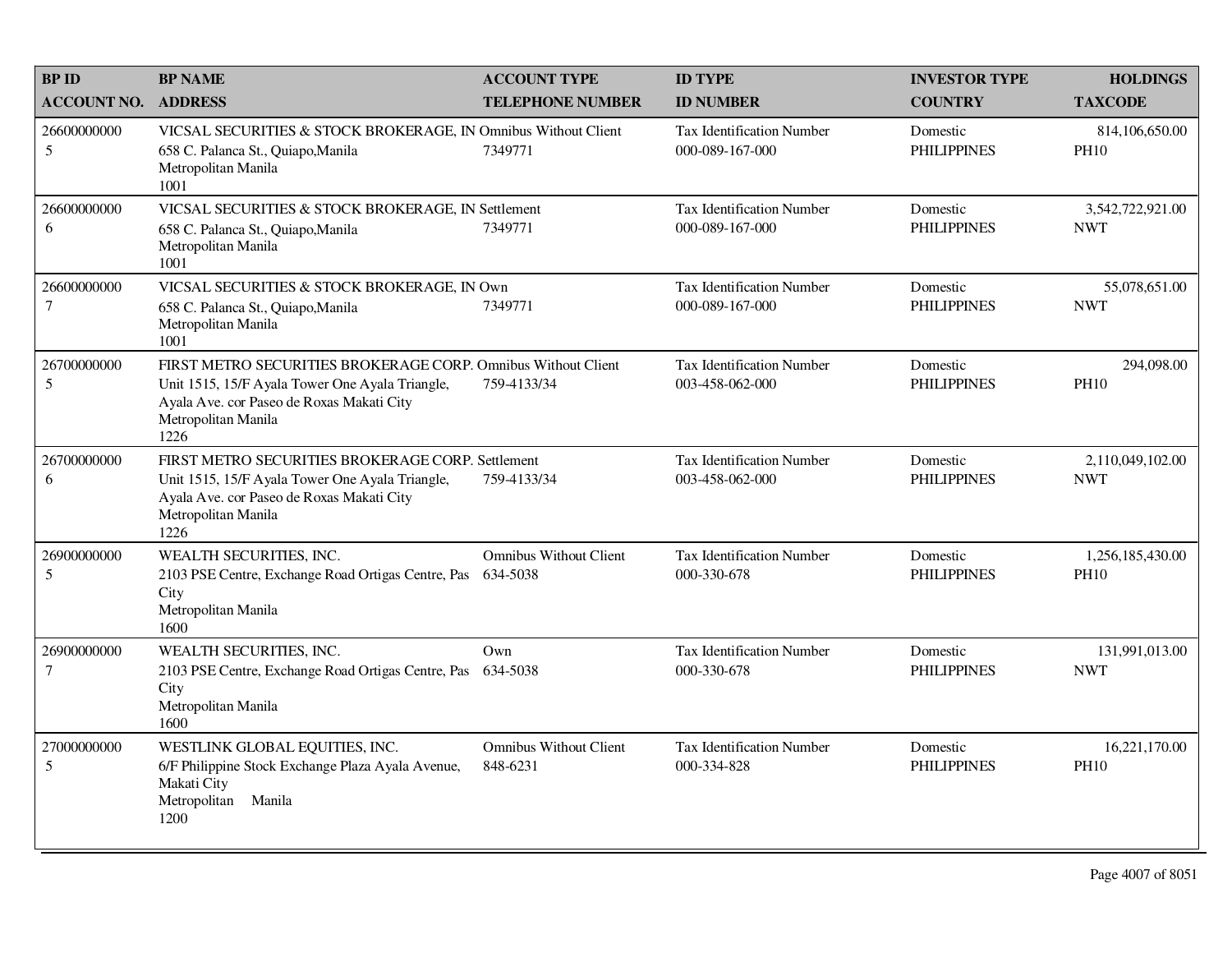| BP ID<br>ACCOUNT NO. | BP NAME<br>ADDRESS | ACCOUNT TYPE<br>TELEPHONE NUMBER | ID TYPE<br>ID NUMBER | INVESTOR TYPE<br>COUNTRY | HOLDINGS<br>TAXCODE |
|---|---|---|---|---|---|
| 26600000000<br>5 | VICSAL SECURITIES & STOCK BROKERAGE, IN<br>658 C. Palanca St., Quiapo,Manila<br>Metropolitan Manila<br>1001 | Omnibus Without Client<br>7349771 | Tax Identification Number<br>000-089-167-000 | Domestic<br>PHILIPPINES | 814,106,650.00<br>PH10 |
| 26600000000<br>6 | VICSAL SECURITIES & STOCK BROKERAGE, IN<br>658 C. Palanca St., Quiapo,Manila<br>Metropolitan Manila<br>1001 | Settlement<br>7349771 | Tax Identification Number<br>000-089-167-000 | Domestic<br>PHILIPPINES | 3,542,722,921.00<br>NWT |
| 26600000000<br>7 | VICSAL SECURITIES & STOCK BROKERAGE, IN<br>658 C. Palanca St., Quiapo,Manila<br>Metropolitan Manila<br>1001 | Own<br>7349771 | Tax Identification Number<br>000-089-167-000 | Domestic<br>PHILIPPINES | 55,078,651.00<br>NWT |
| 26700000000<br>5 | FIRST METRO SECURITIES BROKERAGE CORP.<br>Unit 1515, 15/F Ayala Tower One Ayala Triangle,<br>Ayala Ave. cor Paseo de Roxas Makati City<br>Metropolitan Manila<br>1226 | Omnibus Without Client<br>759-4133/34 | Tax Identification Number<br>003-458-062-000 | Domestic<br>PHILIPPINES | 294,098.00<br>PH10 |
| 26700000000<br>6 | FIRST METRO SECURITIES BROKERAGE CORP.<br>Unit 1515, 15/F Ayala Tower One Ayala Triangle,<br>Ayala Ave. cor Paseo de Roxas Makati City<br>Metropolitan Manila<br>1226 | Settlement<br>759-4133/34 | Tax Identification Number<br>003-458-062-000 | Domestic<br>PHILIPPINES | 2,110,049,102.00<br>NWT |
| 26900000000<br>5 | WEALTH SECURITIES, INC.<br>2103 PSE Centre, Exchange Road Ortigas Centre, Pas<br>City<br>Metropolitan Manila<br>1600 | Omnibus Without Client<br>634-5038 | Tax Identification Number<br>000-330-678 | Domestic<br>PHILIPPINES | 1,256,185,430.00<br>PH10 |
| 26900000000<br>7 | WEALTH SECURITIES, INC.<br>2103 PSE Centre, Exchange Road Ortigas Centre, Pas<br>City<br>Metropolitan Manila<br>1600 | Own<br>634-5038 | Tax Identification Number<br>000-330-678 | Domestic<br>PHILIPPINES | 131,991,013.00<br>NWT |
| 27000000000<br>5 | WESTLINK GLOBAL EQUITIES, INC.<br>6/F Philippine Stock Exchange Plaza Ayala Avenue,<br>Makati City<br>Metropolitan Manila<br>1200 | Omnibus Without Client<br>848-6231 | Tax Identification Number<br>000-334-828 | Domestic<br>PHILIPPINES | 16,221,170.00<br>PH10 |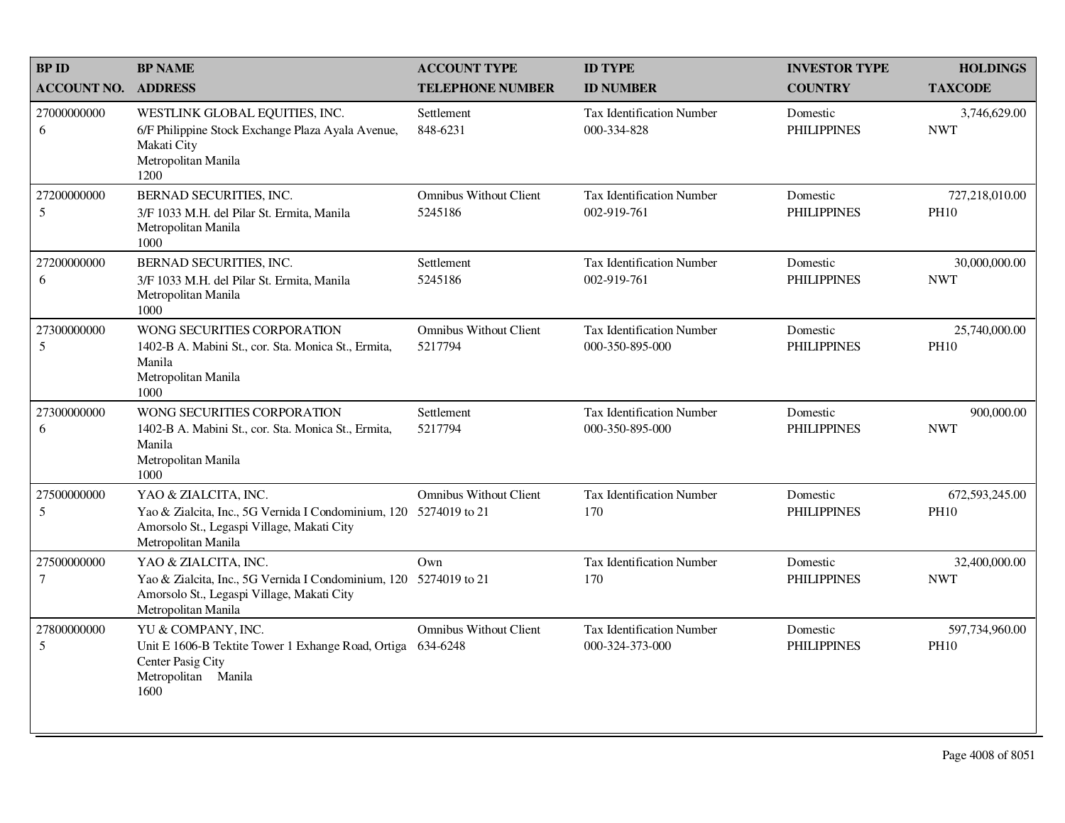| BP ID<br>ACCOUNT NO. | BP NAME<br>ADDRESS | ACCOUNT TYPE<br>TELEPHONE NUMBER | ID TYPE<br>ID NUMBER | INVESTOR TYPE<br>COUNTRY | HOLDINGS<br>TAXCODE |
|---|---|---|---|---|---|
| 27000000000<br>6 | WESTLINK GLOBAL EQUITIES, INC.<br>6/F Philippine Stock Exchange Plaza Ayala Avenue, Makati City<br>Metropolitan Manila<br>1200 | Settlement<br>848-6231 | Tax Identification Number<br>000-334-828 | Domestic<br>PHILIPPINES | 3,746,629.00<br>NWT |
| 27200000000<br>5 | BERNAD SECURITIES, INC.<br>3/F 1033 M.H. del Pilar St. Ermita, Manila<br>Metropolitan Manila<br>1000 | Omnibus Without Client<br>5245186 | Tax Identification Number<br>002-919-761 | Domestic<br>PHILIPPINES | 727,218,010.00<br>PH10 |
| 27200000000<br>6 | BERNAD SECURITIES, INC.<br>3/F 1033 M.H. del Pilar St. Ermita, Manila<br>Metropolitan Manila<br>1000 | Settlement<br>5245186 | Tax Identification Number<br>002-919-761 | Domestic<br>PHILIPPINES | 30,000,000.00<br>NWT |
| 27300000000<br>5 | WONG SECURITIES CORPORATION<br>1402-B A. Mabini St., cor. Sta. Monica St., Ermita, Manila<br>Metropolitan Manila<br>1000 | Omnibus Without Client<br>5217794 | Tax Identification Number<br>000-350-895-000 | Domestic<br>PHILIPPINES | 25,740,000.00<br>PH10 |
| 27300000000<br>6 | WONG SECURITIES CORPORATION<br>1402-B A. Mabini St., cor. Sta. Monica St., Ermita, Manila<br>Metropolitan Manila<br>1000 | Settlement<br>5217794 | Tax Identification Number<br>000-350-895-000 | Domestic<br>PHILIPPINES | 900,000.00<br>NWT |
| 27500000000<br>5 | YAO & ZIALCITA, INC.<br>Yao & Zialcita, Inc., 5G Vernida I Condominium, 120 Amorsolo St., Legaspi Village, Makati City<br>Metropolitan Manila | Omnibus Without Client<br>5274019 to 21 | Tax Identification Number<br>170 | Domestic<br>PHILIPPINES | 672,593,245.00<br>PH10 |
| 27500000000<br>7 | YAO & ZIALCITA, INC.<br>Yao & Zialcita, Inc., 5G Vernida I Condominium, 120 Amorsolo St., Legaspi Village, Makati City<br>Metropolitan Manila | Own<br>5274019 to 21 | Tax Identification Number<br>170 | Domestic<br>PHILIPPINES | 32,400,000.00<br>NWT |
| 27800000000<br>5 | YU & COMPANY, INC.<br>Unit E 1606-B Tektite Tower 1 Exhange Road, Ortiga Center Pasig City<br>Metropolitan Manila<br>1600 | Omnibus Without Client<br>634-6248 | Tax Identification Number<br>000-324-373-000 | Domestic<br>PHILIPPINES | 597,734,960.00<br>PH10 |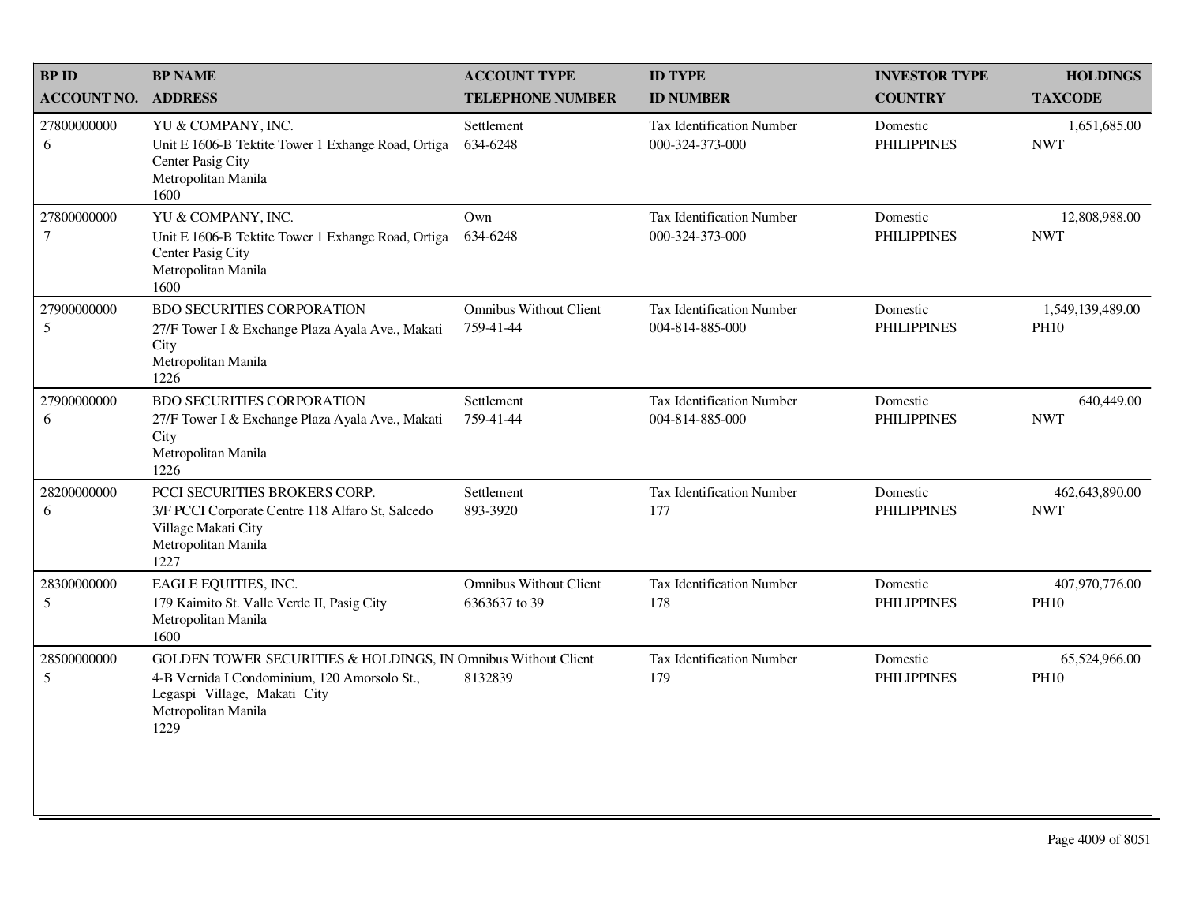| BP ID<br>ACCOUNT NO. | BP NAME<br>ADDRESS | ACCOUNT TYPE<br>TELEPHONE NUMBER | ID TYPE<br>ID NUMBER | INVESTOR TYPE<br>COUNTRY | HOLDINGS<br>TAXCODE |
|---|---|---|---|---|---|
| 27800000000<br>6 | YU & COMPANY, INC.<br>Unit E 1606-B Tektite Tower 1 Exhange Road, Ortiga Center Pasig City<br>Metropolitan Manila<br>1600 | Settlement<br>634-6248 | Tax Identification Number<br>000-324-373-000 | Domestic<br>PHILIPPINES | 1,651,685.00<br>NWT |
| 27800000000<br>7 | YU & COMPANY, INC.<br>Unit E 1606-B Tektite Tower 1 Exhange Road, Ortiga Center Pasig City<br>Metropolitan Manila<br>1600 | Own<br>634-6248 | Tax Identification Number<br>000-324-373-000 | Domestic<br>PHILIPPINES | 12,808,988.00<br>NWT |
| 27900000000<br>5 | BDO SECURITIES CORPORATION<br>27/F Tower I & Exchange Plaza Ayala Ave., Makati City<br>Metropolitan Manila<br>1226 | Omnibus Without Client<br>759-41-44 | Tax Identification Number<br>004-814-885-000 | Domestic<br>PHILIPPINES | 1,549,139,489.00<br>PH10 |
| 27900000000<br>6 | BDO SECURITIES CORPORATION<br>27/F Tower I & Exchange Plaza Ayala Ave., Makati City<br>Metropolitan Manila<br>1226 | Settlement<br>759-41-44 | Tax Identification Number<br>004-814-885-000 | Domestic<br>PHILIPPINES | 640,449.00<br>NWT |
| 28200000000<br>6 | PCCI SECURITIES BROKERS CORP.<br>3/F PCCI Corporate Centre 118 Alfaro St, Salcedo Village Makati City<br>Metropolitan Manila<br>1227 | Settlement<br>893-3920 | Tax Identification Number<br>177 | Domestic<br>PHILIPPINES | 462,643,890.00<br>NWT |
| 28300000000<br>5 | EAGLE EQUITIES, INC.<br>179 Kaimito St. Valle Verde II, Pasig City<br>Metropolitan Manila<br>1600 | Omnibus Without Client<br>6363637 to 39 | Tax Identification Number<br>178 | Domestic<br>PHILIPPINES | 407,970,776.00<br>PH10 |
| 28500000000<br>5 | GOLDEN TOWER SECURITIES & HOLDINGS, IN<br>4-B Vernida I Condominium, 120 Amorsolo St., Legaspi Village, Makati City<br>Metropolitan Manila<br>1229 | Omnibus Without Client<br>8132839 | Tax Identification Number<br>179 | Domestic<br>PHILIPPINES | 65,524,966.00<br>PH10 |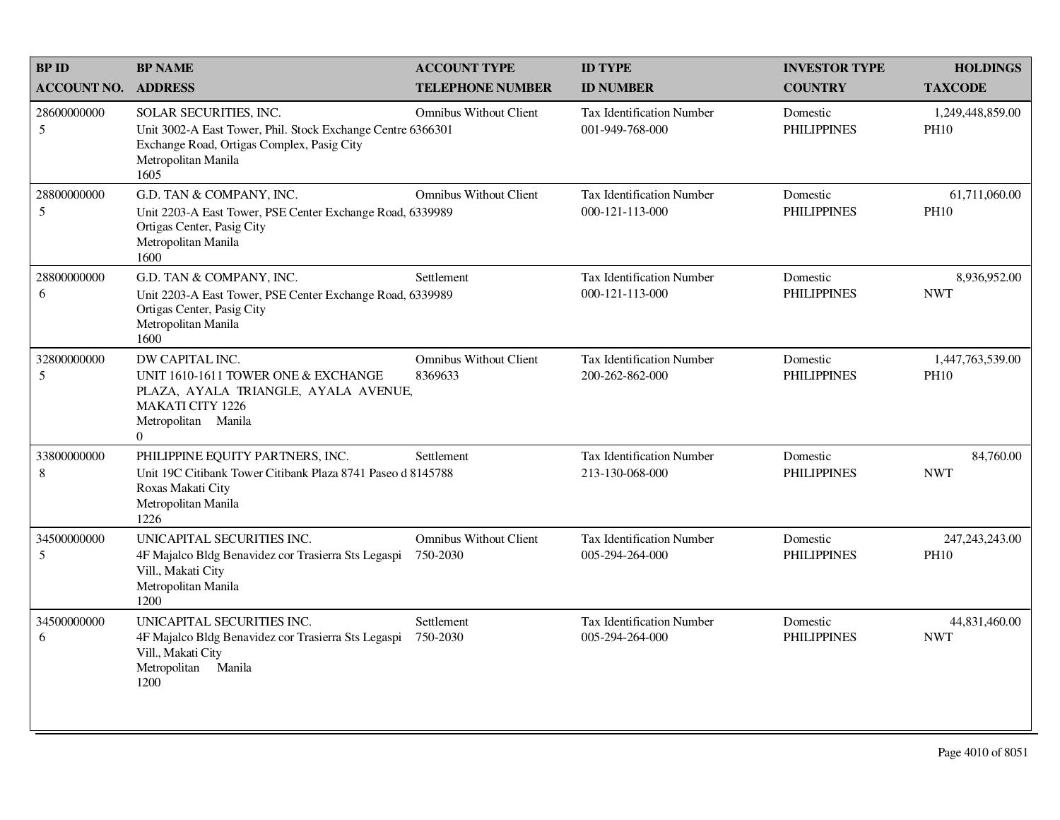| BP ID<br>ACCOUNT NO. | BP NAME<br>ADDRESS | ACCOUNT TYPE<br>TELEPHONE NUMBER | ID TYPE<br>ID NUMBER | INVESTOR TYPE<br>COUNTRY | HOLDINGS<br>TAXCODE |
|---|---|---|---|---|---|
| 28600000000<br>5 | SOLAR SECURITIES, INC.<br>Unit 3002-A East Tower, Phil. Stock Exchange Centre<br>Exchange Road, Ortigas Complex, Pasig City<br>Metropolitan Manila<br>1605 | Omnibus Without Client<br>6366301 | Tax Identification Number<br>001-949-768-000 | Domestic<br>PHILIPPINES | 1,249,448,859.00<br>PH10 |
| 28800000000<br>5 | G.D. TAN & COMPANY, INC.<br>Unit 2203-A East Tower, PSE Center Exchange Road,<br>Ortigas Center, Pasig City<br>Metropolitan Manila<br>1600 | Omnibus Without Client<br>6339989 | Tax Identification Number<br>000-121-113-000 | Domestic<br>PHILIPPINES | 61,711,060.00<br>PH10 |
| 28800000000<br>6 | G.D. TAN & COMPANY, INC.<br>Unit 2203-A East Tower, PSE Center Exchange Road,<br>Ortigas Center, Pasig City<br>Metropolitan Manila<br>1600 | Settlement<br>6339989 | Tax Identification Number<br>000-121-113-000 | Domestic<br>PHILIPPINES | 8,936,952.00<br>NWT |
| 32800000000<br>5 | DW CAPITAL INC.<br>UNIT 1610-1611 TOWER ONE & EXCHANGE PLAZA, AYALA TRIANGLE, AYALA AVENUE, MAKATI CITY 1226<br>Metropolitan Manila<br>0 | Omnibus Without Client<br>8369633 | Tax Identification Number<br>200-262-862-000 | Domestic<br>PHILIPPINES | 1,447,763,539.00<br>PH10 |
| 33800000000<br>8 | PHILIPPINE EQUITY PARTNERS, INC.<br>Unit 19C Citibank Tower Citibank Plaza 8741 Paseo d<br>Roxas Makati City<br>Metropolitan Manila<br>1226 | Settlement<br>8145788 | Tax Identification Number<br>213-130-068-000 | Domestic<br>PHILIPPINES | 84,760.00<br>NWT |
| 34500000000<br>5 | UNICAPITAL SECURITIES INC.<br>4F Majalco Bldg Benavidez cor Trasierra Sts Legaspi<br>Vill., Makati City<br>Metropolitan Manila<br>1200 | Omnibus Without Client<br>750-2030 | Tax Identification Number<br>005-294-264-000 | Domestic<br>PHILIPPINES | 247,243,243.00<br>PH10 |
| 34500000000<br>6 | UNICAPITAL SECURITIES INC.<br>4F Majalco Bldg Benavidez cor Trasierra Sts Legaspi<br>Vill., Makati City<br>Metropolitan Manila<br>1200 | Settlement<br>750-2030 | Tax Identification Number<br>005-294-264-000 | Domestic<br>PHILIPPINES | 44,831,460.00<br>NWT |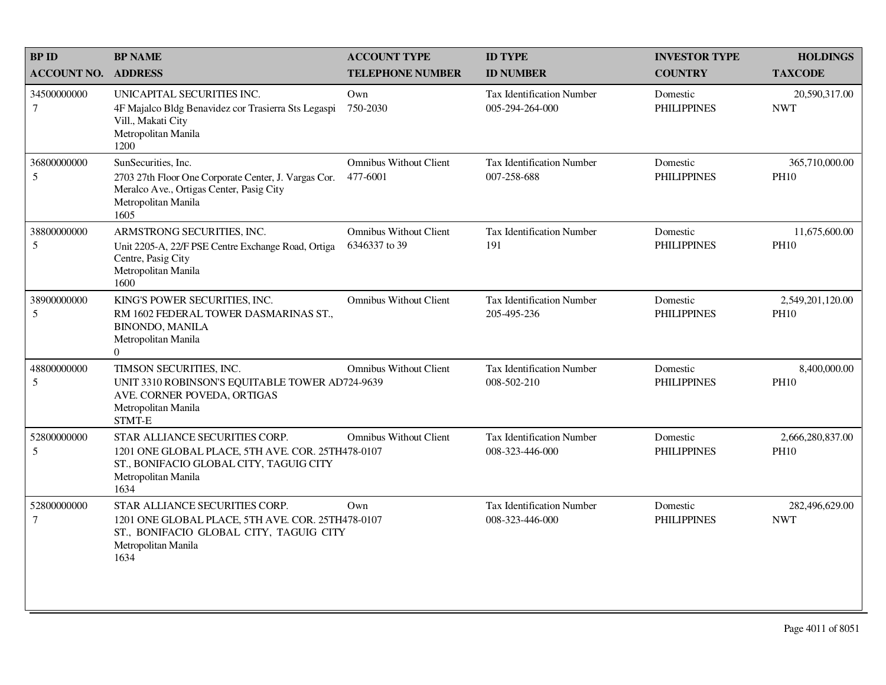| BP ID<br>ACCOUNT NO. | BP NAME<br>ADDRESS | ACCOUNT TYPE<br>TELEPHONE NUMBER | ID TYPE<br>ID NUMBER | INVESTOR TYPE<br>COUNTRY | HOLDINGS<br>TAXCODE |
|---|---|---|---|---|---|
| 34500000000<br>7 | UNICAPITAL SECURITIES INC.<br>4F Majalco Bldg Benavidez cor Trasierra Sts Legaspi Vill., Makati City<br>Metropolitan Manila<br>1200 | Own<br>750-2030 | Tax Identification Number<br>005-294-264-000 | Domestic<br>PHILIPPINES | 20,590,317.00<br>NWT |
| 36800000000<br>5 | SunSecurities, Inc.<br>2703 27th Floor One Corporate Center, J. Vargas Cor. Meralco Ave., Ortigas Center, Pasig City<br>Metropolitan Manila<br>1605 | Omnibus Without Client<br>477-6001 | Tax Identification Number<br>007-258-688 | Domestic<br>PHILIPPINES | 365,710,000.00<br>PH10 |
| 38800000000<br>5 | ARMSTRONG SECURITIES, INC.<br>Unit 2205-A, 22/F PSE Centre Exchange Road, Ortiga Centre, Pasig City<br>Metropolitan Manila<br>1600 | Omnibus Without Client<br>6346337 to 39 | Tax Identification Number<br>191 | Domestic<br>PHILIPPINES | 11,675,600.00<br>PH10 |
| 38900000000<br>5 | KING'S POWER SECURITIES, INC.<br>RM 1602 FEDERAL TOWER DASMARINAS ST., BINONDO, MANILA<br>Metropolitan Manila<br>0 | Omnibus Without Client | Tax Identification Number<br>205-495-236 | Domestic<br>PHILIPPINES | 2,549,201,120.00<br>PH10 |
| 48800000000<br>5 | TIMSON SECURITIES, INC.<br>UNIT 3310 ROBINSON'S EQUITABLE TOWER ADB AVE. CORNER POVEDA, ORTIGAS<br>Metropolitan Manila<br>STMT-E | Omnibus Without Client<br>724-9639 | Tax Identification Number<br>008-502-210 | Domestic<br>PHILIPPINES | 8,400,000.00<br>PH10 |
| 52800000000<br>5 | STAR ALLIANCE SECURITIES CORP.<br>1201 ONE GLOBAL PLACE, 5TH AVE. COR. 25TH ST., BONIFACIO GLOBAL CITY, TAGUIG CITY<br>Metropolitan Manila<br>1634 | Omnibus Without Client<br>478-0107 | Tax Identification Number<br>008-323-446-000 | Domestic<br>PHILIPPINES | 2,666,280,837.00<br>PH10 |
| 52800000000<br>7 | STAR ALLIANCE SECURITIES CORP.<br>1201 ONE GLOBAL PLACE, 5TH AVE. COR. 25TH ST., BONIFACIO GLOBAL CITY, TAGUIG CITY<br>Metropolitan Manila<br>1634 | Own<br>478-0107 | Tax Identification Number<br>008-323-446-000 | Domestic<br>PHILIPPINES | 282,496,629.00<br>NWT |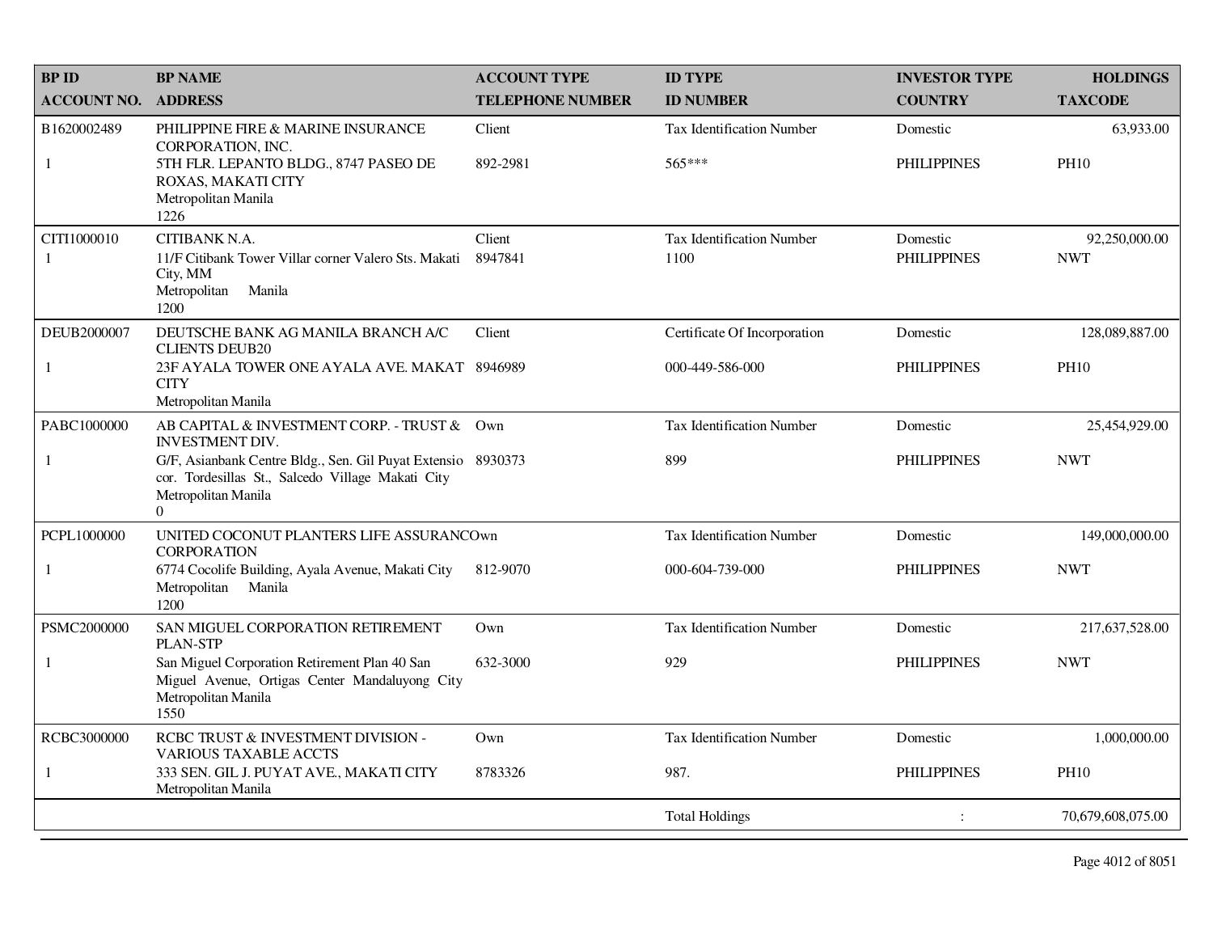| BP ID<br>ACCOUNT NO. | BP NAME<br>ADDRESS | ACCOUNT TYPE<br>TELEPHONE NUMBER | ID TYPE<br>ID NUMBER | INVESTOR TYPE<br>COUNTRY | HOLDINGS<br>TAXCODE |
|---|---|---|---|---|---|
| B1620002489<br>1 | PHILIPPINE FIRE & MARINE INSURANCE CORPORATION, INC.<br>5TH FLR. LEPANTO BLDG., 8747 PASEO DE ROXAS, MAKATI CITY<br>Metropolitan Manila<br>1226 | Client<br>892-2981 | Tax Identification Number<br>565*** | Domestic<br>PHILIPPINES | 63,933.00<br>PH10 |
| CITI1000010<br>1 | CITIBANK N.A.<br>11/F Citibank Tower Villar corner Valero Sts. Makati City, MM<br>Metropolitan Manila<br>1200 | Client<br>8947841 | Tax Identification Number<br>1100 | Domestic<br>PHILIPPINES | 92,250,000.00<br>NWT |
| DEUB2000007<br>1 | DEUTSCHE BANK AG MANILA BRANCH A/C CLIENTS DEUB20<br>23F AYALA TOWER ONE AYALA AVE. MAKAT CITY<br>Metropolitan Manila | Client<br>8946989 | Certificate Of Incorporation<br>000-449-586-000 | Domestic<br>PHILIPPINES | 128,089,887.00<br>PH10 |
| PABC1000000<br>1 | AB CAPITAL & INVESTMENT CORP. - TRUST & INVESTMENT DIV.<br>G/F, Asianbank Centre Bldg., Sen. Gil Puyat Extensio cor. Tordesillas St., Salcedo Village Makati City<br>Metropolitan Manila<br>0 | Own<br>8930373 | Tax Identification Number<br>899 | Domestic<br>PHILIPPINES | 25,454,929.00<br>NWT |
| PCPL1000000<br>1 | UNITED COCONUT PLANTERS LIFE ASSURANCE CORPORATION<br>6774 Cocolife Building, Ayala Avenue, Makati City<br>Metropolitan Manila<br>1200 | Own<br>812-9070 | Tax Identification Number<br>000-604-739-000 | Domestic<br>PHILIPPINES | 149,000,000.00<br>NWT |
| PSMC2000000<br>1 | SAN MIGUEL CORPORATION RETIREMENT PLAN-STP<br>San Miguel Corporation Retirement Plan 40 San Miguel Avenue, Ortigas Center Mandaluyong City<br>Metropolitan Manila<br>1550 | Own<br>632-3000 | Tax Identification Number<br>929 | Domestic<br>PHILIPPINES | 217,637,528.00<br>NWT |
| RCBC3000000<br>1 | RCBC TRUST & INVESTMENT DIVISION - VARIOUS TAXABLE ACCTS<br>333 SEN. GIL J. PUYAT AVE., MAKATI CITY<br>Metropolitan Manila | Own<br>8783326 | Tax Identification Number<br>987. | Domestic<br>PHILIPPINES | 1,000,000.00<br>PH10 |
| | | | Total Holdings | : | 70,679,608,075.00 |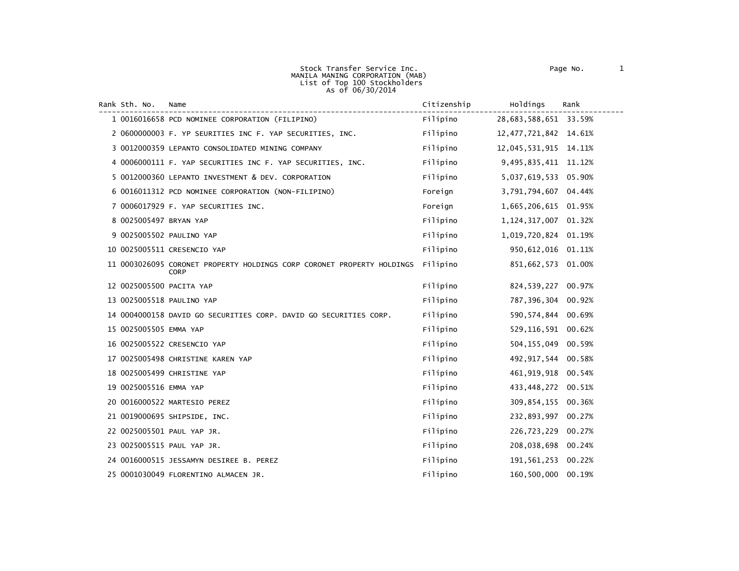Stock Transfer Service Inc.
MANILA MANING CORPORATION (MAB)
List of Top 100 Stockholders
As of 06/30/2014

Page No. 1

| Rank | Sth. No. | Name | Citizenship | Holdings | Rank |
|---|---|---|---|---|---|
| 1 | 0016016658 | PCD NOMINEE CORPORATION (FILIPINO) | Filipino | 28,683,588,651 | 33.59% |
| 2 | 0600000003 | F. YP SEURITIES INC F. YAP SECURITIES, INC. | Filipino | 12,477,721,842 | 14.61% |
| 3 | 0012000359 | LEPANTO CONSOLIDATED MINING COMPANY | Filipino | 12,045,531,915 | 14.11% |
| 4 | 0006000111 | F. YAP SECURITIES INC F. YAP SECURITIES, INC. | Filipino | 9,495,835,411 | 11.12% |
| 5 | 0012000360 | LEPANTO INVESTMENT & DEV. CORPORATION | Filipino | 5,037,619,533 | 05.90% |
| 6 | 0016011312 | PCD NOMINEE CORPORATION (NON-FILIPINO) | Foreign | 3,791,794,607 | 04.44% |
| 7 | 0006017929 | F. YAP SECURITIES INC. | Foreign | 1,665,206,615 | 01.95% |
| 8 | 0025005497 | BRYAN YAP | Filipino | 1,124,317,007 | 01.32% |
| 9 | 0025005502 | PAULINO YAP | Filipino | 1,019,720,824 | 01.19% |
| 10 | 0025005511 | CRESENCIO YAP | Filipino | 950,612,016 | 01.11% |
| 11 | 0003026095 | CORONET PROPERTY HOLDINGS CORP CORONET PROPERTY HOLDINGS CORP | Filipino | 851,662,573 | 01.00% |
| 12 | 0025005500 | PACITA YAP | Filipino | 824,539,227 | 00.97% |
| 13 | 0025005518 | PAULINO YAP | Filipino | 787,396,304 | 00.92% |
| 14 | 0004000158 | DAVID GO SECURITIES CORP. DAVID GO SECURITIES CORP. | Filipino | 590,574,844 | 00.69% |
| 15 | 0025005505 | EMMA YAP | Filipino | 529,116,591 | 00.62% |
| 16 | 0025005522 | CRESENCIO YAP | Filipino | 504,155,049 | 00.59% |
| 17 | 0025005498 | CHRISTINE KAREN YAP | Filipino | 492,917,544 | 00.58% |
| 18 | 0025005499 | CHRISTINE YAP | Filipino | 461,919,918 | 00.54% |
| 19 | 0025005516 | EMMA YAP | Filipino | 433,448,272 | 00.51% |
| 20 | 0016000522 | MARTESIO PEREZ | Filipino | 309,854,155 | 00.36% |
| 21 | 0019000695 | SHIPSIDE, INC. | Filipino | 232,893,997 | 00.27% |
| 22 | 0025005501 | PAUL YAP JR. | Filipino | 226,723,229 | 00.27% |
| 23 | 0025005515 | PAUL YAP JR. | Filipino | 208,038,698 | 00.24% |
| 24 | 0016000515 | JESSAMYN DESIREE B. PEREZ | Filipino | 191,561,253 | 00.22% |
| 25 | 0001030049 | FLORENTINO ALMACEN JR. | Filipino | 160,500,000 | 00.19% |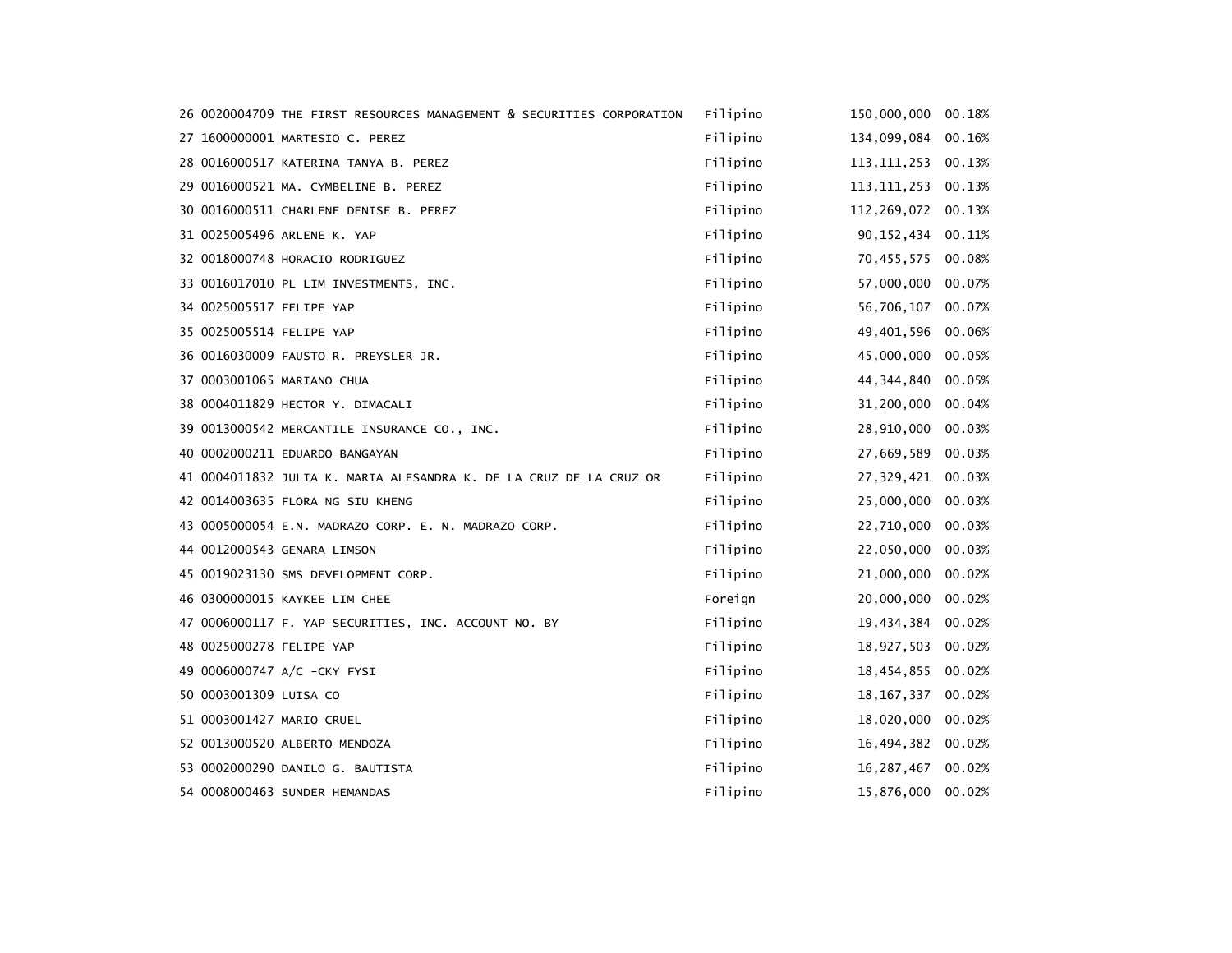| | | | | | |
|---|---|---|---|---|---|
| 26 | 0020004709 | THE FIRST RESOURCES MANAGEMENT & SECURITIES CORPORATION | Filipino | 150,000,000 | 00.18% |
| 27 | 1600000001 | MARTESIO C. PEREZ | Filipino | 134,099,084 | 00.16% |
| 28 | 0016000517 | KATERINA TANYA B. PEREZ | Filipino | 113,111,253 | 00.13% |
| 29 | 0016000521 | MA. CYMBELINE B. PEREZ | Filipino | 113,111,253 | 00.13% |
| 30 | 0016000511 | CHARLENE DENISE B. PEREZ | Filipino | 112,269,072 | 00.13% |
| 31 | 0025005496 | ARLENE K. YAP | Filipino | 90,152,434 | 00.11% |
| 32 | 0018000748 | HORACIO RODRIGUEZ | Filipino | 70,455,575 | 00.08% |
| 33 | 0016017010 | PL LIM INVESTMENTS, INC. | Filipino | 57,000,000 | 00.07% |
| 34 | 0025005517 | FELIPE YAP | Filipino | 56,706,107 | 00.07% |
| 35 | 0025005514 | FELIPE YAP | Filipino | 49,401,596 | 00.06% |
| 36 | 0016030009 | FAUSTO R. PREYSLER JR. | Filipino | 45,000,000 | 00.05% |
| 37 | 0003001065 | MARIANO CHUA | Filipino | 44,344,840 | 00.05% |
| 38 | 0004011829 | HECTOR Y. DIMACALI | Filipino | 31,200,000 | 00.04% |
| 39 | 0013000542 | MERCANTILE INSURANCE CO., INC. | Filipino | 28,910,000 | 00.03% |
| 40 | 0002000211 | EDUARDO BANGAYAN | Filipino | 27,669,589 | 00.03% |
| 41 | 0004011832 | JULIA K. MARIA ALESANDRA K. DE LA CRUZ DE LA CRUZ OR | Filipino | 27,329,421 | 00.03% |
| 42 | 0014003635 | FLORA NG SIU KHENG | Filipino | 25,000,000 | 00.03% |
| 43 | 0005000054 | E.N. MADRAZO CORP. E. N. MADRAZO CORP. | Filipino | 22,710,000 | 00.03% |
| 44 | 0012000543 | GENARA LIMSON | Filipino | 22,050,000 | 00.03% |
| 45 | 0019023130 | SMS DEVELOPMENT CORP. | Filipino | 21,000,000 | 00.02% |
| 46 | 0300000015 | KAYKEE LIM CHEE | Foreign | 20,000,000 | 00.02% |
| 47 | 0006000117 | F. YAP SECURITIES, INC. ACCOUNT NO. BY | Filipino | 19,434,384 | 00.02% |
| 48 | 0025000278 | FELIPE YAP | Filipino | 18,927,503 | 00.02% |
| 49 | 0006000747 | A/C -CKY FYSI | Filipino | 18,454,855 | 00.02% |
| 50 | 0003001309 | LUISA CO | Filipino | 18,167,337 | 00.02% |
| 51 | 0003001427 | MARIO CRUEL | Filipino | 18,020,000 | 00.02% |
| 52 | 0013000520 | ALBERTO MENDOZA | Filipino | 16,494,382 | 00.02% |
| 53 | 0002000290 | DANILO G. BAUTISTA | Filipino | 16,287,467 | 00.02% |
| 54 | 0008000463 | SUNDER HEMANDAS | Filipino | 15,876,000 | 00.02% |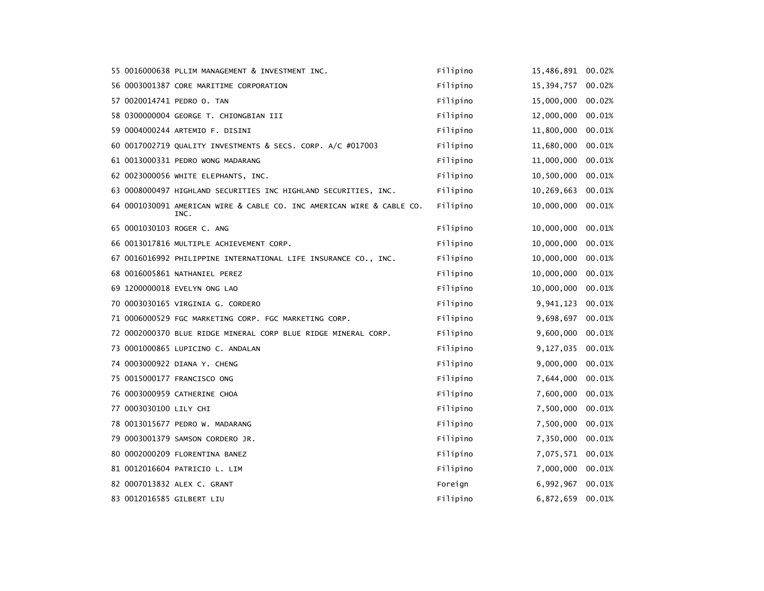| | | | | | |
|---|---|---|---|---|---|
| 55 | 0016000638 | PLLIM MANAGEMENT & INVESTMENT INC. | Filipino | 15,486,891 | 00.02% |
| 56 | 0003001387 | CORE MARITIME CORPORATION | Filipino | 15,394,757 | 00.02% |
| 57 | 0020014741 | PEDRO O. TAN | Filipino | 15,000,000 | 00.02% |
| 58 | 0300000004 | GEORGE T. CHIONGBIAN III | Filipino | 12,000,000 | 00.01% |
| 59 | 0004000244 | ARTEMIO F. DISINI | Filipino | 11,800,000 | 00.01% |
| 60 | 0017002719 | QUALITY INVESTMENTS & SECS. CORP. A/C #017003 | Filipino | 11,680,000 | 00.01% |
| 61 | 0013000331 | PEDRO WONG MADARANG | Filipino | 11,000,000 | 00.01% |
| 62 | 0023000056 | WHITE ELEPHANTS, INC. | Filipino | 10,500,000 | 00.01% |
| 63 | 0008000497 | HIGHLAND SECURITIES INC HIGHLAND SECURITIES, INC. | Filipino | 10,269,663 | 00.01% |
| 64 | 0001030091 | AMERICAN WIRE & CABLE CO. INC AMERICAN WIRE & CABLE CO. INC. | Filipino | 10,000,000 | 00.01% |
| 65 | 0001030103 | ROGER C. ANG | Filipino | 10,000,000 | 00.01% |
| 66 | 0013017816 | MULTIPLE ACHIEVEMENT CORP. | Filipino | 10,000,000 | 00.01% |
| 67 | 0016016992 | PHILIPPINE INTERNATIONAL LIFE INSURANCE CO., INC. | Filipino | 10,000,000 | 00.01% |
| 68 | 0016005861 | NATHANIEL PEREZ | Filipino | 10,000,000 | 00.01% |
| 69 | 1200000018 | EVELYN ONG LAO | Filipino | 10,000,000 | 00.01% |
| 70 | 0003030165 | VIRGINIA G. CORDERO | Filipino | 9,941,123 | 00.01% |
| 71 | 0006000529 | FGC MARKETING CORP. FGC MARKETING CORP. | Filipino | 9,698,697 | 00.01% |
| 72 | 0002000370 | BLUE RIDGE MINERAL CORP BLUE RIDGE MINERAL CORP. | Filipino | 9,600,000 | 00.01% |
| 73 | 0001000865 | LUPICINO C. ANDALAN | Filipino | 9,127,035 | 00.01% |
| 74 | 0003000922 | DIANA Y. CHENG | Filipino | 9,000,000 | 00.01% |
| 75 | 0015000177 | FRANCISCO ONG | Filipino | 7,644,000 | 00.01% |
| 76 | 0003000959 | CATHERINE CHOA | Filipino | 7,600,000 | 00.01% |
| 77 | 0003030100 | LILY CHI | Filipino | 7,500,000 | 00.01% |
| 78 | 0013015677 | PEDRO W. MADARANG | Filipino | 7,500,000 | 00.01% |
| 79 | 0003001379 | SAMSON CORDERO JR. | Filipino | 7,350,000 | 00.01% |
| 80 | 0002000209 | FLORENTINA BANEZ | Filipino | 7,075,571 | 00.01% |
| 81 | 0012016604 | PATRICIO L. LIM | Filipino | 7,000,000 | 00.01% |
| 82 | 0007013832 | ALEX C. GRANT | Foreign | 6,992,967 | 00.01% |
| 83 | 0012016585 | GILBERT LIU | Filipino | 6,872,659 | 00.01% |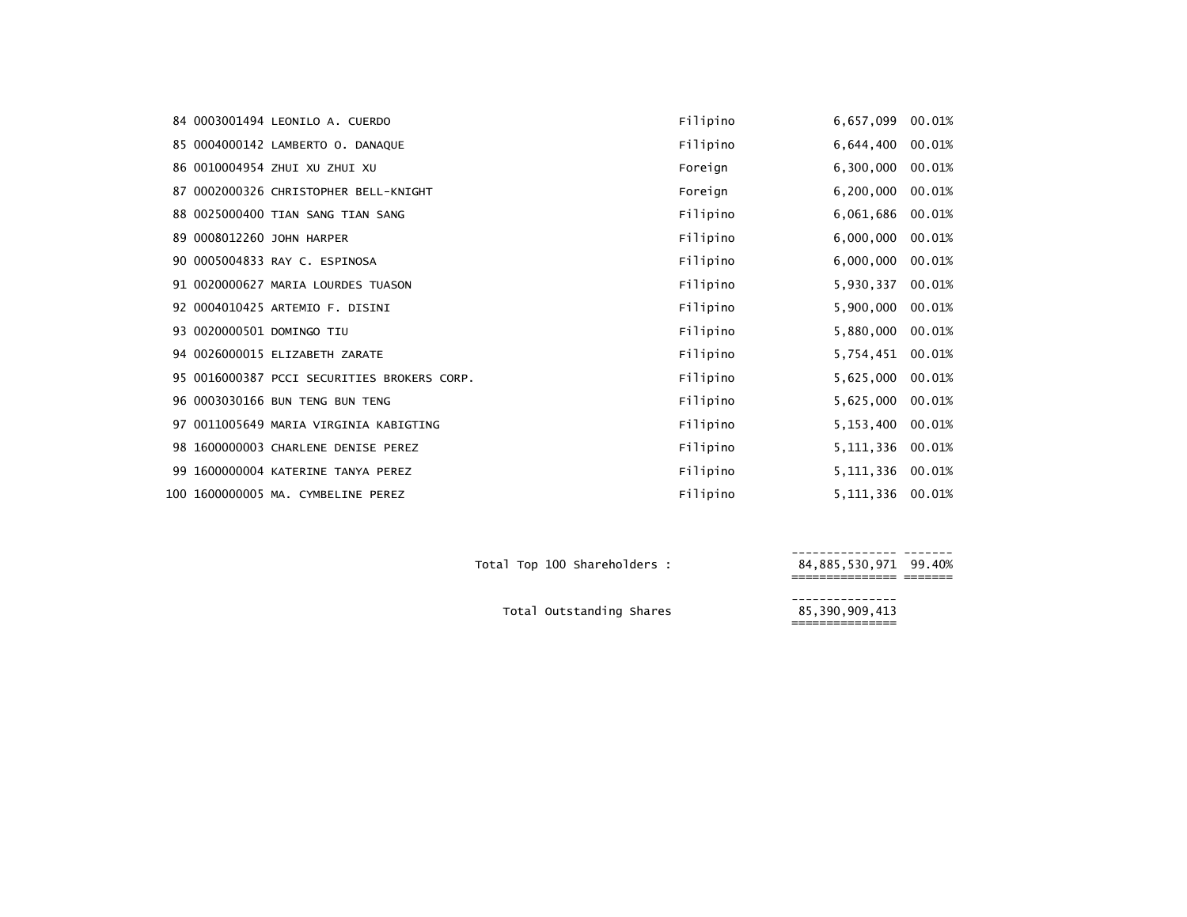| | | | | | |
|---|---|---|---|---|---|
| 84 | 0003001494 | LEONILO A. CUERDO | Filipino | 6,657,099 | 00.01% |
| 85 | 0004000142 | LAMBERTO O. DANAQUE | Filipino | 6,644,400 | 00.01% |
| 86 | 0010004954 | ZHUI XU ZHUI XU | Foreign | 6,300,000 | 00.01% |
| 87 | 0002000326 | CHRISTOPHER BELL-KNIGHT | Foreign | 6,200,000 | 00.01% |
| 88 | 0025000400 | TIAN SANG TIAN SANG | Filipino | 6,061,686 | 00.01% |
| 89 | 0008012260 | JOHN HARPER | Filipino | 6,000,000 | 00.01% |
| 90 | 0005004833 | RAY C. ESPINOSA | Filipino | 6,000,000 | 00.01% |
| 91 | 0020000627 | MARIA LOURDES TUASON | Filipino | 5,930,337 | 00.01% |
| 92 | 0004010425 | ARTEMIO F. DISINI | Filipino | 5,900,000 | 00.01% |
| 93 | 0020000501 | DOMINGO TIU | Filipino | 5,880,000 | 00.01% |
| 94 | 0026000015 | ELIZABETH ZARATE | Filipino | 5,754,451 | 00.01% |
| 95 | 0016000387 | PCCI SECURITIES BROKERS CORP. | Filipino | 5,625,000 | 00.01% |
| 96 | 0003030166 | BUN TENG BUN TENG | Filipino | 5,625,000 | 00.01% |
| 97 | 0011005649 | MARIA VIRGINIA KABIGTING | Filipino | 5,153,400 | 00.01% |
| 98 | 1600000003 | CHARLENE DENISE PEREZ | Filipino | 5,111,336 | 00.01% |
| 99 | 1600000004 | KATERINE TANYA PEREZ | Filipino | 5,111,336 | 00.01% |
| 100 | 1600000005 | MA. CYMBELINE PEREZ | Filipino | 5,111,336 | 00.01% |

| | | |
|---|---|---|
| Total Top 100 Shareholders : | 84,885,530,971 | 99.40% |
| Total Outstanding Shares | 85,390,909,413 | |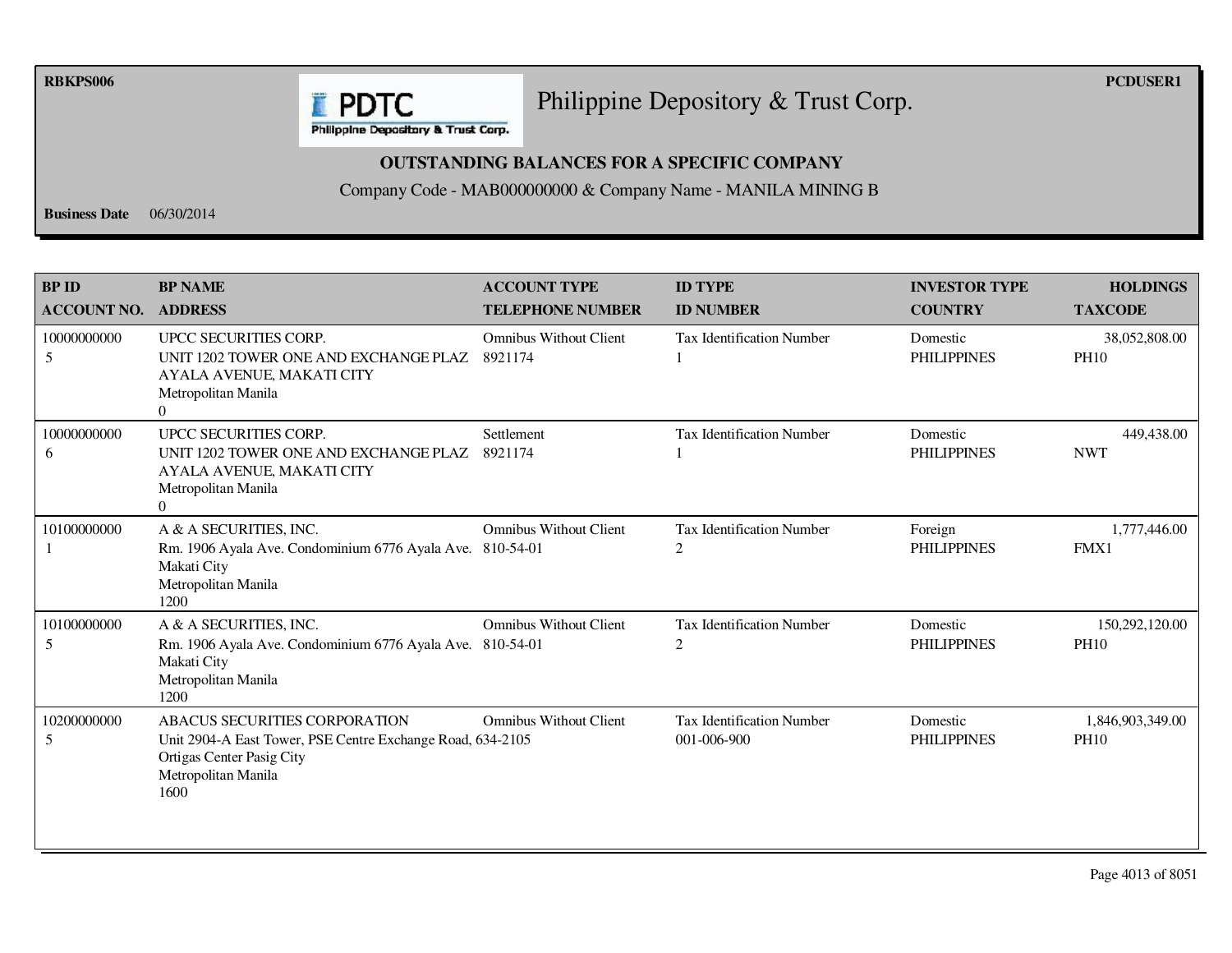RBKPS006 PCDUSER1

# Philippine Depository & Trust Corp.

**OUTSTANDING BALANCES FOR A SPECIFIC COMPANY**

Company Code - MAB000000000 & Company Name - MANILA MINING B

**Business Date** 06/30/2014

| BP ID<br>ACCOUNT NO. | BP NAME<br>ADDRESS | ACCOUNT TYPE<br>TELEPHONE NUMBER | ID TYPE<br>ID NUMBER | INVESTOR TYPE<br>COUNTRY | HOLDINGS<br>TAXCODE |
|---|---|---|---|---|---|
| 10000000000<br>5 | UPCC SECURITIES CORP.<br>UNIT 1202 TOWER ONE AND EXCHANGE PLAZ<br>AYALA AVENUE, MAKATI CITY<br>Metropolitan Manila<br>0 | Omnibus Without Client<br>8921174 | Tax Identification Number<br>1 | Domestic<br>PHILIPPINES | 38,052,808.00<br>PH10 |
| 10000000000<br>6 | UPCC SECURITIES CORP.<br>UNIT 1202 TOWER ONE AND EXCHANGE PLAZ<br>AYALA AVENUE, MAKATI CITY<br>Metropolitan Manila<br>0 | Settlement<br>8921174 | Tax Identification Number<br>1 | Domestic<br>PHILIPPINES | 449,438.00<br>NWT |
| 10100000000<br>1 | A & A SECURITIES, INC.<br>Rm. 1906 Ayala Ave. Condominium 6776 Ayala Ave.<br>Makati City<br>Metropolitan Manila<br>1200 | Omnibus Without Client<br>810-54-01 | Tax Identification Number<br>2 | Foreign<br>PHILIPPINES | 1,777,446.00<br>FMX1 |
| 10100000000<br>5 | A & A SECURITIES, INC.<br>Rm. 1906 Ayala Ave. Condominium 6776 Ayala Ave.<br>Makati City<br>Metropolitan Manila<br>1200 | Omnibus Without Client<br>810-54-01 | Tax Identification Number<br>2 | Domestic<br>PHILIPPINES | 150,292,120.00<br>PH10 |
| 10200000000<br>5 | ABACUS SECURITIES CORPORATION<br>Unit 2904-A East Tower, PSE Centre Exchange Road,<br>Ortigas Center Pasig City<br>Metropolitan Manila<br>1600 | Omnibus Without Client<br>634-2105 | Tax Identification Number<br>001-006-900 | Domestic<br>PHILIPPINES | 1,846,903,349.00<br>PH10 |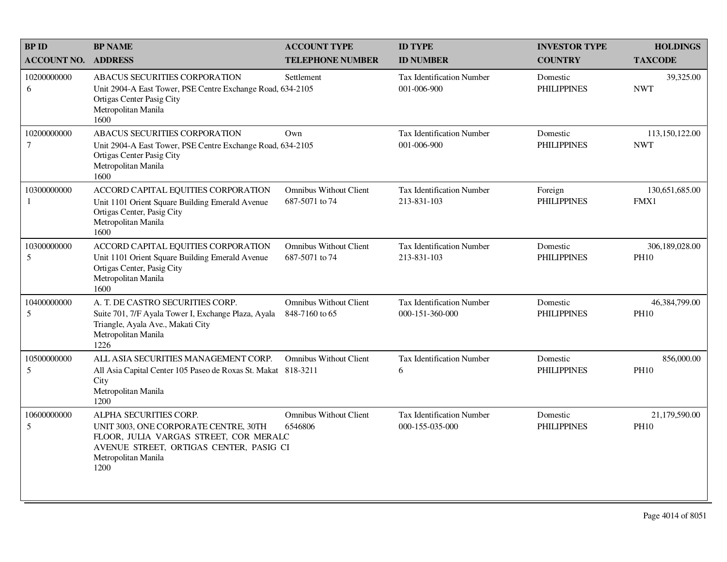| BP ID<br>ACCOUNT NO. | BP NAME<br>ADDRESS | ACCOUNT TYPE<br>TELEPHONE NUMBER | ID TYPE<br>ID NUMBER | INVESTOR TYPE<br>COUNTRY | HOLDINGS<br>TAXCODE |
|---|---|---|---|---|---|
| 10200000000<br>6 | ABACUS SECURITIES CORPORATION<br>Unit 2904-A East Tower, PSE Centre Exchange Road,<br>Ortigas Center Pasig City<br>Metropolitan Manila<br>1600 | Settlement<br>634-2105 | Tax Identification Number<br>001-006-900 | Domestic<br>PHILIPPINES | 39,325.00<br>NWT |
| 10200000000<br>7 | ABACUS SECURITIES CORPORATION<br>Unit 2904-A East Tower, PSE Centre Exchange Road,<br>Ortigas Center Pasig City<br>Metropolitan Manila<br>1600 | Own<br>634-2105 | Tax Identification Number<br>001-006-900 | Domestic<br>PHILIPPINES | 113,150,122.00<br>NWT |
| 10300000000<br>1 | ACCORD CAPITAL EQUITIES CORPORATION<br>Unit 1101 Orient Square Building Emerald Avenue<br>Ortigas Center, Pasig City<br>Metropolitan Manila<br>1600 | Omnibus Without Client<br>687-5071 to 74 | Tax Identification Number<br>213-831-103 | Foreign<br>PHILIPPINES | 130,651,685.00<br>FMX1 |
| 10300000000<br>5 | ACCORD CAPITAL EQUITIES CORPORATION<br>Unit 1101 Orient Square Building Emerald Avenue<br>Ortigas Center, Pasig City<br>Metropolitan Manila<br>1600 | Omnibus Without Client<br>687-5071 to 74 | Tax Identification Number<br>213-831-103 | Domestic<br>PHILIPPINES | 306,189,028.00<br>PH10 |
| 10400000000<br>5 | A. T. DE CASTRO SECURITIES CORP.<br>Suite 701, 7/F Ayala Tower I, Exchange Plaza, Ayala<br>Triangle, Ayala Ave., Makati City<br>Metropolitan Manila<br>1226 | Omnibus Without Client<br>848-7160 to 65 | Tax Identification Number<br>000-151-360-000 | Domestic<br>PHILIPPINES | 46,384,799.00<br>PH10 |
| 10500000000<br>5 | ALL ASIA SECURITIES MANAGEMENT CORP.<br>All Asia Capital Center 105 Paseo de Roxas St. Makat<br>City<br>Metropolitan Manila<br>1200 | Omnibus Without Client<br>818-3211 | Tax Identification Number<br>6 | Domestic<br>PHILIPPINES | 856,000.00<br>PH10 |
| 10600000000<br>5 | ALPHA SECURITIES CORP.<br>UNIT 3003, ONE CORPORATE CENTRE, 30TH<br>FLOOR, JULIA VARGAS STREET, COR MERALC<br>AVENUE STREET, ORTIGAS CENTER, PASIG CI<br>Metropolitan Manila<br>1200 | Omnibus Without Client<br>6546806 | Tax Identification Number<br>000-155-035-000 | Domestic<br>PHILIPPINES | 21,179,590.00<br>PH10 |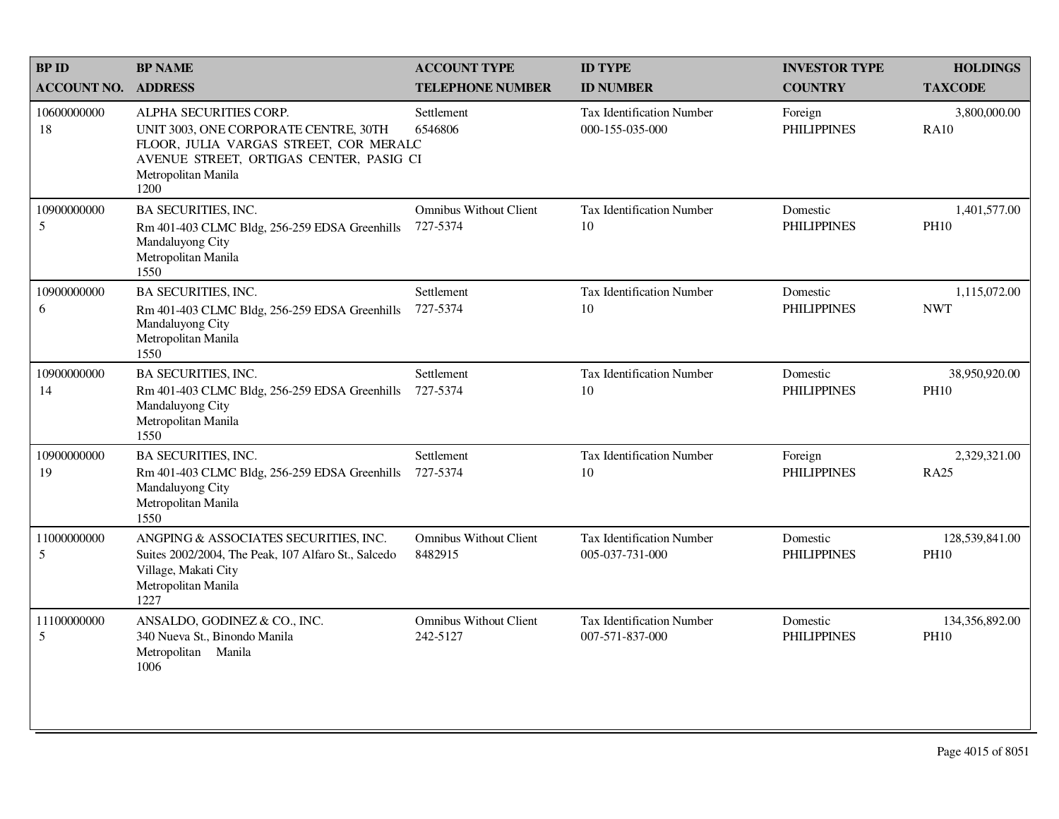| BP ID<br>ACCOUNT NO. | BP NAME<br>ADDRESS | ACCOUNT TYPE<br>TELEPHONE NUMBER | ID TYPE<br>ID NUMBER | INVESTOR TYPE<br>COUNTRY | HOLDINGS<br>TAXCODE |
|---|---|---|---|---|---|
| 10600000000<br>18 | ALPHA SECURITIES CORP.<br>UNIT 3003, ONE CORPORATE CENTRE, 30TH FLOOR, JULIA VARGAS STREET, COR MERALC AVENUE STREET, ORTIGAS CENTER, PASIG CI<br>Metropolitan Manila<br>1200 | Settlement<br>6546806 | Tax Identification Number<br>000-155-035-000 | Foreign<br>PHILIPPINES | 3,800,000.00<br>RA10 |
| 10900000000<br>5 | BA SECURITIES, INC.<br>Rm 401-403 CLMC Bldg, 256-259 EDSA Greenhills Mandaluyong City<br>Metropolitan Manila<br>1550 | Omnibus Without Client<br>727-5374 | Tax Identification Number<br>10 | Domestic<br>PHILIPPINES | 1,401,577.00<br>PH10 |
| 10900000000<br>6 | BA SECURITIES, INC.<br>Rm 401-403 CLMC Bldg, 256-259 EDSA Greenhills Mandaluyong City<br>Metropolitan Manila<br>1550 | Settlement<br>727-5374 | Tax Identification Number<br>10 | Domestic<br>PHILIPPINES | 1,115,072.00<br>NWT |
| 10900000000<br>14 | BA SECURITIES, INC.<br>Rm 401-403 CLMC Bldg, 256-259 EDSA Greenhills Mandaluyong City<br>Metropolitan Manila<br>1550 | Settlement<br>727-5374 | Tax Identification Number<br>10 | Domestic<br>PHILIPPINES | 38,950,920.00<br>PH10 |
| 10900000000<br>19 | BA SECURITIES, INC.<br>Rm 401-403 CLMC Bldg, 256-259 EDSA Greenhills Mandaluyong City<br>Metropolitan Manila<br>1550 | Settlement<br>727-5374 | Tax Identification Number<br>10 | Foreign<br>PHILIPPINES | 2,329,321.00<br>RA25 |
| 11000000000<br>5 | ANGPING & ASSOCIATES SECURITIES, INC.<br>Suites 2002/2004, The Peak, 107 Alfaro St., Salcedo Village, Makati City<br>Metropolitan Manila<br>1227 | Omnibus Without Client<br>8482915 | Tax Identification Number<br>005-037-731-000 | Domestic<br>PHILIPPINES | 128,539,841.00<br>PH10 |
| 11100000000<br>5 | ANSALDO, GODINEZ & CO., INC.<br>340 Nueva St., Binondo Manila<br>Metropolitan Manila<br>1006 | Omnibus Without Client<br>242-5127 | Tax Identification Number<br>007-571-837-000 | Domestic<br>PHILIPPINES | 134,356,892.00<br>PH10 |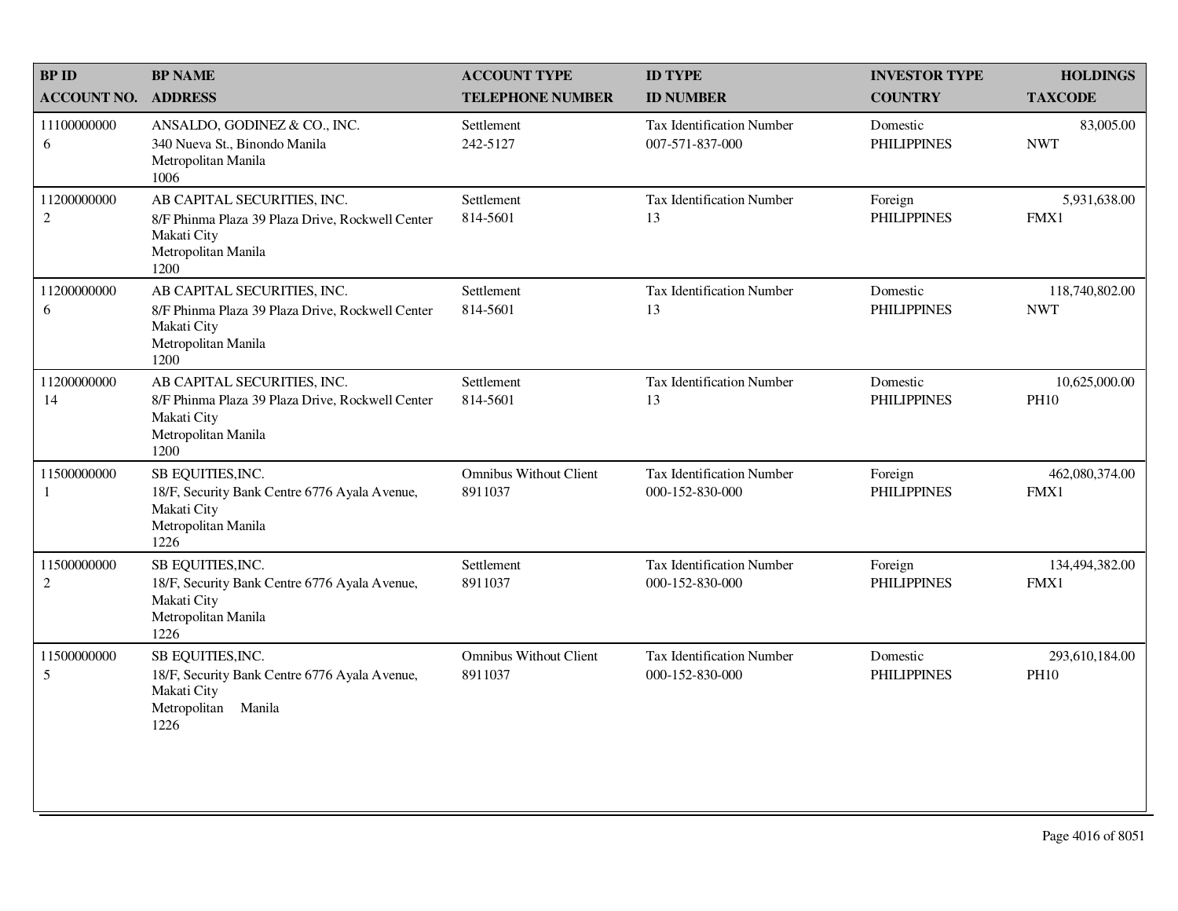| BP ID<br>ACCOUNT NO. | BP NAME<br>ADDRESS | ACCOUNT TYPE<br>TELEPHONE NUMBER | ID TYPE<br>ID NUMBER | INVESTOR TYPE<br>COUNTRY | HOLDINGS<br>TAXCODE |
|---|---|---|---|---|---|
| 11100000000<br>6 | ANSALDO, GODINEZ & CO., INC.<br>340 Nueva St., Binondo Manila<br>Metropolitan Manila<br>1006 | Settlement<br>242-5127 | Tax Identification Number<br>007-571-837-000 | Domestic<br>PHILIPPINES | 83,005.00<br>NWT |
| 11200000000<br>2 | AB CAPITAL SECURITIES, INC.<br>8/F Phinma Plaza 39 Plaza Drive, Rockwell Center<br>Makati City<br>Metropolitan Manila<br>1200 | Settlement<br>814-5601 | Tax Identification Number<br>13 | Foreign<br>PHILIPPINES | 5,931,638.00<br>FMX1 |
| 11200000000<br>6 | AB CAPITAL SECURITIES, INC.<br>8/F Phinma Plaza 39 Plaza Drive, Rockwell Center<br>Makati City<br>Metropolitan Manila<br>1200 | Settlement<br>814-5601 | Tax Identification Number<br>13 | Domestic<br>PHILIPPINES | 118,740,802.00<br>NWT |
| 11200000000<br>14 | AB CAPITAL SECURITIES, INC.<br>8/F Phinma Plaza 39 Plaza Drive, Rockwell Center<br>Makati City<br>Metropolitan Manila<br>1200 | Settlement<br>814-5601 | Tax Identification Number<br>13 | Domestic<br>PHILIPPINES | 10,625,000.00<br>PH10 |
| 11500000000<br>1 | SB EQUITIES,INC.<br>18/F, Security Bank Centre 6776 Ayala Avenue,<br>Makati City<br>Metropolitan Manila<br>1226 | Omnibus Without Client<br>8911037 | Tax Identification Number<br>000-152-830-000 | Foreign<br>PHILIPPINES | 462,080,374.00<br>FMX1 |
| 11500000000<br>2 | SB EQUITIES,INC.<br>18/F, Security Bank Centre 6776 Ayala Avenue,<br>Makati City<br>Metropolitan Manila<br>1226 | Settlement<br>8911037 | Tax Identification Number<br>000-152-830-000 | Foreign<br>PHILIPPINES | 134,494,382.00<br>FMX1 |
| 11500000000<br>5 | SB EQUITIES,INC.<br>18/F, Security Bank Centre 6776 Ayala Avenue,<br>Makati City<br>Metropolitan Manila<br>1226 | Omnibus Without Client<br>8911037 | Tax Identification Number<br>000-152-830-000 | Domestic<br>PHILIPPINES | 293,610,184.00<br>PH10 |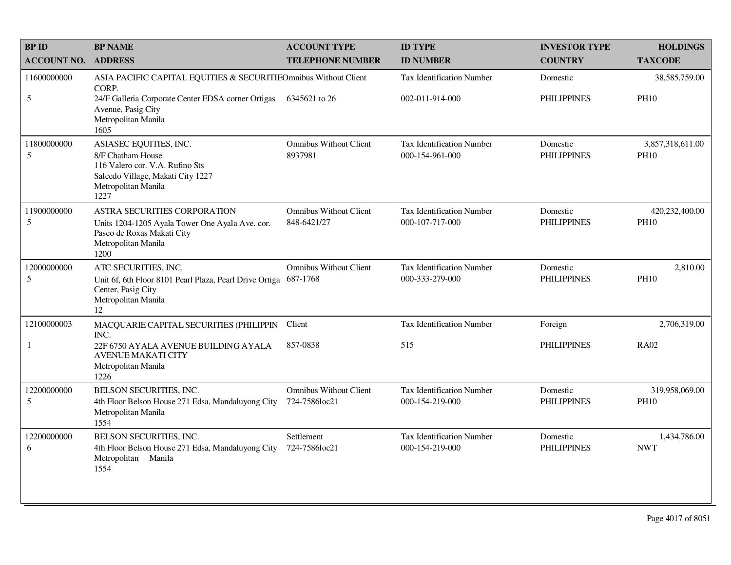| BP ID<br>ACCOUNT NO. | BP NAME<br>ADDRESS | ACCOUNT TYPE<br>TELEPHONE NUMBER | ID TYPE<br>ID NUMBER | INVESTOR TYPE<br>COUNTRY | HOLDINGS<br>TAXCODE |
|---|---|---|---|---|---|
| 11600000000<br>5 | ASIA PACIFIC CAPITAL EQUITIES & SECURITIE CORP.<br>24/F Galleria Corporate Center EDSA corner Ortigas Avenue, Pasig City<br>Metropolitan Manila<br>1605 | Omnibus Without Client<br>6345621 to 26 | Tax Identification Number<br>002-011-914-000 | Domestic<br>PHILIPPINES | 38,585,759.00<br>PH10 |
| 11800000000<br>5 | ASIASEC EQUITIES, INC.<br>8/F Chatham House<br>116 Valero cor. V.A. Rufino Sts<br>Salcedo Village, Makati City 1227<br>Metropolitan Manila<br>1227 | Omnibus Without Client<br>8937981 | Tax Identification Number<br>000-154-961-000 | Domestic<br>PHILIPPINES | 3,857,318,611.00<br>PH10 |
| 11900000000<br>5 | ASTRA SECURITIES CORPORATION<br>Units 1204-1205 Ayala Tower One Ayala Ave. cor. Paseo de Roxas Makati City<br>Metropolitan Manila<br>1200 | Omnibus Without Client<br>848-6421/27 | Tax Identification Number<br>000-107-717-000 | Domestic<br>PHILIPPINES | 420,232,400.00<br>PH10 |
| 12000000000<br>5 | ATC SECURITIES, INC.<br>Unit 6f, 6th Floor 8101 Pearl Plaza, Pearl Drive Ortiga Center, Pasig City<br>Metropolitan Manila<br>12 | Omnibus Without Client<br>687-1768 | Tax Identification Number<br>000-333-279-000 | Domestic<br>PHILIPPINES | 2,810.00<br>PH10 |
| 12100000003<br>1 | MACQUARIE CAPITAL SECURITIES (PHILIPPIN INC.<br>22F 6750 AYALA AVENUE BUILDING AYALA AVENUE MAKATI CITY<br>Metropolitan Manila<br>1226 | Client<br>857-0838 | Tax Identification Number<br>515 | Foreign<br>PHILIPPINES | 2,706,319.00<br>RA02 |
| 12200000000<br>5 | BELSON SECURITIES, INC.<br>4th Floor Belson House 271 Edsa, Mandaluyong City<br>Metropolitan Manila<br>1554 | Omnibus Without Client<br>724-7586loc21 | Tax Identification Number<br>000-154-219-000 | Domestic<br>PHILIPPINES | 319,958,069.00<br>PH10 |
| 12200000000<br>6 | BELSON SECURITIES, INC.<br>4th Floor Belson House 271 Edsa, Mandaluyong City<br>Metropolitan Manila<br>1554 | Settlement<br>724-7586loc21 | Tax Identification Number<br>000-154-219-000 | Domestic<br>PHILIPPINES | 1,434,786.00<br>NWT |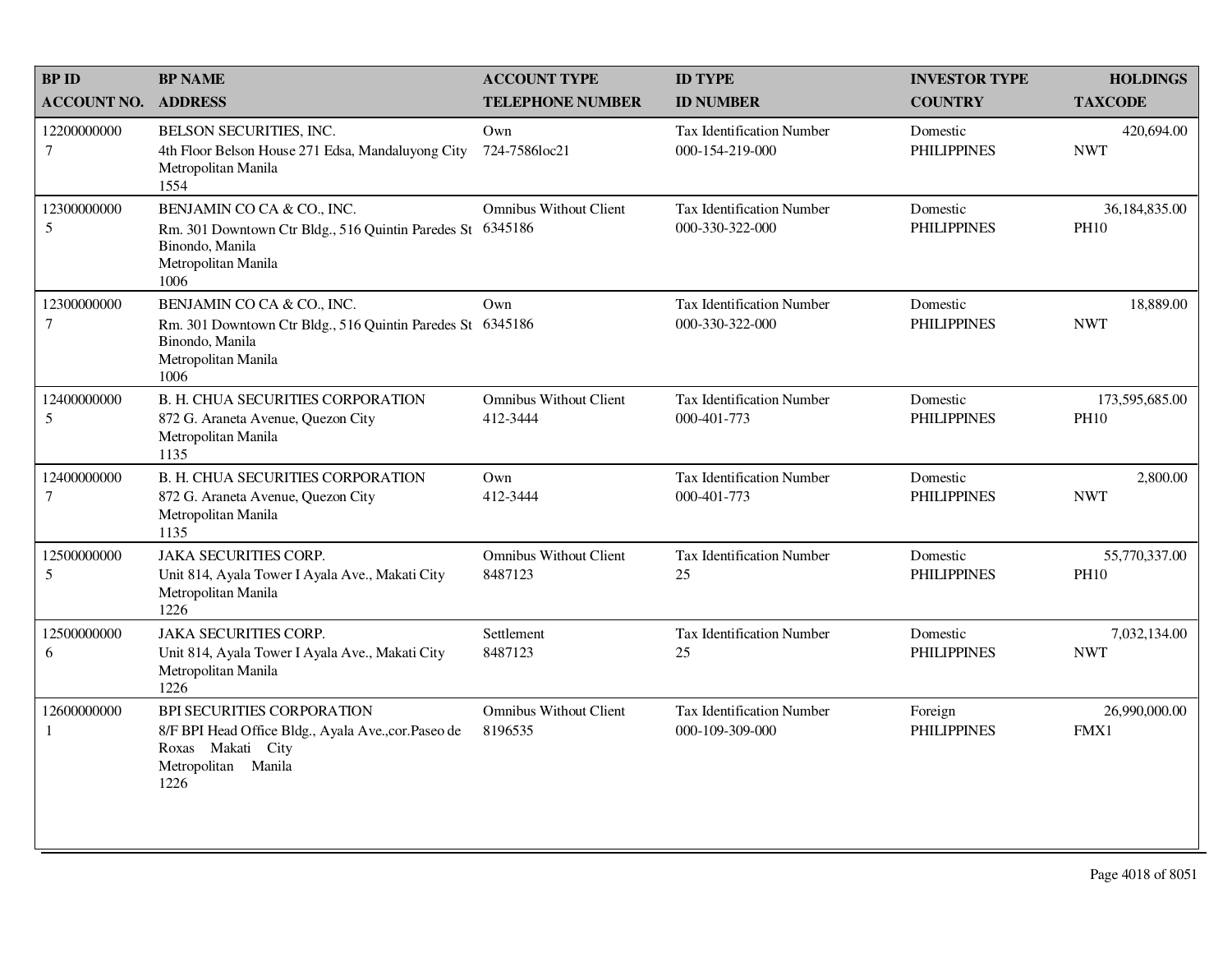| BP ID<br>ACCOUNT NO. | BP NAME<br>ADDRESS | ACCOUNT TYPE<br>TELEPHONE NUMBER | ID TYPE<br>ID NUMBER | INVESTOR TYPE<br>COUNTRY | HOLDINGS<br>TAXCODE |
|---|---|---|---|---|---|
| 12200000000<br>7 | BELSON SECURITIES, INC.<br>4th Floor Belson House 271 Edsa, Mandaluyong City<br>Metropolitan Manila<br>1554 | Own<br>724-7586loc21 | Tax Identification Number<br>000-154-219-000 | Domestic<br>PHILIPPINES | 420,694.00<br>NWT |
| 12300000000<br>5 | BENJAMIN CO CA & CO., INC.<br>Rm. 301 Downtown Ctr Bldg., 516 Quintin Paredes St Binondo, Manila<br>Metropolitan Manila<br>1006 | Omnibus Without Client<br>6345186 | Tax Identification Number<br>000-330-322-000 | Domestic<br>PHILIPPINES | 36,184,835.00<br>PH10 |
| 12300000000<br>7 | BENJAMIN CO CA & CO., INC.<br>Rm. 301 Downtown Ctr Bldg., 516 Quintin Paredes St Binondo, Manila<br>Metropolitan Manila<br>1006 | Own<br>6345186 | Tax Identification Number<br>000-330-322-000 | Domestic<br>PHILIPPINES | 18,889.00<br>NWT |
| 12400000000<br>5 | B. H. CHUA SECURITIES CORPORATION<br>872 G. Araneta Avenue, Quezon City<br>Metropolitan Manila<br>1135 | Omnibus Without Client<br>412-3444 | Tax Identification Number<br>000-401-773 | Domestic<br>PHILIPPINES | 173,595,685.00<br>PH10 |
| 12400000000<br>7 | B. H. CHUA SECURITIES CORPORATION<br>872 G. Araneta Avenue, Quezon City<br>Metropolitan Manila<br>1135 | Own<br>412-3444 | Tax Identification Number<br>000-401-773 | Domestic<br>PHILIPPINES | 2,800.00<br>NWT |
| 12500000000<br>5 | JAKA SECURITIES CORP.<br>Unit 814, Ayala Tower I Ayala Ave., Makati City<br>Metropolitan Manila<br>1226 | Omnibus Without Client<br>8487123 | Tax Identification Number<br>25 | Domestic<br>PHILIPPINES | 55,770,337.00<br>PH10 |
| 12500000000<br>6 | JAKA SECURITIES CORP.<br>Unit 814, Ayala Tower I Ayala Ave., Makati City<br>Metropolitan Manila<br>1226 | Settlement<br>8487123 | Tax Identification Number<br>25 | Domestic<br>PHILIPPINES | 7,032,134.00<br>NWT |
| 12600000000<br>1 | BPI SECURITIES CORPORATION<br>8/F BPI Head Office Bldg., Ayala Ave.,cor.Paseo de Roxas Makati City<br>Metropolitan Manila<br>1226 | Omnibus Without Client<br>8196535 | Tax Identification Number<br>000-109-309-000 | Foreign<br>PHILIPPINES | 26,990,000.00<br>FMX1 |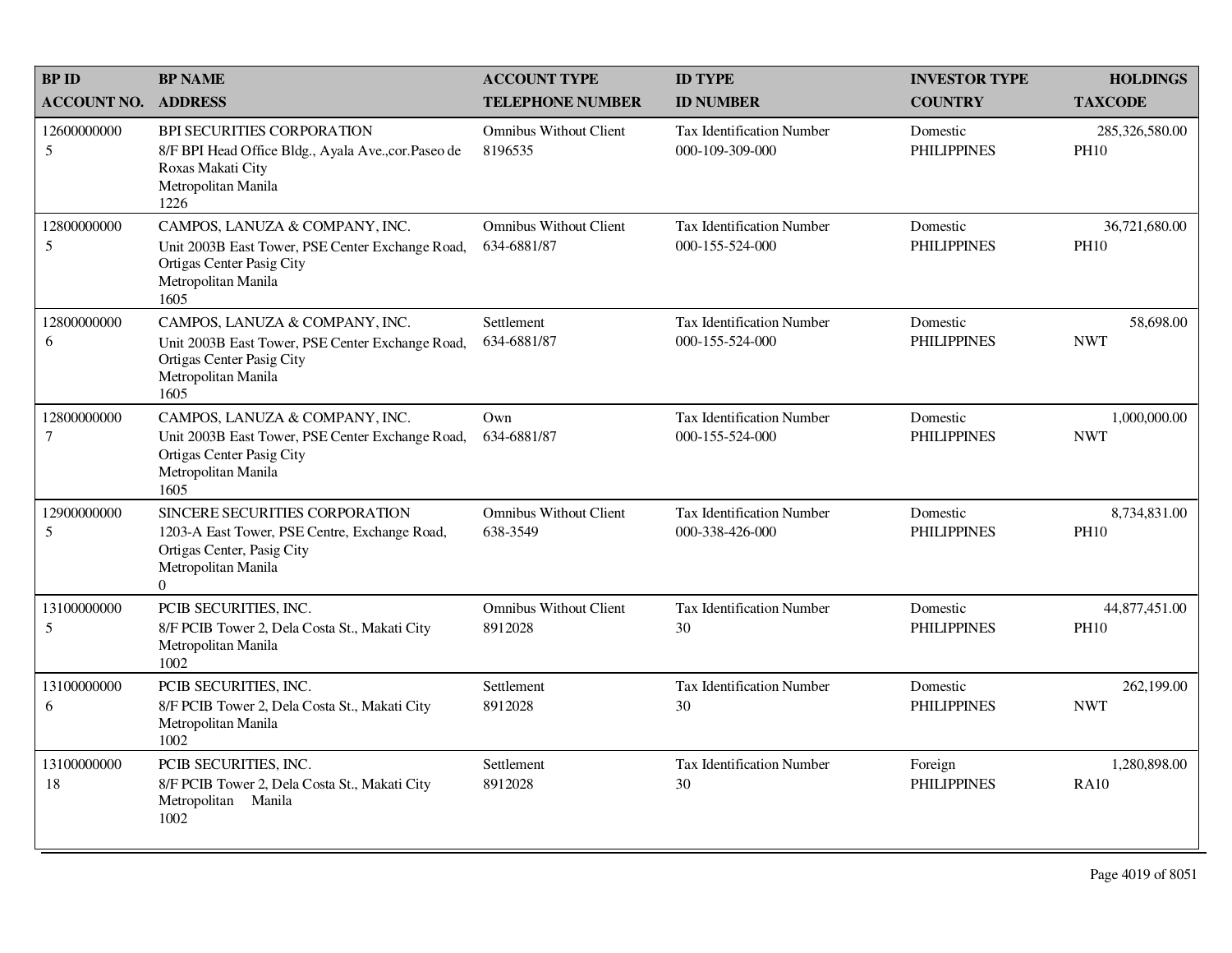| BP ID<br>ACCOUNT NO. | BP NAME<br>ADDRESS | ACCOUNT TYPE<br>TELEPHONE NUMBER | ID TYPE<br>ID NUMBER | INVESTOR TYPE<br>COUNTRY | HOLDINGS<br>TAXCODE |
|---|---|---|---|---|---|
| 12600000000<br>5 | BPI SECURITIES CORPORATION<br>8/F BPI Head Office Bldg., Ayala Ave.,cor.Paseo de Roxas Makati City<br>Metropolitan Manila<br>1226 | Omnibus Without Client<br>8196535 | Tax Identification Number<br>000-109-309-000 | Domestic<br>PHILIPPINES | 285,326,580.00<br>PH10 |
| 12800000000<br>5 | CAMPOS, LANUZA & COMPANY, INC.<br>Unit 2003B East Tower, PSE Center Exchange Road, Ortigas Center Pasig City<br>Metropolitan Manila<br>1605 | Omnibus Without Client<br>634-6881/87 | Tax Identification Number<br>000-155-524-000 | Domestic<br>PHILIPPINES | 36,721,680.00<br>PH10 |
| 12800000000<br>6 | CAMPOS, LANUZA & COMPANY, INC.<br>Unit 2003B East Tower, PSE Center Exchange Road, Ortigas Center Pasig City<br>Metropolitan Manila<br>1605 | Settlement<br>634-6881/87 | Tax Identification Number<br>000-155-524-000 | Domestic<br>PHILIPPINES | 58,698.00<br>NWT |
| 12800000000<br>7 | CAMPOS, LANUZA & COMPANY, INC.<br>Unit 2003B East Tower, PSE Center Exchange Road, Ortigas Center Pasig City<br>Metropolitan Manila<br>1605 | Own<br>634-6881/87 | Tax Identification Number<br>000-155-524-000 | Domestic<br>PHILIPPINES | 1,000,000.00<br>NWT |
| 12900000000<br>5 | SINCERE SECURITIES CORPORATION<br>1203-A East Tower, PSE Centre, Exchange Road, Ortigas Center, Pasig City<br>Metropolitan Manila<br>0 | Omnibus Without Client<br>638-3549 | Tax Identification Number<br>000-338-426-000 | Domestic<br>PHILIPPINES | 8,734,831.00<br>PH10 |
| 13100000000<br>5 | PCIB SECURITIES, INC.<br>8/F PCIB Tower 2, Dela Costa St., Makati City<br>Metropolitan Manila<br>1002 | Omnibus Without Client<br>8912028 | Tax Identification Number<br>30 | Domestic<br>PHILIPPINES | 44,877,451.00<br>PH10 |
| 13100000000<br>6 | PCIB SECURITIES, INC.<br>8/F PCIB Tower 2, Dela Costa St., Makati City<br>Metropolitan Manila<br>1002 | Settlement<br>8912028 | Tax Identification Number<br>30 | Domestic<br>PHILIPPINES | 262,199.00<br>NWT |
| 13100000000<br>18 | PCIB SECURITIES, INC.<br>8/F PCIB Tower 2, Dela Costa St., Makati City<br>Metropolitan Manila<br>1002 | Settlement<br>8912028 | Tax Identification Number<br>30 | Foreign<br>PHILIPPINES | 1,280,898.00<br>RA10 |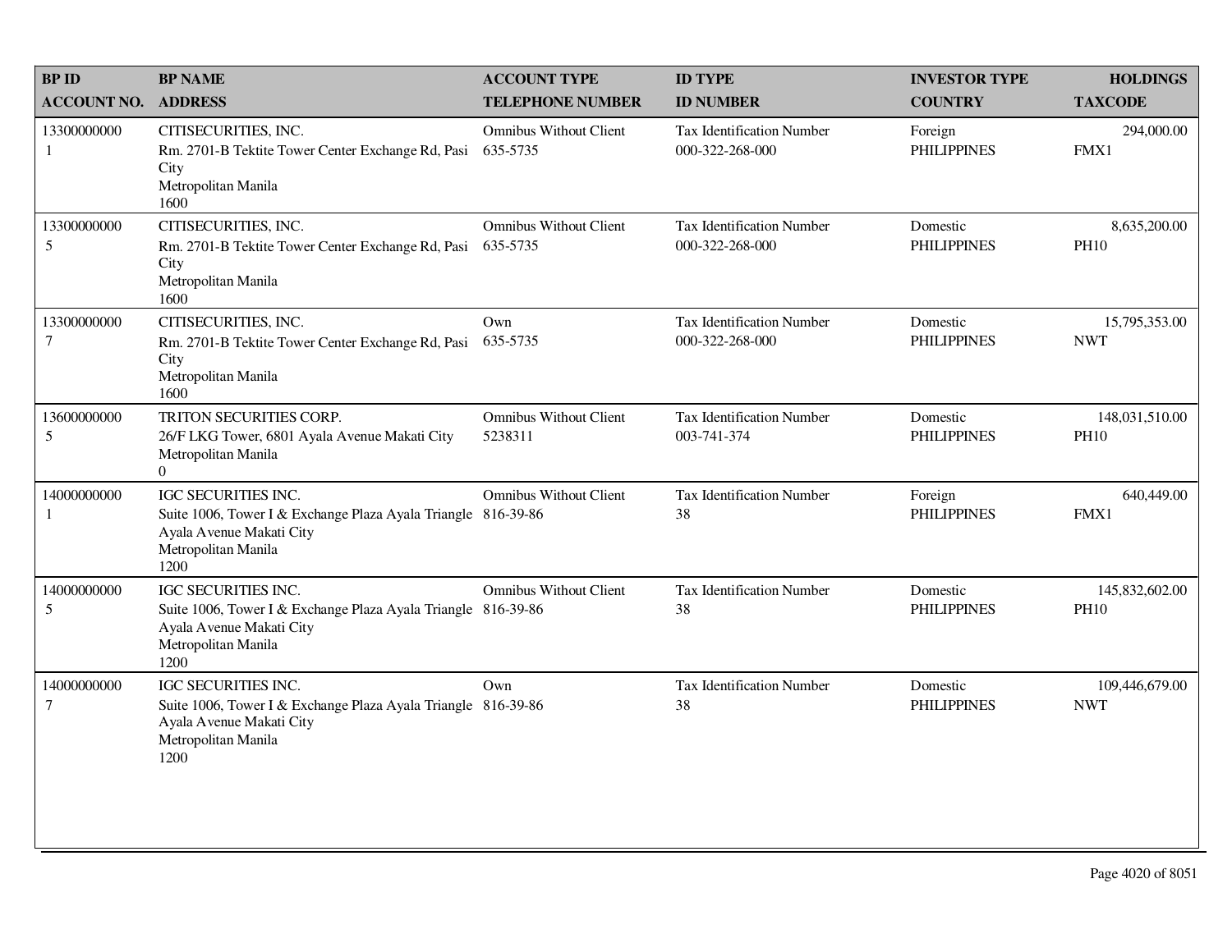| BP ID<br>ACCOUNT NO. | BP NAME<br>ADDRESS | ACCOUNT TYPE<br>TELEPHONE NUMBER | ID TYPE<br>ID NUMBER | INVESTOR TYPE<br>COUNTRY | HOLDINGS<br>TAXCODE |
|---|---|---|---|---|---|
| 13300000000<br>1 | CITISECURITIES, INC.<br>Rm. 2701-B Tektite Tower Center Exchange Rd, Pasi City<br>Metropolitan Manila<br>1600 | Omnibus Without Client<br>635-5735 | Tax Identification Number<br>000-322-268-000 | Foreign<br>PHILIPPINES | 294,000.00<br>FMX1 |
| 13300000000<br>5 | CITISECURITIES, INC.<br>Rm. 2701-B Tektite Tower Center Exchange Rd, Pasi City<br>Metropolitan Manila<br>1600 | Omnibus Without Client<br>635-5735 | Tax Identification Number<br>000-322-268-000 | Domestic<br>PHILIPPINES | 8,635,200.00<br>PH10 |
| 13300000000<br>7 | CITISECURITIES, INC.<br>Rm. 2701-B Tektite Tower Center Exchange Rd, Pasi City<br>Metropolitan Manila<br>1600 | Own<br>635-5735 | Tax Identification Number<br>000-322-268-000 | Domestic<br>PHILIPPINES | 15,795,353.00<br>NWT |
| 13600000000<br>5 | TRITON SECURITIES CORP.<br>26/F LKG Tower, 6801 Ayala Avenue Makati City<br>Metropolitan Manila<br>0 | Omnibus Without Client<br>5238311 | Tax Identification Number<br>003-741-374 | Domestic<br>PHILIPPINES | 148,031,510.00<br>PH10 |
| 14000000000<br>1 | IGC SECURITIES INC.<br>Suite 1006, Tower I & Exchange Plaza Ayala Triangle Ayala Avenue Makati City<br>Metropolitan Manila<br>1200 | Omnibus Without Client<br>816-39-86 | Tax Identification Number<br>38 | Foreign<br>PHILIPPINES | 640,449.00<br>FMX1 |
| 14000000000<br>5 | IGC SECURITIES INC.<br>Suite 1006, Tower I & Exchange Plaza Ayala Triangle Ayala Avenue Makati City<br>Metropolitan Manila<br>1200 | Omnibus Without Client<br>816-39-86 | Tax Identification Number<br>38 | Domestic<br>PHILIPPINES | 145,832,602.00<br>PH10 |
| 14000000000<br>7 | IGC SECURITIES INC.<br>Suite 1006, Tower I & Exchange Plaza Ayala Triangle Ayala Avenue Makati City<br>Metropolitan Manila<br>1200 | Own<br>816-39-86 | Tax Identification Number<br>38 | Domestic<br>PHILIPPINES | 109,446,679.00<br>NWT |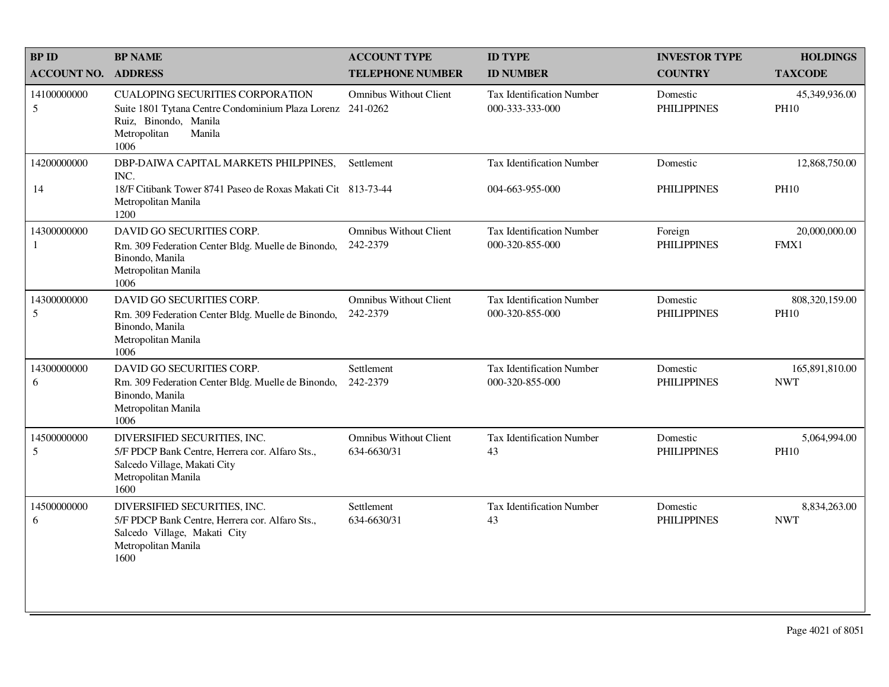| BP ID<br>ACCOUNT NO. | BP NAME<br>ADDRESS | ACCOUNT TYPE<br>TELEPHONE NUMBER | ID TYPE<br>ID NUMBER | INVESTOR TYPE<br>COUNTRY | HOLDINGS<br>TAXCODE |
|---|---|---|---|---|---|
| 14100000000<br>5 | CUALOPING SECURITIES CORPORATION<br>Suite 1801 Tytana Centre Condominium Plaza Lorenz Ruiz, Binondo, Manila<br>Metropolitan Manila<br>1006 | Omnibus Without Client<br>241-0262 | Tax Identification Number<br>000-333-333-000 | Domestic<br>PHILIPPINES | 45,349,936.00<br>PH10 |
| 14200000000<br>14 | DBP-DAIWA CAPITAL MARKETS PHILPPINES, INC.<br>18/F Citibank Tower 8741 Paseo de Roxas Makati Cit<br>Metropolitan Manila<br>1200 | Settlement<br>813-73-44 | Tax Identification Number<br>004-663-955-000 | Domestic<br>PHILIPPINES | 12,868,750.00<br>PH10 |
| 14300000000<br>1 | DAVID GO SECURITIES CORP.<br>Rm. 309 Federation Center Bldg. Muelle de Binondo, Binondo, Manila<br>Metropolitan Manila<br>1006 | Omnibus Without Client<br>242-2379 | Tax Identification Number<br>000-320-855-000 | Foreign<br>PHILIPPINES | 20,000,000.00<br>FMX1 |
| 14300000000<br>5 | DAVID GO SECURITIES CORP.<br>Rm. 309 Federation Center Bldg. Muelle de Binondo, Binondo, Manila<br>Metropolitan Manila<br>1006 | Omnibus Without Client<br>242-2379 | Tax Identification Number<br>000-320-855-000 | Domestic<br>PHILIPPINES | 808,320,159.00<br>PH10 |
| 14300000000<br>6 | DAVID GO SECURITIES CORP.<br>Rm. 309 Federation Center Bldg. Muelle de Binondo, Binondo, Manila<br>Metropolitan Manila<br>1006 | Settlement<br>242-2379 | Tax Identification Number<br>000-320-855-000 | Domestic<br>PHILIPPINES | 165,891,810.00<br>NWT |
| 14500000000<br>5 | DIVERSIFIED SECURITIES, INC.<br>5/F PDCP Bank Centre, Herrera cor. Alfaro Sts., Salcedo Village, Makati City<br>Metropolitan Manila<br>1600 | Omnibus Without Client<br>634-6630/31 | Tax Identification Number<br>43 | Domestic<br>PHILIPPINES | 5,064,994.00<br>PH10 |
| 14500000000<br>6 | DIVERSIFIED SECURITIES, INC.<br>5/F PDCP Bank Centre, Herrera cor. Alfaro Sts., Salcedo Village, Makati City<br>Metropolitan Manila<br>1600 | Settlement<br>634-6630/31 | Tax Identification Number<br>43 | Domestic<br>PHILIPPINES | 8,834,263.00<br>NWT |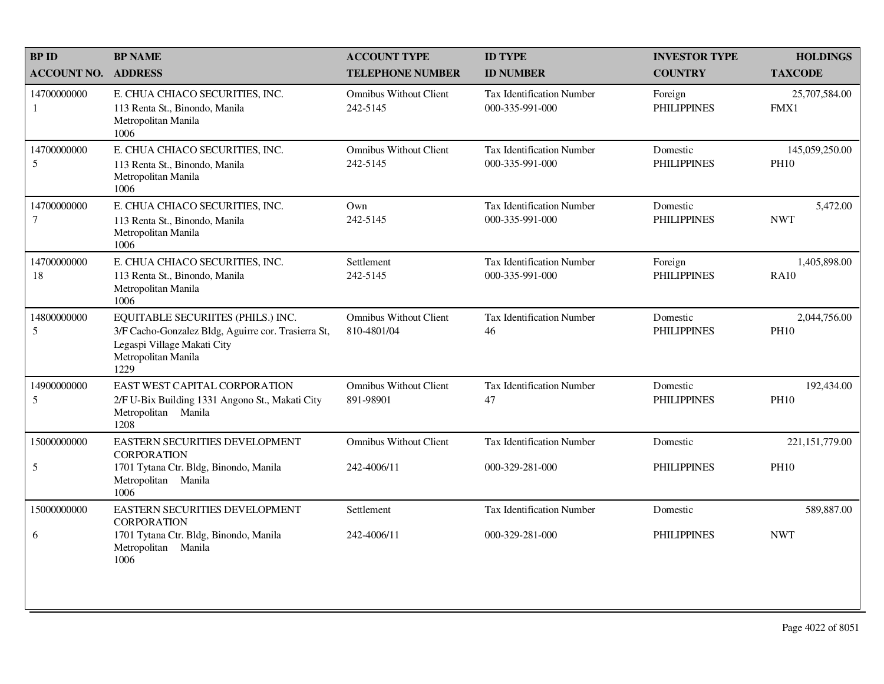| BP ID<br>ACCOUNT NO. | BP NAME<br>ADDRESS | ACCOUNT TYPE<br>TELEPHONE NUMBER | ID TYPE<br>ID NUMBER | INVESTOR TYPE<br>COUNTRY | HOLDINGS<br>TAXCODE |
|---|---|---|---|---|---|
| 14700000000<br>1 | E. CHUA CHIACO SECURITIES, INC.<br>113 Renta St., Binondo, Manila<br>Metropolitan Manila<br>1006 | Omnibus Without Client<br>242-5145 | Tax Identification Number<br>000-335-991-000 | Foreign<br>PHILIPPINES | 25,707,584.00<br>FMX1 |
| 14700000000<br>5 | E. CHUA CHIACO SECURITIES, INC.<br>113 Renta St., Binondo, Manila<br>Metropolitan Manila<br>1006 | Omnibus Without Client<br>242-5145 | Tax Identification Number<br>000-335-991-000 | Domestic<br>PHILIPPINES | 145,059,250.00<br>PH10 |
| 14700000000<br>7 | E. CHUA CHIACO SECURITIES, INC.<br>113 Renta St., Binondo, Manila<br>Metropolitan Manila<br>1006 | Own<br>242-5145 | Tax Identification Number<br>000-335-991-000 | Domestic<br>PHILIPPINES | 5,472.00<br>NWT |
| 14700000000<br>18 | E. CHUA CHIACO SECURITIES, INC.<br>113 Renta St., Binondo, Manila<br>Metropolitan Manila<br>1006 | Settlement<br>242-5145 | Tax Identification Number<br>000-335-991-000 | Foreign<br>PHILIPPINES | 1,405,898.00<br>RA10 |
| 14800000000<br>5 | EQUITABLE SECURIITES (PHILS.) INC.<br>3/F Cacho-Gonzalez Bldg, Aguirre cor. Trasierra St, Legaspi Village Makati City<br>Metropolitan Manila<br>1229 | Omnibus Without Client<br>810-4801/04 | Tax Identification Number<br>46 | Domestic<br>PHILIPPINES | 2,044,756.00<br>PH10 |
| 14900000000<br>5 | EAST WEST CAPITAL CORPORATION<br>2/F U-Bix Building 1331 Angono St., Makati City<br>Metropolitan Manila<br>1208 | Omnibus Without Client<br>891-98901 | Tax Identification Number<br>47 | Domestic<br>PHILIPPINES | 192,434.00<br>PH10 |
| 15000000000<br>5 | EASTERN SECURITIES DEVELOPMENT CORPORATION<br>1701 Tytana Ctr. Bldg, Binondo, Manila<br>Metropolitan Manila<br>1006 | Omnibus Without Client<br>242-4006/11 | Tax Identification Number<br>000-329-281-000 | Domestic<br>PHILIPPINES | 221,151,779.00<br>PH10 |
| 15000000000<br>6 | EASTERN SECURITIES DEVELOPMENT CORPORATION<br>1701 Tytana Ctr. Bldg, Binondo, Manila<br>Metropolitan Manila<br>1006 | Settlement<br>242-4006/11 | Tax Identification Number<br>000-329-281-000 | Domestic<br>PHILIPPINES | 589,887.00<br>NWT |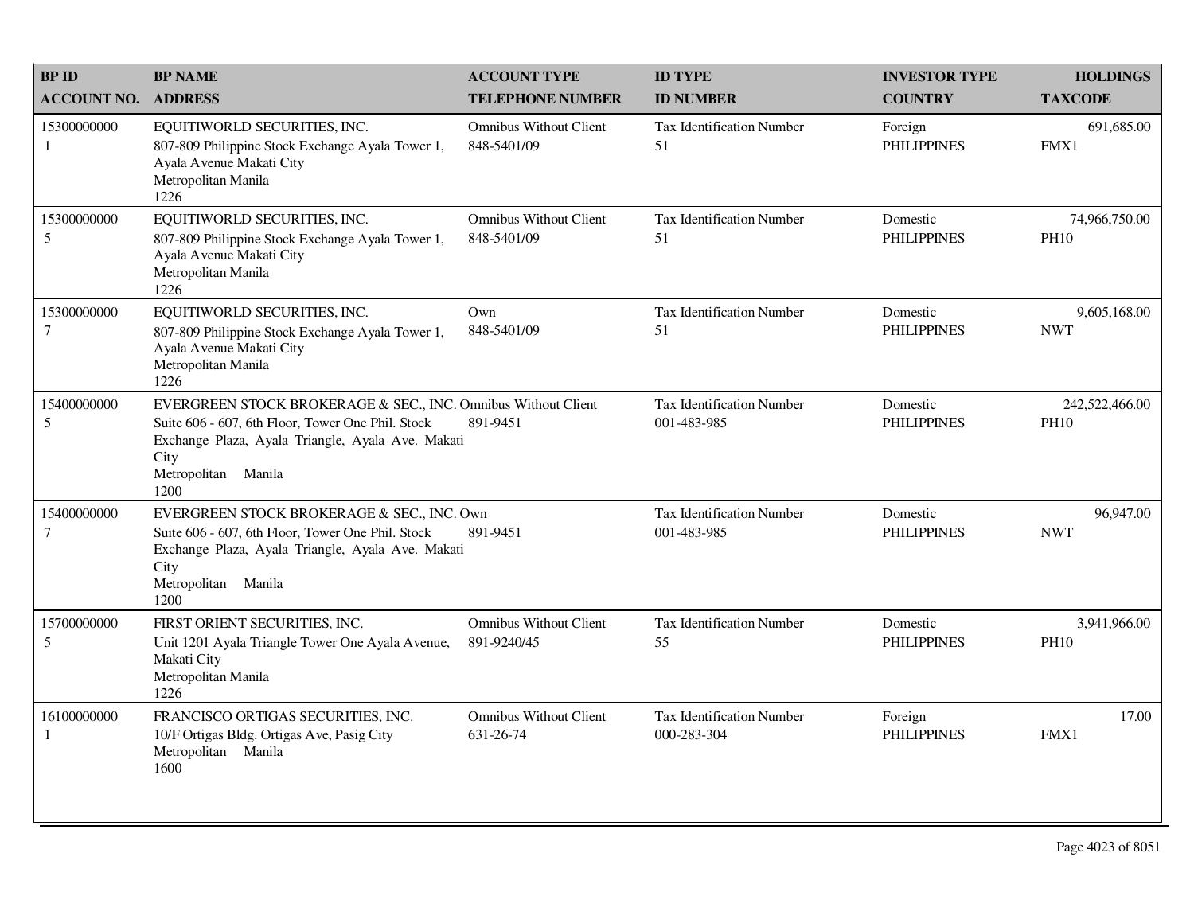| BP ID<br>ACCOUNT NO. | BP NAME<br>ADDRESS | ACCOUNT TYPE<br>TELEPHONE NUMBER | ID TYPE<br>ID NUMBER | INVESTOR TYPE<br>COUNTRY | HOLDINGS<br>TAXCODE |
|---|---|---|---|---|---|
| 15300000000<br>1 | EQUITIWORLD SECURITIES, INC.<br>807-809 Philippine Stock Exchange Ayala Tower 1, Ayala Avenue Makati City<br>Metropolitan Manila<br>1226 | Omnibus Without Client<br>848-5401/09 | Tax Identification Number<br>51 | Foreign<br>PHILIPPINES | 691,685.00<br>FMX1 |
| 15300000000<br>5 | EQUITIWORLD SECURITIES, INC.<br>807-809 Philippine Stock Exchange Ayala Tower 1, Ayala Avenue Makati City<br>Metropolitan Manila<br>1226 | Omnibus Without Client<br>848-5401/09 | Tax Identification Number<br>51 | Domestic<br>PHILIPPINES | 74,966,750.00<br>PH10 |
| 15300000000<br>7 | EQUITIWORLD SECURITIES, INC.<br>807-809 Philippine Stock Exchange Ayala Tower 1, Ayala Avenue Makati City<br>Metropolitan Manila<br>1226 | Own<br>848-5401/09 | Tax Identification Number<br>51 | Domestic<br>PHILIPPINES | 9,605,168.00<br>NWT |
| 15400000000<br>5 | EVERGREEN STOCK BROKERAGE & SEC., INC.<br>Suite 606 - 607, 6th Floor, Tower One Phil. Stock Exchange Plaza, Ayala Triangle, Ayala Ave. Makati City<br>Metropolitan Manila<br>1200 | Omnibus Without Client<br>891-9451 | Tax Identification Number<br>001-483-985 | Domestic<br>PHILIPPINES | 242,522,466.00<br>PH10 |
| 15400000000<br>7 | EVERGREEN STOCK BROKERAGE & SEC., INC.<br>Suite 606 - 607, 6th Floor, Tower One Phil. Stock Exchange Plaza, Ayala Triangle, Ayala Ave. Makati City<br>Metropolitan Manila<br>1200 | Own<br>891-9451 | Tax Identification Number<br>001-483-985 | Domestic<br>PHILIPPINES | 96,947.00<br>NWT |
| 15700000000<br>5 | FIRST ORIENT SECURITIES, INC.<br>Unit 1201 Ayala Triangle Tower One Ayala Avenue, Makati City<br>Metropolitan Manila<br>1226 | Omnibus Without Client<br>891-9240/45 | Tax Identification Number<br>55 | Domestic<br>PHILIPPINES | 3,941,966.00<br>PH10 |
| 16100000000<br>1 | FRANCISCO ORTIGAS SECURITIES, INC.<br>10/F Ortigas Bldg. Ortigas Ave, Pasig City<br>Metropolitan Manila<br>1600 | Omnibus Without Client<br>631-26-74 | Tax Identification Number<br>000-283-304 | Foreign<br>PHILIPPINES | 17.00<br>FMX1 |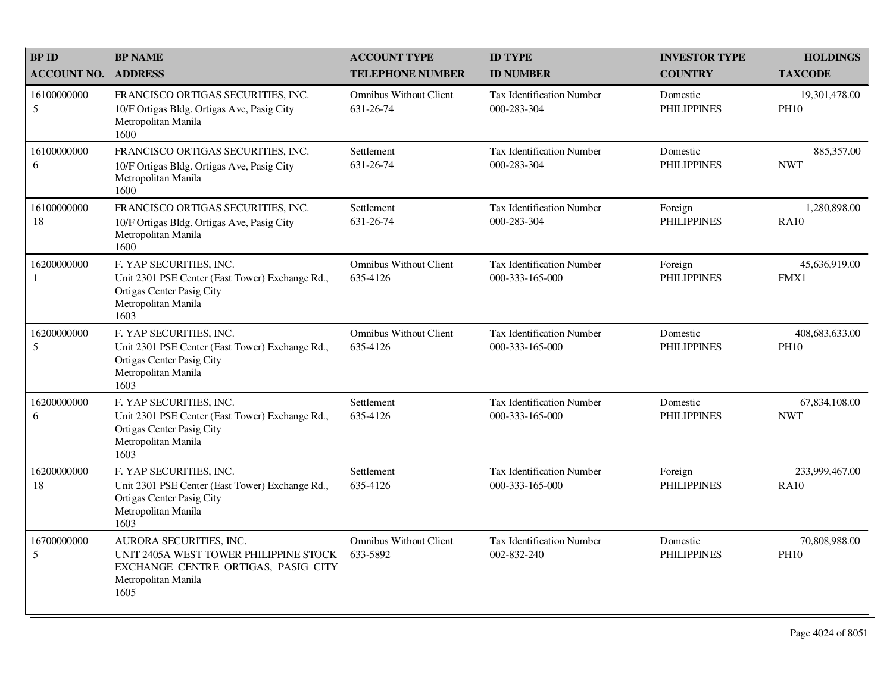| BP ID<br>ACCOUNT NO. | BP NAME<br>ADDRESS | ACCOUNT TYPE<br>TELEPHONE NUMBER | ID TYPE<br>ID NUMBER | INVESTOR TYPE<br>COUNTRY | HOLDINGS<br>TAXCODE |
|---|---|---|---|---|---|
| 16100000000<br>5 | FRANCISCO ORTIGAS SECURITIES, INC.<br>10/F Ortigas Bldg. Ortigas Ave, Pasig City<br>Metropolitan Manila<br>1600 | Omnibus Without Client<br>631-26-74 | Tax Identification Number<br>000-283-304 | Domestic<br>PHILIPPINES | 19,301,478.00<br>PH10 |
| 16100000000<br>6 | FRANCISCO ORTIGAS SECURITIES, INC.<br>10/F Ortigas Bldg. Ortigas Ave, Pasig City<br>Metropolitan Manila<br>1600 | Settlement<br>631-26-74 | Tax Identification Number<br>000-283-304 | Domestic<br>PHILIPPINES | 885,357.00<br>NWT |
| 16100000000<br>18 | FRANCISCO ORTIGAS SECURITIES, INC.<br>10/F Ortigas Bldg. Ortigas Ave, Pasig City<br>Metropolitan Manila<br>1600 | Settlement<br>631-26-74 | Tax Identification Number<br>000-283-304 | Foreign<br>PHILIPPINES | 1,280,898.00<br>RA10 |
| 16200000000<br>1 | F. YAP SECURITIES, INC.<br>Unit 2301 PSE Center (East Tower) Exchange Rd.,<br>Ortigas Center Pasig City<br>Metropolitan Manila<br>1603 | Omnibus Without Client<br>635-4126 | Tax Identification Number<br>000-333-165-000 | Foreign<br>PHILIPPINES | 45,636,919.00<br>FMX1 |
| 16200000000<br>5 | F. YAP SECURITIES, INC.<br>Unit 2301 PSE Center (East Tower) Exchange Rd.,<br>Ortigas Center Pasig City<br>Metropolitan Manila<br>1603 | Omnibus Without Client<br>635-4126 | Tax Identification Number<br>000-333-165-000 | Domestic<br>PHILIPPINES | 408,683,633.00<br>PH10 |
| 16200000000<br>6 | F. YAP SECURITIES, INC.<br>Unit 2301 PSE Center (East Tower) Exchange Rd.,<br>Ortigas Center Pasig City<br>Metropolitan Manila<br>1603 | Settlement<br>635-4126 | Tax Identification Number<br>000-333-165-000 | Domestic<br>PHILIPPINES | 67,834,108.00<br>NWT |
| 16200000000<br>18 | F. YAP SECURITIES, INC.<br>Unit 2301 PSE Center (East Tower) Exchange Rd.,<br>Ortigas Center Pasig City<br>Metropolitan Manila<br>1603 | Settlement<br>635-4126 | Tax Identification Number<br>000-333-165-000 | Foreign<br>PHILIPPINES | 233,999,467.00<br>RA10 |
| 16700000000<br>5 | AURORA SECURITIES, INC.<br>UNIT 2405A WEST TOWER PHILIPPINE STOCK EXCHANGE CENTRE ORTIGAS, PASIG CITY<br>Metropolitan Manila<br>1605 | Omnibus Without Client<br>633-5892 | Tax Identification Number<br>002-832-240 | Domestic<br>PHILIPPINES | 70,808,988.00<br>PH10 |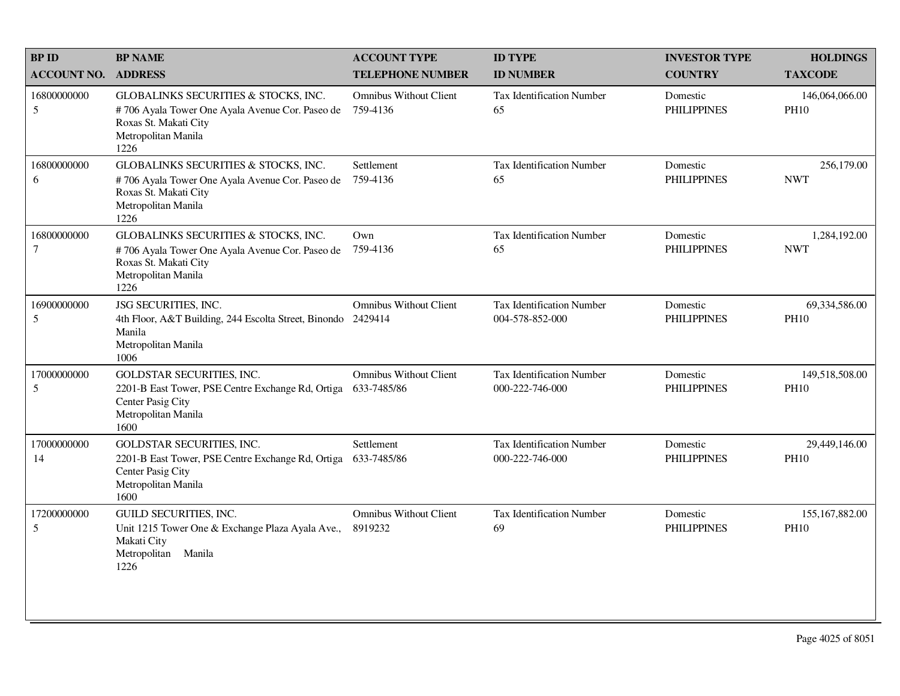| BP ID<br>ACCOUNT NO. | BP NAME<br>ADDRESS | ACCOUNT TYPE<br>TELEPHONE NUMBER | ID TYPE<br>ID NUMBER | INVESTOR TYPE<br>COUNTRY | HOLDINGS<br>TAXCODE |
|---|---|---|---|---|---|
| 16800000000<br>5 | GLOBALINKS SECURITIES & STOCKS, INC.<br># 706 Ayala Tower One Ayala Avenue Cor. Paseo de Roxas St. Makati City<br>Metropolitan Manila<br>1226 | Omnibus Without Client<br>759-4136 | Tax Identification Number<br>65 | Domestic<br>PHILIPPINES | 146,064,066.00<br>PH10 |
| 16800000000<br>6 | GLOBALINKS SECURITIES & STOCKS, INC.<br># 706 Ayala Tower One Ayala Avenue Cor. Paseo de Roxas St. Makati City<br>Metropolitan Manila<br>1226 | Settlement<br>759-4136 | Tax Identification Number<br>65 | Domestic<br>PHILIPPINES | 256,179.00<br>NWT |
| 16800000000<br>7 | GLOBALINKS SECURITIES & STOCKS, INC.<br># 706 Ayala Tower One Ayala Avenue Cor. Paseo de Roxas St. Makati City<br>Metropolitan Manila<br>1226 | Own<br>759-4136 | Tax Identification Number<br>65 | Domestic<br>PHILIPPINES | 1,284,192.00<br>NWT |
| 16900000000<br>5 | JSG SECURITIES, INC.<br>4th Floor, A&T Building, 244 Escolta Street, Binondo Manila<br>Metropolitan Manila<br>1006 | Omnibus Without Client<br>2429414 | Tax Identification Number<br>004-578-852-000 | Domestic<br>PHILIPPINES | 69,334,586.00<br>PH10 |
| 17000000000<br>5 | GOLDSTAR SECURITIES, INC.<br>2201-B East Tower, PSE Centre Exchange Rd, Ortiga Center Pasig City<br>Metropolitan Manila<br>1600 | Omnibus Without Client<br>633-7485/86 | Tax Identification Number<br>000-222-746-000 | Domestic<br>PHILIPPINES | 149,518,508.00<br>PH10 |
| 17000000000<br>14 | GOLDSTAR SECURITIES, INC.<br>2201-B East Tower, PSE Centre Exchange Rd, Ortiga Center Pasig City<br>Metropolitan Manila<br>1600 | Settlement<br>633-7485/86 | Tax Identification Number<br>000-222-746-000 | Domestic<br>PHILIPPINES | 29,449,146.00<br>PH10 |
| 17200000000<br>5 | GUILD SECURITIES, INC.<br>Unit 1215 Tower One & Exchange Plaza Ayala Ave., Makati City<br>Metropolitan Manila<br>1226 | Omnibus Without Client<br>8919232 | Tax Identification Number<br>69 | Domestic<br>PHILIPPINES | 155,167,882.00<br>PH10 |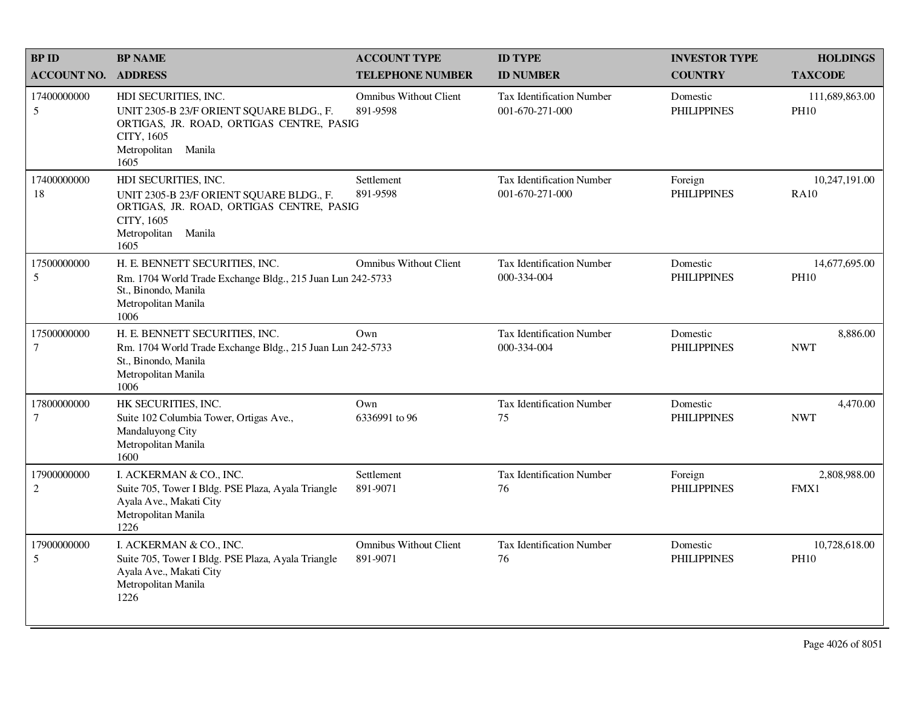| BP ID<br>ACCOUNT NO. | BP NAME<br>ADDRESS | ACCOUNT TYPE<br>TELEPHONE NUMBER | ID TYPE<br>ID NUMBER | INVESTOR TYPE<br>COUNTRY | HOLDINGS<br>TAXCODE |
|---|---|---|---|---|---|
| 17400000000<br>5 | HDI SECURITIES, INC.<br>UNIT 2305-B 23/F ORIENT SQUARE BLDG., F. ORTIGAS, JR. ROAD, ORTIGAS CENTRE, PASIG CITY, 1605<br>Metropolitan Manila<br>1605 | Omnibus Without Client<br>891-9598 | Tax Identification Number<br>001-670-271-000 | Domestic<br>PHILIPPINES | 111,689,863.00<br>PH10 |
| 17400000000<br>18 | HDI SECURITIES, INC.<br>UNIT 2305-B 23/F ORIENT SQUARE BLDG., F. ORTIGAS, JR. ROAD, ORTIGAS CENTRE, PASIG CITY, 1605<br>Metropolitan Manila<br>1605 | Settlement<br>891-9598 | Tax Identification Number<br>001-670-271-000 | Foreign<br>PHILIPPINES | 10,247,191.00<br>RA10 |
| 17500000000<br>5 | H. E. BENNETT SECURITIES, INC.<br>Rm. 1704 World Trade Exchange Bldg., 215 Juan Luna St., Binondo, Manila<br>Metropolitan Manila<br>1006 | Omnibus Without Client<br>242-5733 | Tax Identification Number<br>000-334-004 | Domestic<br>PHILIPPINES | 14,677,695.00<br>PH10 |
| 17500000000<br>7 | H. E. BENNETT SECURITIES, INC.<br>Rm. 1704 World Trade Exchange Bldg., 215 Juan Luna St., Binondo, Manila<br>Metropolitan Manila<br>1006 | Own<br>242-5733 | Tax Identification Number<br>000-334-004 | Domestic<br>PHILIPPINES | 8,886.00<br>NWT |
| 17800000000<br>7 | HK SECURITIES, INC.<br>Suite 102 Columbia Tower, Ortigas Ave., Mandaluyong City<br>Metropolitan Manila<br>1600 | Own<br>6336991 to 96 | Tax Identification Number<br>75 | Domestic<br>PHILIPPINES | 4,470.00<br>NWT |
| 17900000000<br>2 | I. ACKERMAN & CO., INC.<br>Suite 705, Tower I Bldg. PSE Plaza, Ayala Triangle Ayala Ave., Makati City<br>Metropolitan Manila<br>1226 | Settlement<br>891-9071 | Tax Identification Number<br>76 | Foreign<br>PHILIPPINES | 2,808,988.00<br>FMX1 |
| 17900000000<br>5 | I. ACKERMAN & CO., INC.<br>Suite 705, Tower I Bldg. PSE Plaza, Ayala Triangle Ayala Ave., Makati City<br>Metropolitan Manila<br>1226 | Omnibus Without Client<br>891-9071 | Tax Identification Number<br>76 | Domestic<br>PHILIPPINES | 10,728,618.00<br>PH10 |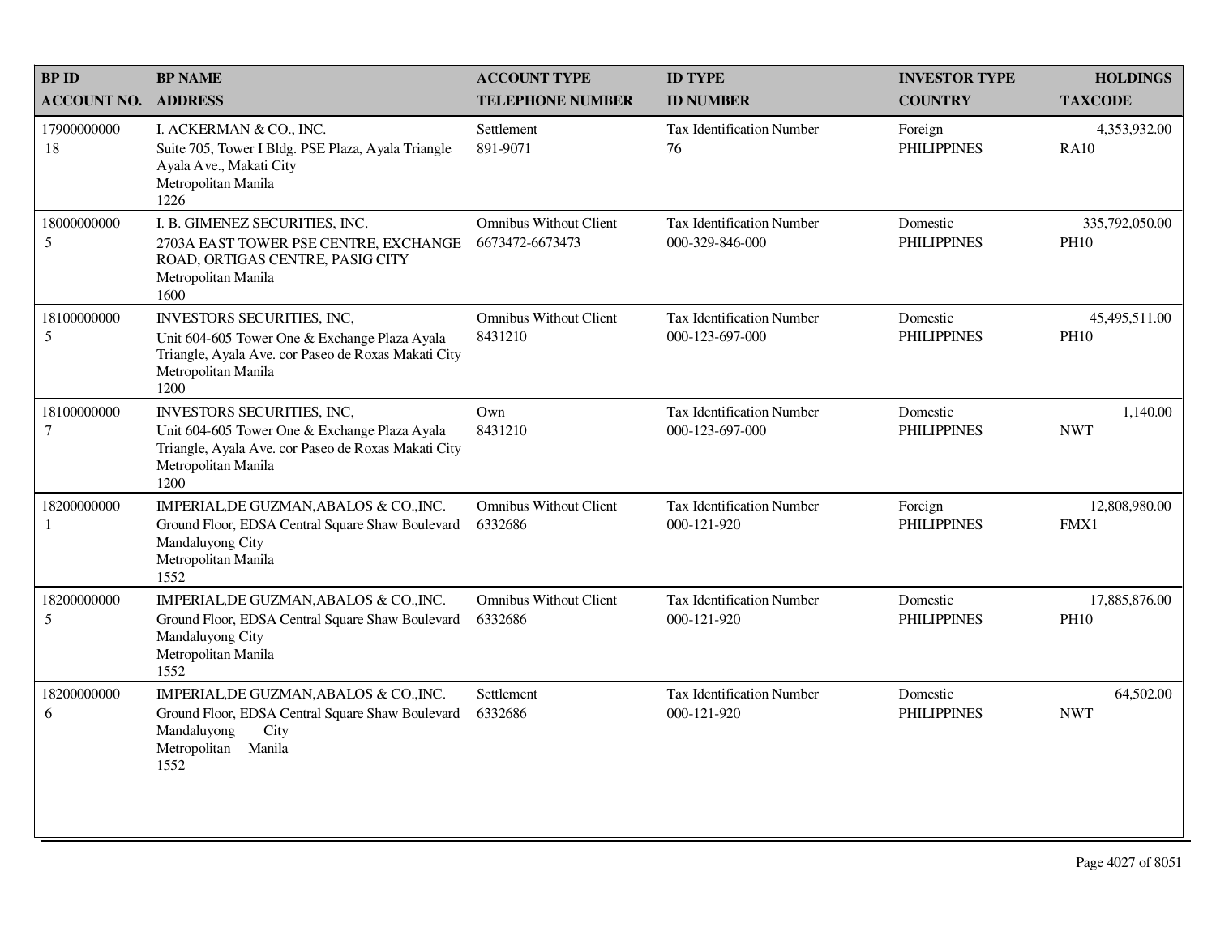| BP ID<br>ACCOUNT NO. | BP NAME<br>ADDRESS | ACCOUNT TYPE<br>TELEPHONE NUMBER | ID TYPE<br>ID NUMBER | INVESTOR TYPE<br>COUNTRY | HOLDINGS<br>TAXCODE |
|---|---|---|---|---|---|
| 17900000000<br>18 | I. ACKERMAN & CO., INC.<br>Suite 705, Tower I Bldg. PSE Plaza, Ayala Triangle Ayala Ave., Makati City<br>Metropolitan Manila<br>1226 | Settlement<br>891-9071 | Tax Identification Number<br>76 | Foreign<br>PHILIPPINES | 4,353,932.00<br>RA10 |
| 18000000000<br>5 | I. B. GIMENEZ SECURITIES, INC.<br>2703A EAST TOWER PSE CENTRE, EXCHANGE ROAD, ORTIGAS CENTRE, PASIG CITY<br>Metropolitan Manila<br>1600 | Omnibus Without Client<br>6673472-6673473 | Tax Identification Number<br>000-329-846-000 | Domestic<br>PHILIPPINES | 335,792,050.00<br>PH10 |
| 18100000000<br>5 | INVESTORS SECURITIES, INC,<br>Unit 604-605 Tower One & Exchange Plaza Ayala Triangle, Ayala Ave. cor Paseo de Roxas Makati City<br>Metropolitan Manila<br>1200 | Omnibus Without Client<br>8431210 | Tax Identification Number<br>000-123-697-000 | Domestic<br>PHILIPPINES | 45,495,511.00<br>PH10 |
| 18100000000<br>7 | INVESTORS SECURITIES, INC,<br>Unit 604-605 Tower One & Exchange Plaza Ayala Triangle, Ayala Ave. cor Paseo de Roxas Makati City<br>Metropolitan Manila<br>1200 | Own<br>8431210 | Tax Identification Number<br>000-123-697-000 | Domestic<br>PHILIPPINES | 1,140.00<br>NWT |
| 18200000000<br>1 | IMPERIAL,DE GUZMAN,ABALOS & CO.,INC.<br>Ground Floor, EDSA Central Square Shaw Boulevard Mandaluyong City<br>Metropolitan Manila<br>1552 | Omnibus Without Client<br>6332686 | Tax Identification Number<br>000-121-920 | Foreign<br>PHILIPPINES | 12,808,980.00<br>FMX1 |
| 18200000000<br>5 | IMPERIAL,DE GUZMAN,ABALOS & CO.,INC.<br>Ground Floor, EDSA Central Square Shaw Boulevard Mandaluyong City<br>Metropolitan Manila<br>1552 | Omnibus Without Client<br>6332686 | Tax Identification Number<br>000-121-920 | Domestic<br>PHILIPPINES | 17,885,876.00<br>PH10 |
| 18200000000<br>6 | IMPERIAL,DE GUZMAN,ABALOS & CO.,INC.<br>Ground Floor, EDSA Central Square Shaw Boulevard Mandaluyong City<br>Metropolitan Manila<br>1552 | Settlement<br>6332686 | Tax Identification Number<br>000-121-920 | Domestic<br>PHILIPPINES | 64,502.00<br>NWT |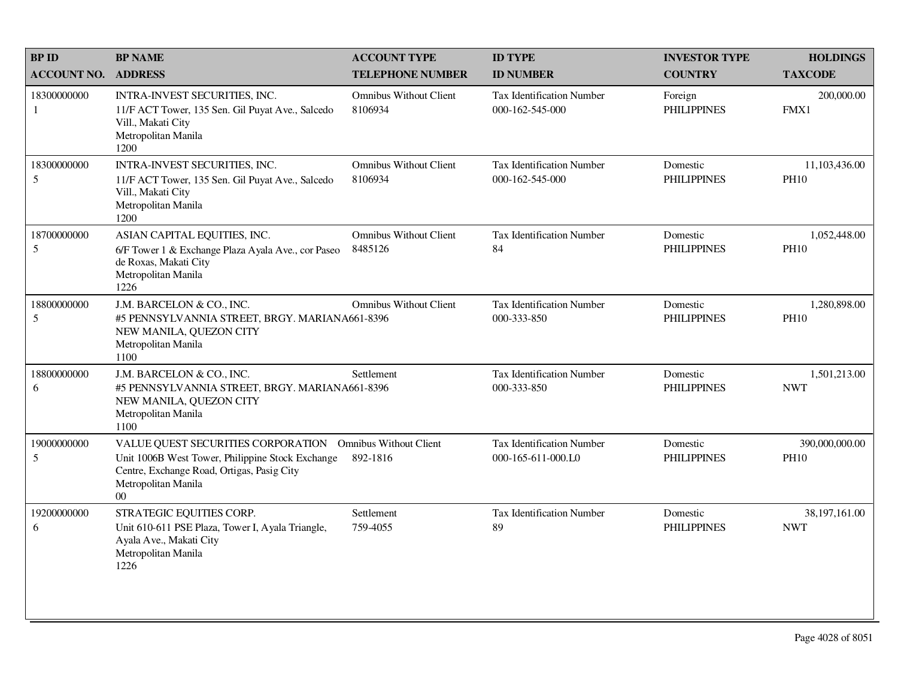| BP ID<br>ACCOUNT NO. | BP NAME<br>ADDRESS | ACCOUNT TYPE<br>TELEPHONE NUMBER | ID TYPE<br>ID NUMBER | INVESTOR TYPE<br>COUNTRY | HOLDINGS<br>TAXCODE |
|---|---|---|---|---|---|
| 18300000000<br>1 | INTRA-INVEST SECURITIES, INC.<br>11/F ACT Tower, 135 Sen. Gil Puyat Ave., Salcedo Vill., Makati City<br>Metropolitan Manila<br>1200 | Omnibus Without Client<br>8106934 | Tax Identification Number<br>000-162-545-000 | Foreign<br>PHILIPPINES | 200,000.00<br>FMX1 |
| 18300000000<br>5 | INTRA-INVEST SECURITIES, INC.<br>11/F ACT Tower, 135 Sen. Gil Puyat Ave., Salcedo Vill., Makati City<br>Metropolitan Manila<br>1200 | Omnibus Without Client<br>8106934 | Tax Identification Number<br>000-162-545-000 | Domestic<br>PHILIPPINES | 11,103,436.00<br>PH10 |
| 18700000000<br>5 | ASIAN CAPITAL EQUITIES, INC.<br>6/F Tower 1 & Exchange Plaza Ayala Ave., cor Paseo de Roxas, Makati City<br>Metropolitan Manila<br>1226 | Omnibus Without Client<br>8485126 | Tax Identification Number<br>84 | Domestic<br>PHILIPPINES | 1,052,448.00<br>PH10 |
| 18800000000<br>5 | J.M. BARCELON & CO., INC.<br>#5 PENNSYLVANNIA STREET, BRGY. MARIANA NEW MANILA, QUEZON CITY<br>Metropolitan Manila<br>1100 | Omnibus Without Client<br>661-8396 | Tax Identification Number<br>000-333-850 | Domestic<br>PHILIPPINES | 1,280,898.00<br>PH10 |
| 18800000000<br>6 | J.M. BARCELON & CO., INC.<br>#5 PENNSYLVANNIA STREET, BRGY. MARIANA NEW MANILA, QUEZON CITY<br>Metropolitan Manila<br>1100 | Settlement<br>661-8396 | Tax Identification Number<br>000-333-850 | Domestic<br>PHILIPPINES | 1,501,213.00<br>NWT |
| 19000000000<br>5 | VALUE QUEST SECURITIES CORPORATION<br>Unit 1006B West Tower, Philippine Stock Exchange Centre, Exchange Road, Ortigas, Pasig City<br>Metropolitan Manila<br>00 | Omnibus Without Client<br>892-1816 | Tax Identification Number<br>000-165-611-000.L0 | Domestic<br>PHILIPPINES | 390,000,000.00<br>PH10 |
| 19200000000<br>6 | STRATEGIC EQUITIES CORP.<br>Unit 610-611 PSE Plaza, Tower I, Ayala Triangle, Ayala Ave., Makati City<br>Metropolitan Manila<br>1226 | Settlement<br>759-4055 | Tax Identification Number<br>89 | Domestic<br>PHILIPPINES | 38,197,161.00<br>NWT |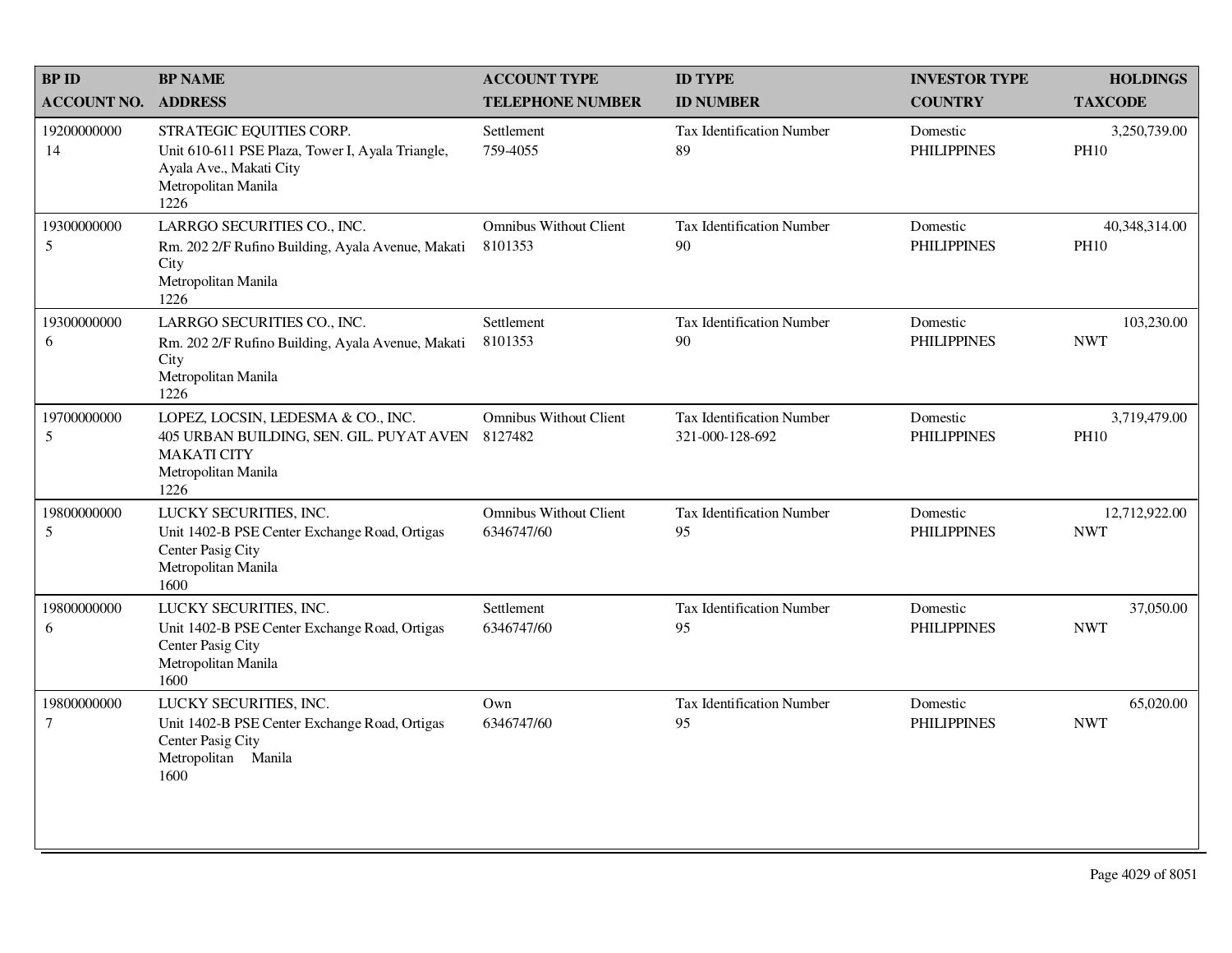| BP ID<br>ACCOUNT NO. | BP NAME<br>ADDRESS | ACCOUNT TYPE<br>TELEPHONE NUMBER | ID TYPE<br>ID NUMBER | INVESTOR TYPE<br>COUNTRY | HOLDINGS<br>TAXCODE |
|---|---|---|---|---|---|
| 19200000000<br>14 | STRATEGIC EQUITIES CORP.<br>Unit 610-611 PSE Plaza, Tower I, Ayala Triangle, Ayala Ave., Makati City<br>Metropolitan Manila<br>1226 | Settlement<br>759-4055 | Tax Identification Number<br>89 | Domestic<br>PHILIPPINES | 3,250,739.00<br>PH10 |
| 19300000000<br>5 | LARRGO SECURITIES CO., INC.<br>Rm. 202 2/F Rufino Building, Ayala Avenue, Makati City<br>Metropolitan Manila<br>1226 | Omnibus Without Client<br>8101353 | Tax Identification Number<br>90 | Domestic<br>PHILIPPINES | 40,348,314.00<br>PH10 |
| 19300000000<br>6 | LARRGO SECURITIES CO., INC.<br>Rm. 202 2/F Rufino Building, Ayala Avenue, Makati City<br>Metropolitan Manila<br>1226 | Settlement<br>8101353 | Tax Identification Number<br>90 | Domestic<br>PHILIPPINES | 103,230.00<br>NWT |
| 19700000000<br>5 | LOPEZ, LOCSIN, LEDESMA & CO., INC.<br>405 URBAN BUILDING, SEN. GIL. PUYAT AVEN MAKATI CITY<br>Metropolitan Manila<br>1226 | Omnibus Without Client<br>8127482 | Tax Identification Number<br>321-000-128-692 | Domestic<br>PHILIPPINES | 3,719,479.00<br>PH10 |
| 19800000000<br>5 | LUCKY SECURITIES, INC.<br>Unit 1402-B PSE Center Exchange Road, Ortigas Center Pasig City<br>Metropolitan Manila<br>1600 | Omnibus Without Client<br>6346747/60 | Tax Identification Number<br>95 | Domestic<br>PHILIPPINES | 12,712,922.00<br>NWT |
| 19800000000<br>6 | LUCKY SECURITIES, INC.<br>Unit 1402-B PSE Center Exchange Road, Ortigas Center Pasig City<br>Metropolitan Manila<br>1600 | Settlement<br>6346747/60 | Tax Identification Number<br>95 | Domestic<br>PHILIPPINES | 37,050.00<br>NWT |
| 19800000000<br>7 | LUCKY SECURITIES, INC.<br>Unit 1402-B PSE Center Exchange Road, Ortigas Center Pasig City<br>Metropolitan Manila<br>1600 | Own<br>6346747/60 | Tax Identification Number<br>95 | Domestic<br>PHILIPPINES | 65,020.00<br>NWT |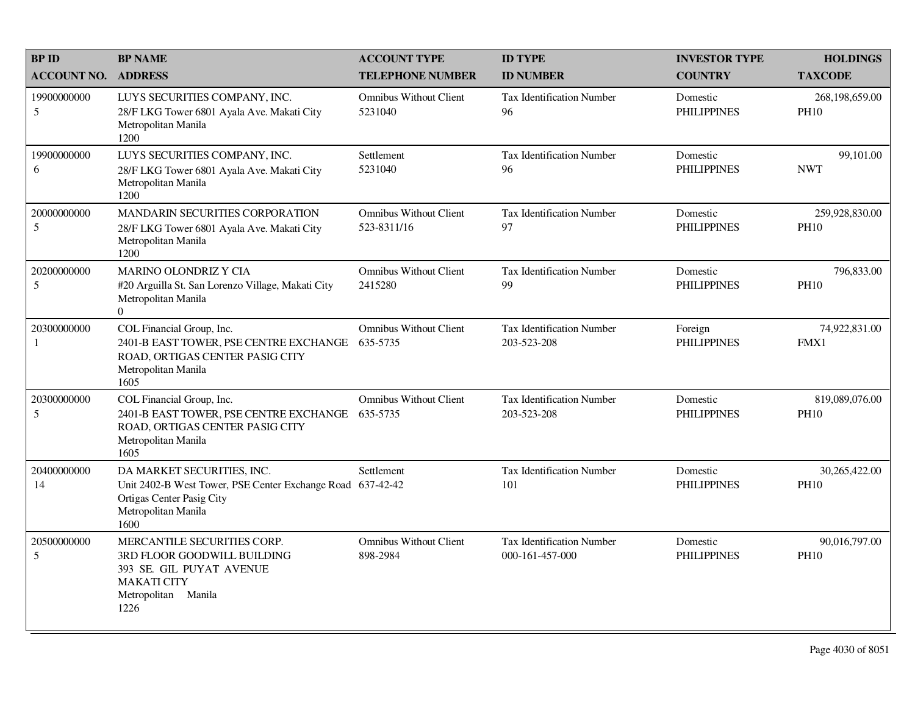| BP ID<br>ACCOUNT NO. | BP NAME<br>ADDRESS | ACCOUNT TYPE<br>TELEPHONE NUMBER | ID TYPE<br>ID NUMBER | INVESTOR TYPE<br>COUNTRY | HOLDINGS<br>TAXCODE |
|---|---|---|---|---|---|
| 19900000000<br>5 | LUYS SECURITIES COMPANY, INC.<br>28/F LKG Tower 6801 Ayala Ave. Makati City<br>Metropolitan Manila<br>1200 | Omnibus Without Client<br>5231040 | Tax Identification Number<br>96 | Domestic<br>PHILIPPINES | 268,198,659.00<br>PH10 |
| 19900000000<br>6 | LUYS SECURITIES COMPANY, INC.<br>28/F LKG Tower 6801 Ayala Ave. Makati City<br>Metropolitan Manila<br>1200 | Settlement<br>5231040 | Tax Identification Number<br>96 | Domestic<br>PHILIPPINES | 99,101.00<br>NWT |
| 20000000000<br>5 | MANDARIN SECURITIES CORPORATION<br>28/F LKG Tower 6801 Ayala Ave. Makati City<br>Metropolitan Manila<br>1200 | Omnibus Without Client<br>523-8311/16 | Tax Identification Number<br>97 | Domestic<br>PHILIPPINES | 259,928,830.00<br>PH10 |
| 20200000000<br>5 | MARINO OLONDRIZ Y CIA<br>#20 Arguilla St. San Lorenzo Village, Makati City<br>Metropolitan Manila<br>0 | Omnibus Without Client<br>2415280 | Tax Identification Number<br>99 | Domestic<br>PHILIPPINES | 796,833.00<br>PH10 |
| 20300000000<br>1 | COL Financial Group, Inc.<br>2401-B EAST TOWER, PSE CENTRE EXCHANGE ROAD, ORTIGAS CENTER PASIG CITY<br>Metropolitan Manila<br>1605 | Omnibus Without Client<br>635-5735 | Tax Identification Number<br>203-523-208 | Foreign<br>PHILIPPINES | 74,922,831.00<br>FMX1 |
| 20300000000<br>5 | COL Financial Group, Inc.<br>2401-B EAST TOWER, PSE CENTRE EXCHANGE ROAD, ORTIGAS CENTER PASIG CITY<br>Metropolitan Manila<br>1605 | Omnibus Without Client<br>635-5735 | Tax Identification Number<br>203-523-208 | Domestic<br>PHILIPPINES | 819,089,076.00<br>PH10 |
| 20400000000<br>14 | DA MARKET SECURITIES, INC.<br>Unit 2402-B West Tower, PSE Center Exchange Road Ortigas Center Pasig City<br>Metropolitan Manila<br>1600 | Settlement<br>637-42-42 | Tax Identification Number<br>101 | Domestic<br>PHILIPPINES | 30,265,422.00<br>PH10 |
| 20500000000<br>5 | MERCANTILE SECURITIES CORP.<br>3RD FLOOR GOODWILL BUILDING<br>393 SE. GIL PUYAT AVENUE<br>MAKATI CITY<br>Metropolitan Manila<br>1226 | Omnibus Without Client<br>898-2984 | Tax Identification Number<br>000-161-457-000 | Domestic<br>PHILIPPINES | 90,016,797.00<br>PH10 |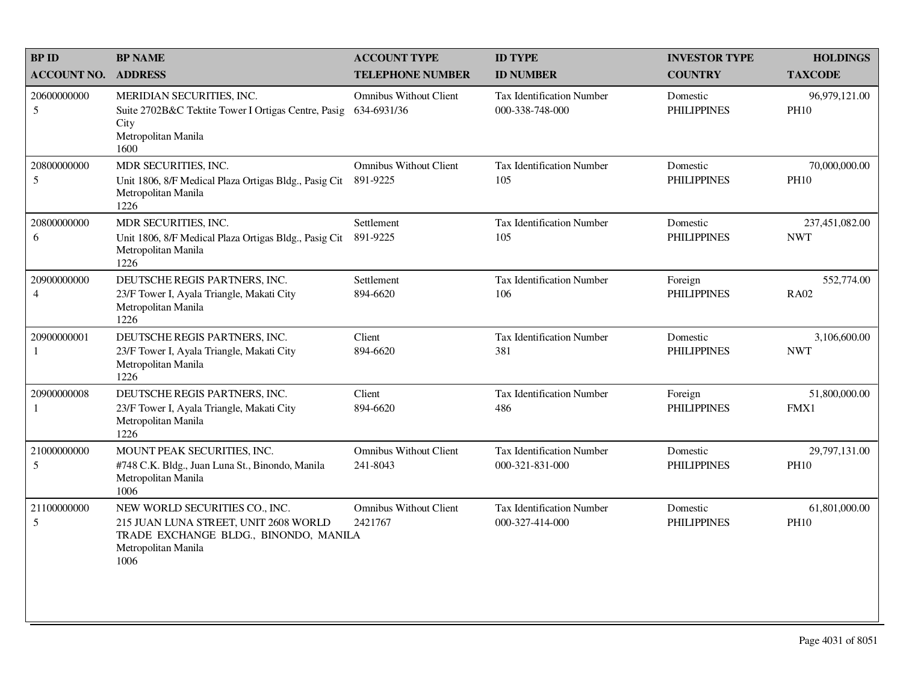| BP ID<br>ACCOUNT NO. | BP NAME<br>ADDRESS | ACCOUNT TYPE<br>TELEPHONE NUMBER | ID TYPE<br>ID NUMBER | INVESTOR TYPE<br>COUNTRY | HOLDINGS<br>TAXCODE |
|---|---|---|---|---|---|
| 20600000000<br>5 | MERIDIAN SECURITIES, INC.<br>Suite 2702B&C Tektite Tower I Ortigas Centre, Pasig City<br>Metropolitan Manila<br>1600 | Omnibus Without Client<br>634-6931/36 | Tax Identification Number<br>000-338-748-000 | Domestic<br>PHILIPPINES | 96,979,121.00<br>PH10 |
| 20800000000<br>5 | MDR SECURITIES, INC.<br>Unit 1806, 8/F Medical Plaza Ortigas Bldg., Pasig Cit<br>Metropolitan Manila<br>1226 | Omnibus Without Client<br>891-9225 | Tax Identification Number<br>105 | Domestic<br>PHILIPPINES | 70,000,000.00<br>PH10 |
| 20800000000<br>6 | MDR SECURITIES, INC.<br>Unit 1806, 8/F Medical Plaza Ortigas Bldg., Pasig Cit<br>Metropolitan Manila<br>1226 | Settlement<br>891-9225 | Tax Identification Number<br>105 | Domestic<br>PHILIPPINES | 237,451,082.00<br>NWT |
| 20900000000<br>4 | DEUTSCHE REGIS PARTNERS, INC.<br>23/F Tower I, Ayala Triangle, Makati City<br>Metropolitan Manila<br>1226 | Settlement<br>894-6620 | Tax Identification Number<br>106 | Foreign<br>PHILIPPINES | 552,774.00<br>RA02 |
| 20900000001<br>1 | DEUTSCHE REGIS PARTNERS, INC.<br>23/F Tower I, Ayala Triangle, Makati City<br>Metropolitan Manila<br>1226 | Client<br>894-6620 | Tax Identification Number<br>381 | Domestic<br>PHILIPPINES | 3,106,600.00<br>NWT |
| 20900000008<br>1 | DEUTSCHE REGIS PARTNERS, INC.<br>23/F Tower I, Ayala Triangle, Makati City<br>Metropolitan Manila<br>1226 | Client<br>894-6620 | Tax Identification Number<br>486 | Foreign<br>PHILIPPINES | 51,800,000.00<br>FMX1 |
| 21000000000<br>5 | MOUNT PEAK SECURITIES, INC.<br>#748 C.K. Bldg., Juan Luna St., Binondo, Manila<br>Metropolitan Manila<br>1006 | Omnibus Without Client<br>241-8043 | Tax Identification Number<br>000-321-831-000 | Domestic<br>PHILIPPINES | 29,797,131.00<br>PH10 |
| 21100000000<br>5 | NEW WORLD SECURITIES CO., INC.<br>215 JUAN LUNA STREET, UNIT 2608 WORLD TRADE EXCHANGE BLDG., BINONDO, MANILA<br>Metropolitan Manila<br>1006 | Omnibus Without Client<br>2421767 | Tax Identification Number<br>000-327-414-000 | Domestic<br>PHILIPPINES | 61,801,000.00<br>PH10 |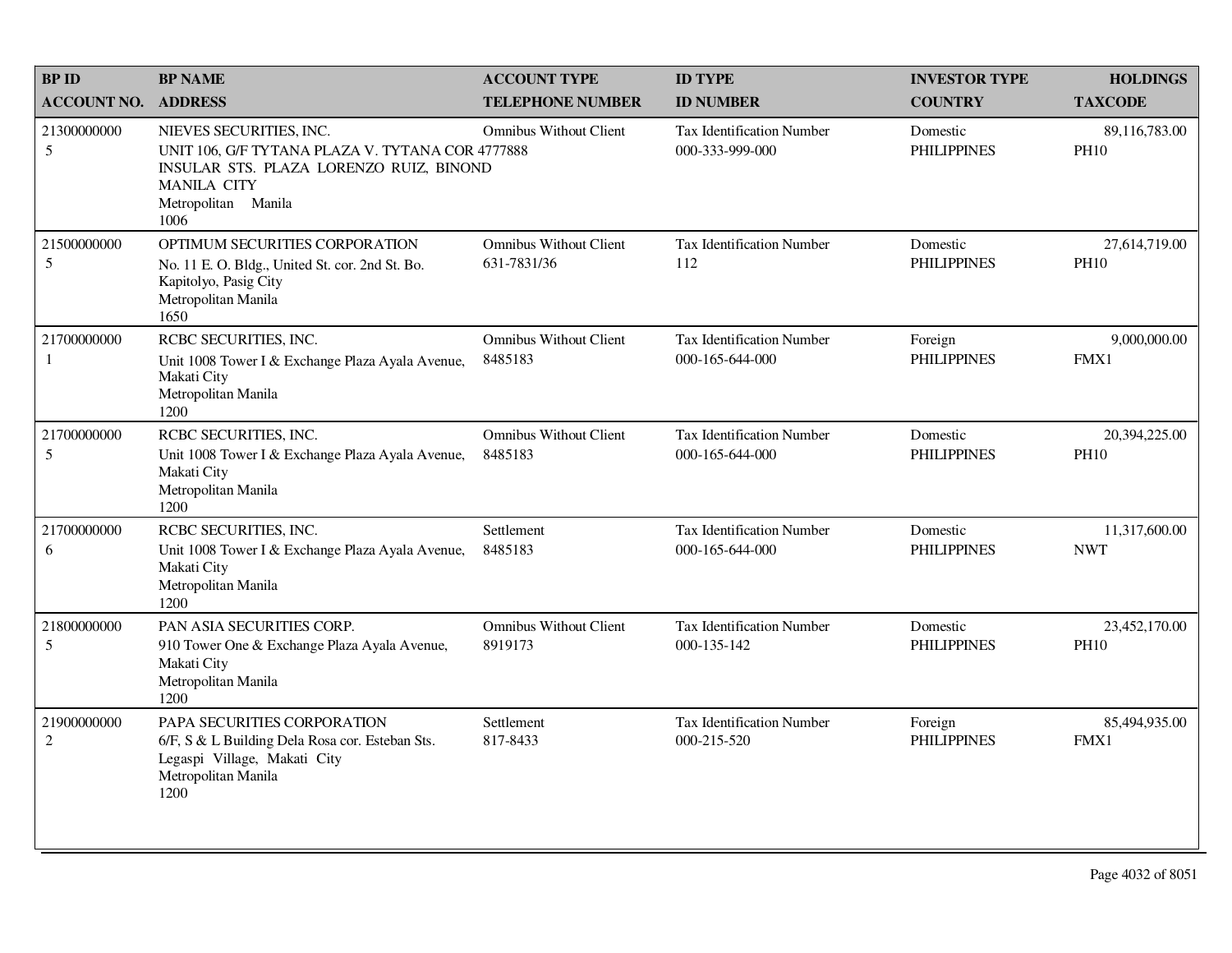| BP ID<br>ACCOUNT NO. | BP NAME<br>ADDRESS | ACCOUNT TYPE<br>TELEPHONE NUMBER | ID TYPE<br>ID NUMBER | INVESTOR TYPE<br>COUNTRY | HOLDINGS<br>TAXCODE |
|---|---|---|---|---|---|
| 21300000000<br>5 | NIEVES SECURITIES, INC.<br>UNIT 106, G/F TYTANA PLAZA V. TYTANA COR INSULAR STS. PLAZA LORENZO RUIZ, BINOND MANILA CITY<br>Metropolitan Manila<br>1006 | Omnibus Without Client<br>4777888 | Tax Identification Number<br>000-333-999-000 | Domestic<br>PHILIPPINES | 89,116,783.00<br>PH10 |
| 21500000000<br>5 | OPTIMUM SECURITIES CORPORATION<br>No. 11 E. O. Bldg., United St. cor. 2nd St. Bo. Kapitolyo, Pasig City<br>Metropolitan Manila<br>1650 | Omnibus Without Client<br>631-7831/36 | Tax Identification Number<br>112 | Domestic<br>PHILIPPINES | 27,614,719.00<br>PH10 |
| 21700000000<br>1 | RCBC SECURITIES, INC.<br>Unit 1008 Tower I & Exchange Plaza Ayala Avenue, Makati City<br>Metropolitan Manila<br>1200 | Omnibus Without Client<br>8485183 | Tax Identification Number<br>000-165-644-000 | Foreign<br>PHILIPPINES | 9,000,000.00<br>FMX1 |
| 21700000000<br>5 | RCBC SECURITIES, INC.<br>Unit 1008 Tower I & Exchange Plaza Ayala Avenue, Makati City<br>Metropolitan Manila<br>1200 | Omnibus Without Client<br>8485183 | Tax Identification Number<br>000-165-644-000 | Domestic<br>PHILIPPINES | 20,394,225.00<br>PH10 |
| 21700000000<br>6 | RCBC SECURITIES, INC.<br>Unit 1008 Tower I & Exchange Plaza Ayala Avenue, Makati City<br>Metropolitan Manila<br>1200 | Settlement<br>8485183 | Tax Identification Number<br>000-165-644-000 | Domestic<br>PHILIPPINES | 11,317,600.00<br>NWT |
| 21800000000<br>5 | PAN ASIA SECURITIES CORP.<br>910 Tower One & Exchange Plaza Ayala Avenue, Makati City<br>Metropolitan Manila<br>1200 | Omnibus Without Client<br>8919173 | Tax Identification Number<br>000-135-142 | Domestic<br>PHILIPPINES | 23,452,170.00<br>PH10 |
| 21900000000<br>2 | PAPA SECURITIES CORPORATION<br>6/F, S & L Building Dela Rosa cor. Esteban Sts. Legaspi Village, Makati City<br>Metropolitan Manila<br>1200 | Settlement<br>817-8433 | Tax Identification Number<br>000-215-520 | Foreign<br>PHILIPPINES | 85,494,935.00<br>FMX1 |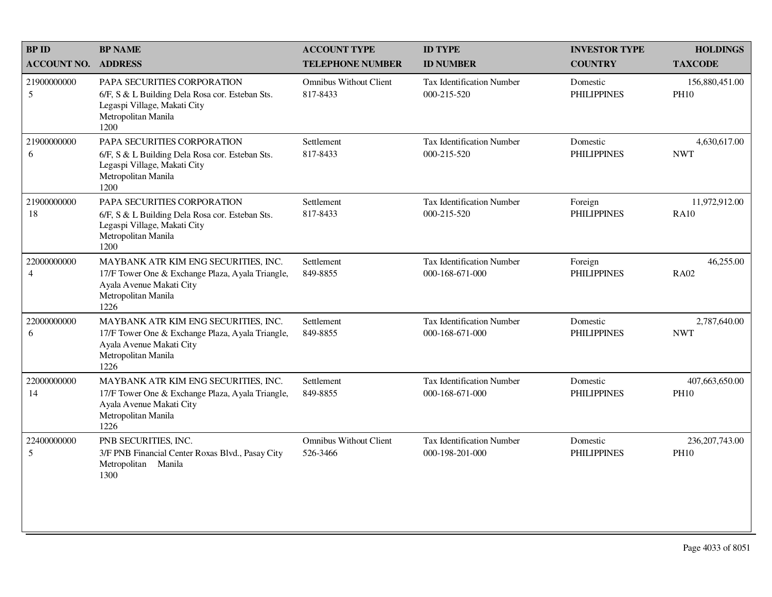| BP ID<br>ACCOUNT NO. | BP NAME<br>ADDRESS | ACCOUNT TYPE<br>TELEPHONE NUMBER | ID TYPE<br>ID NUMBER | INVESTOR TYPE<br>COUNTRY | HOLDINGS<br>TAXCODE |
|---|---|---|---|---|---|
| 21900000000<br>5 | PAPA SECURITIES CORPORATION<br>6/F, S & L Building Dela Rosa cor. Esteban Sts. Legaspi Village, Makati City<br>Metropolitan Manila<br>1200 | Omnibus Without Client<br>817-8433 | Tax Identification Number<br>000-215-520 | Domestic<br>PHILIPPINES | 156,880,451.00<br>PH10 |
| 21900000000<br>6 | PAPA SECURITIES CORPORATION<br>6/F, S & L Building Dela Rosa cor. Esteban Sts. Legaspi Village, Makati City<br>Metropolitan Manila<br>1200 | Settlement<br>817-8433 | Tax Identification Number<br>000-215-520 | Domestic<br>PHILIPPINES | 4,630,617.00<br>NWT |
| 21900000000<br>18 | PAPA SECURITIES CORPORATION<br>6/F, S & L Building Dela Rosa cor. Esteban Sts. Legaspi Village, Makati City<br>Metropolitan Manila<br>1200 | Settlement<br>817-8433 | Tax Identification Number<br>000-215-520 | Foreign<br>PHILIPPINES | 11,972,912.00<br>RA10 |
| 22000000000<br>4 | MAYBANK ATR KIM ENG SECURITIES, INC.<br>17/F Tower One & Exchange Plaza, Ayala Triangle, Ayala Avenue Makati City<br>Metropolitan Manila<br>1226 | Settlement<br>849-8855 | Tax Identification Number<br>000-168-671-000 | Foreign<br>PHILIPPINES | 46,255.00<br>RA02 |
| 22000000000<br>6 | MAYBANK ATR KIM ENG SECURITIES, INC.<br>17/F Tower One & Exchange Plaza, Ayala Triangle, Ayala Avenue Makati City<br>Metropolitan Manila<br>1226 | Settlement<br>849-8855 | Tax Identification Number<br>000-168-671-000 | Domestic<br>PHILIPPINES | 2,787,640.00<br>NWT |
| 22000000000<br>14 | MAYBANK ATR KIM ENG SECURITIES, INC.<br>17/F Tower One & Exchange Plaza, Ayala Triangle, Ayala Avenue Makati City<br>Metropolitan Manila<br>1226 | Settlement<br>849-8855 | Tax Identification Number<br>000-168-671-000 | Domestic<br>PHILIPPINES | 407,663,650.00<br>PH10 |
| 22400000000<br>5 | PNB SECURITIES, INC.<br>3/F PNB Financial Center Roxas Blvd., Pasay City<br>Metropolitan Manila<br>1300 | Omnibus Without Client<br>526-3466 | Tax Identification Number<br>000-198-201-000 | Domestic<br>PHILIPPINES | 236,207,743.00<br>PH10 |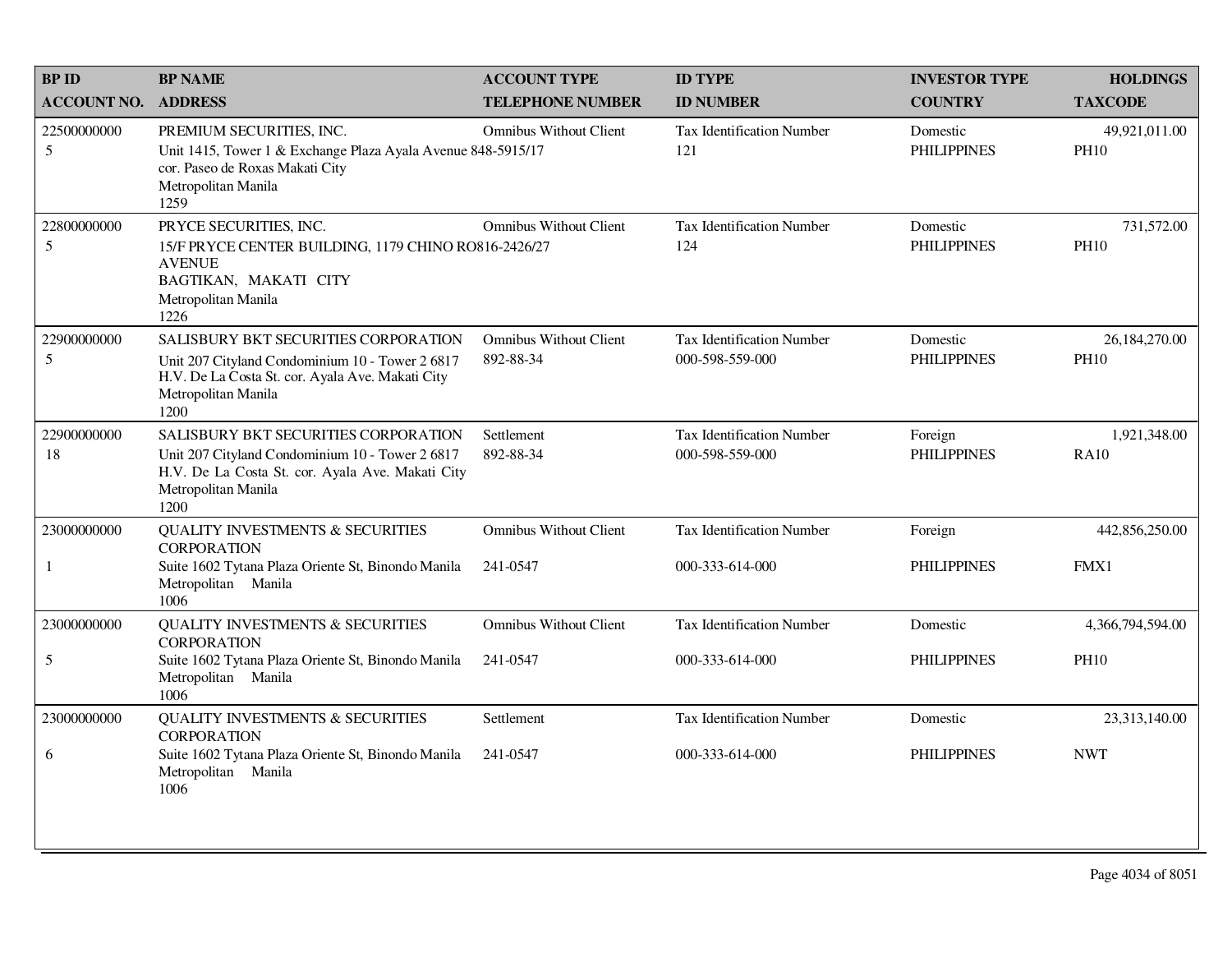| BP ID<br>ACCOUNT NO. | BP NAME<br>ADDRESS | ACCOUNT TYPE<br>TELEPHONE NUMBER | ID TYPE<br>ID NUMBER | INVESTOR TYPE<br>COUNTRY | HOLDINGS<br>TAXCODE |
|---|---|---|---|---|---|
| 22500000000<br>5 | PREMIUM SECURITIES, INC.<br>Unit 1415, Tower 1 & Exchange Plaza Ayala Avenue cor. Paseo de Roxas Makati City<br>Metropolitan Manila<br>1259 | Omnibus Without Client<br>848-5915/17 | Tax Identification Number<br>121 | Domestic<br>PHILIPPINES | 49,921,011.00<br>PH10 |
| 22800000000<br>5 | PRYCE SECURITIES, INC.<br>15/F PRYCE CENTER BUILDING, 1179 CHINO RO AVENUE<br>BAGTIKAN, MAKATI CITY<br>Metropolitan Manila<br>1226 | Omnibus Without Client<br>816-2426/27 | Tax Identification Number<br>124 | Domestic<br>PHILIPPINES | 731,572.00<br>PH10 |
| 22900000000<br>5 | SALISBURY BKT SECURITIES CORPORATION<br>Unit 207 Cityland Condominium 10 - Tower 2 6817 H.V. De La Costa St. cor. Ayala Ave. Makati City<br>Metropolitan Manila<br>1200 | Omnibus Without Client<br>892-88-34 | Tax Identification Number<br>000-598-559-000 | Domestic<br>PHILIPPINES | 26,184,270.00<br>PH10 |
| 22900000000<br>18 | SALISBURY BKT SECURITIES CORPORATION<br>Unit 207 Cityland Condominium 10 - Tower 2 6817 H.V. De La Costa St. cor. Ayala Ave. Makati City<br>Metropolitan Manila<br>1200 | Settlement<br>892-88-34 | Tax Identification Number<br>000-598-559-000 | Foreign<br>PHILIPPINES | 1,921,348.00<br>RA10 |
| 23000000000<br>1 | QUALITY INVESTMENTS & SECURITIES CORPORATION<br>Suite 1602 Tytana Plaza Oriente St, Binondo Manila<br>Metropolitan Manila<br>1006 | Omnibus Without Client<br>241-0547 | Tax Identification Number<br>000-333-614-000 | Foreign<br>PHILIPPINES | 442,856,250.00<br>FMX1 |
| 23000000000<br>5 | QUALITY INVESTMENTS & SECURITIES CORPORATION<br>Suite 1602 Tytana Plaza Oriente St, Binondo Manila<br>Metropolitan Manila<br>1006 | Omnibus Without Client<br>241-0547 | Tax Identification Number<br>000-333-614-000 | Domestic<br>PHILIPPINES | 4,366,794,594.00<br>PH10 |
| 23000000000<br>6 | QUALITY INVESTMENTS & SECURITIES CORPORATION<br>Suite 1602 Tytana Plaza Oriente St, Binondo Manila<br>Metropolitan Manila<br>1006 | Settlement<br>241-0547 | Tax Identification Number<br>000-333-614-000 | Domestic<br>PHILIPPINES | 23,313,140.00<br>NWT |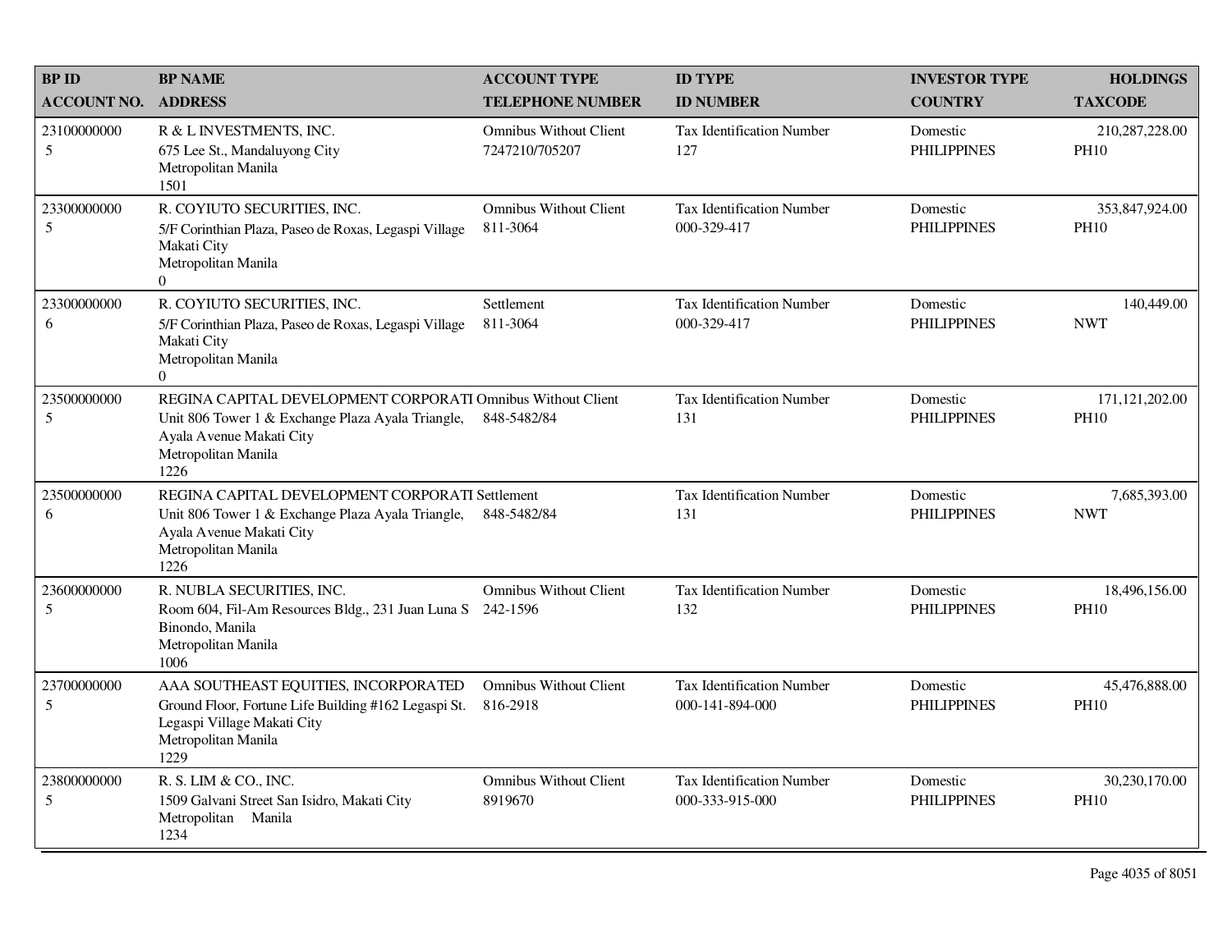| BP ID<br>ACCOUNT NO. | BP NAME<br>ADDRESS | ACCOUNT TYPE<br>TELEPHONE NUMBER | ID TYPE<br>ID NUMBER | INVESTOR TYPE<br>COUNTRY | HOLDINGS<br>TAXCODE |
|---|---|---|---|---|---|
| 23100000000<br>5 | R & L INVESTMENTS, INC.<br>675 Lee St., Mandaluyong City<br>Metropolitan Manila<br>1501 | Omnibus Without Client<br>7247210/705207 | Tax Identification Number<br>127 | Domestic<br>PHILIPPINES | 210,287,228.00<br>PH10 |
| 23300000000<br>5 | R. COYIUTO SECURITIES, INC.<br>5/F Corinthian Plaza, Paseo de Roxas, Legaspi Village<br>Makati City<br>Metropolitan Manila<br>0 | Omnibus Without Client<br>811-3064 | Tax Identification Number<br>000-329-417 | Domestic<br>PHILIPPINES | 353,847,924.00<br>PH10 |
| 23300000000<br>6 | R. COYIUTO SECURITIES, INC.<br>5/F Corinthian Plaza, Paseo de Roxas, Legaspi Village<br>Makati City<br>Metropolitan Manila<br>0 | Settlement<br>811-3064 | Tax Identification Number<br>000-329-417 | Domestic<br>PHILIPPINES | 140,449.00<br>NWT |
| 23500000000<br>5 | REGINA CAPITAL DEVELOPMENT CORPORATI<br>Unit 806 Tower 1 & Exchange Plaza Ayala Triangle,<br>Ayala Avenue Makati City<br>Metropolitan Manila<br>1226 | Omnibus Without Client<br>848-5482/84 | Tax Identification Number<br>131 | Domestic<br>PHILIPPINES | 171,121,202.00<br>PH10 |
| 23500000000<br>6 | REGINA CAPITAL DEVELOPMENT CORPORATI<br>Unit 806 Tower 1 & Exchange Plaza Ayala Triangle,<br>Ayala Avenue Makati City<br>Metropolitan Manila<br>1226 | Settlement<br>848-5482/84 | Tax Identification Number<br>131 | Domestic<br>PHILIPPINES | 7,685,393.00<br>NWT |
| 23600000000<br>5 | R. NUBLA SECURITIES, INC.<br>Room 604, Fil-Am Resources Bldg., 231 Juan Luna S<br>Binondo, Manila<br>Metropolitan Manila<br>1006 | Omnibus Without Client<br>242-1596 | Tax Identification Number<br>132 | Domestic<br>PHILIPPINES | 18,496,156.00<br>PH10 |
| 23700000000<br>5 | AAA SOUTHEAST EQUITIES, INCORPORATED<br>Ground Floor, Fortune Life Building #162 Legaspi St.<br>Legaspi Village Makati City<br>Metropolitan Manila<br>1229 | Omnibus Without Client<br>816-2918 | Tax Identification Number<br>000-141-894-000 | Domestic<br>PHILIPPINES | 45,476,888.00<br>PH10 |
| 23800000000<br>5 | R. S. LIM & CO., INC.<br>1509 Galvani Street San Isidro, Makati City<br>Metropolitan Manila<br>1234 | Omnibus Without Client<br>8919670 | Tax Identification Number<br>000-333-915-000 | Domestic<br>PHILIPPINES | 30,230,170.00<br>PH10 |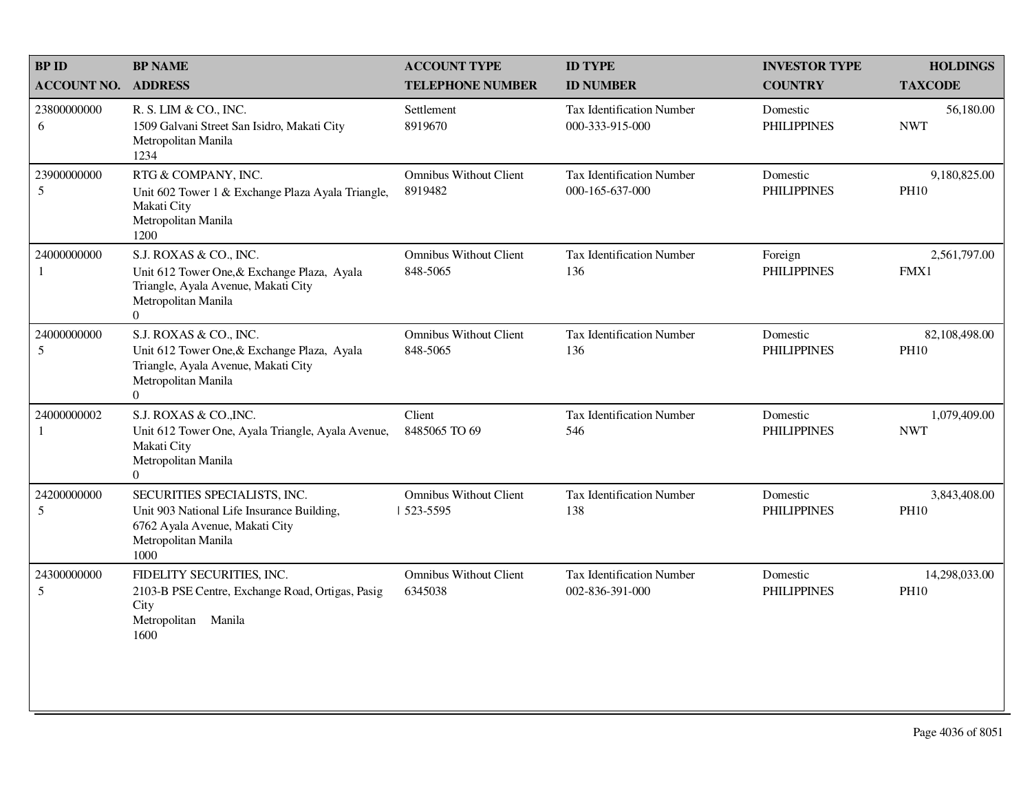| BP ID<br>ACCOUNT NO. | BP NAME<br>ADDRESS | ACCOUNT TYPE<br>TELEPHONE NUMBER | ID TYPE<br>ID NUMBER | INVESTOR TYPE<br>COUNTRY | HOLDINGS<br>TAXCODE |
|---|---|---|---|---|---|
| 23800000000<br>6 | R. S. LIM & CO., INC.<br>1509 Galvani Street San Isidro, Makati City<br>Metropolitan Manila<br>1234 | Settlement<br>8919670 | Tax Identification Number<br>000-333-915-000 | Domestic<br>PHILIPPINES | 56,180.00<br>NWT |
| 23900000000<br>5 | RTG & COMPANY, INC.<br>Unit 602 Tower 1 & Exchange Plaza Ayala Triangle, Makati City<br>Metropolitan Manila<br>1200 | Omnibus Without Client<br>8919482 | Tax Identification Number<br>000-165-637-000 | Domestic<br>PHILIPPINES | 9,180,825.00<br>PH10 |
| 24000000000<br>1 | S.J. ROXAS & CO., INC.<br>Unit 612 Tower One,& Exchange Plaza, Ayala Triangle, Ayala Avenue, Makati City<br>Metropolitan Manila<br>0 | Omnibus Without Client<br>848-5065 | Tax Identification Number<br>136 | Foreign<br>PHILIPPINES | 2,561,797.00<br>FMX1 |
| 24000000000<br>5 | S.J. ROXAS & CO., INC.<br>Unit 612 Tower One,& Exchange Plaza, Ayala Triangle, Ayala Avenue, Makati City<br>Metropolitan Manila<br>0 | Omnibus Without Client<br>848-5065 | Tax Identification Number<br>136 | Domestic<br>PHILIPPINES | 82,108,498.00<br>PH10 |
| 24000000002<br>1 | S.J. ROXAS & CO.,INC.<br>Unit 612 Tower One, Ayala Triangle, Ayala Avenue, Makati City<br>Metropolitan Manila<br>0 | Client<br>8485065 TO 69 | Tax Identification Number<br>546 | Domestic<br>PHILIPPINES | 1,079,409.00<br>NWT |
| 24200000000<br>5 | SECURITIES SPECIALISTS, INC.<br>Unit 903 National Life Insurance Building,<br>6762 Ayala Avenue, Makati City<br>Metropolitan Manila<br>1000 | Omnibus Without Client<br>523-5595 | Tax Identification Number<br>138 | Domestic<br>PHILIPPINES | 3,843,408.00<br>PH10 |
| 24300000000<br>5 | FIDELITY SECURITIES, INC.<br>2103-B PSE Centre, Exchange Road, Ortigas, Pasig City<br>Metropolitan Manila<br>1600 | Omnibus Without Client<br>6345038 | Tax Identification Number<br>002-836-391-000 | Domestic<br>PHILIPPINES | 14,298,033.00<br>PH10 |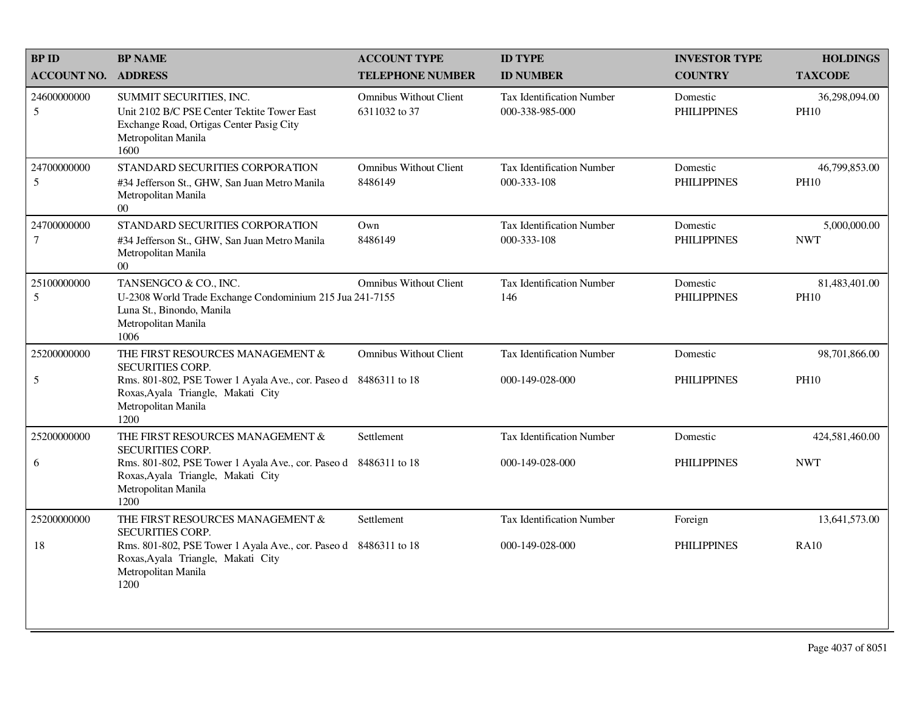| BP ID<br>ACCOUNT NO. | BP NAME<br>ADDRESS | ACCOUNT TYPE<br>TELEPHONE NUMBER | ID TYPE<br>ID NUMBER | INVESTOR TYPE<br>COUNTRY | HOLDINGS<br>TAXCODE |
|---|---|---|---|---|---|
| 24600000000<br>5 | SUMMIT SECURITIES, INC.<br>Unit 2102 B/C PSE Center Tektite Tower East Exchange Road, Ortigas Center Pasig City<br>Metropolitan Manila<br>1600 | Omnibus Without Client<br>6311032 to 37 | Tax Identification Number<br>000-338-985-000 | Domestic<br>PHILIPPINES | 36,298,094.00<br>PH10 |
| 24700000000<br>5 | STANDARD SECURITIES CORPORATION<br>#34 Jefferson St., GHW, San Juan Metro Manila<br>Metropolitan Manila<br>00 | Omnibus Without Client<br>8486149 | Tax Identification Number<br>000-333-108 | Domestic<br>PHILIPPINES | 46,799,853.00<br>PH10 |
| 24700000000<br>7 | STANDARD SECURITIES CORPORATION<br>#34 Jefferson St., GHW, San Juan Metro Manila<br>Metropolitan Manila<br>00 | Own<br>8486149 | Tax Identification Number<br>000-333-108 | Domestic<br>PHILIPPINES | 5,000,000.00<br>NWT |
| 25100000000<br>5 | TANSENGCO & CO., INC.<br>U-2308 World Trade Exchange Condominium 215 Jua<br>Luna St., Binondo, Manila<br>Metropolitan Manila<br>1006 | Omnibus Without Client<br>241-7155 | Tax Identification Number<br>146 | Domestic<br>PHILIPPINES | 81,483,401.00<br>PH10 |
| 25200000000<br>5 | THE FIRST RESOURCES MANAGEMENT & SECURITIES CORP.<br>Rms. 801-802, PSE Tower 1 Ayala Ave., cor. Paseo d Roxas,Ayala Triangle, Makati City<br>Metropolitan Manila<br>1200 | Omnibus Without Client<br>8486311 to 18 | Tax Identification Number<br>000-149-028-000 | Domestic<br>PHILIPPINES | 98,701,866.00<br>PH10 |
| 25200000000<br>6 | THE FIRST RESOURCES MANAGEMENT & SECURITIES CORP.<br>Rms. 801-802, PSE Tower 1 Ayala Ave., cor. Paseo d Roxas,Ayala Triangle, Makati City<br>Metropolitan Manila<br>1200 | Settlement<br>8486311 to 18 | Tax Identification Number<br>000-149-028-000 | Domestic<br>PHILIPPINES | 424,581,460.00<br>NWT |
| 25200000000<br>18 | THE FIRST RESOURCES MANAGEMENT & SECURITIES CORP.<br>Rms. 801-802, PSE Tower 1 Ayala Ave., cor. Paseo d Roxas,Ayala Triangle, Makati City<br>Metropolitan Manila<br>1200 | Settlement<br>8486311 to 18 | Tax Identification Number<br>000-149-028-000 | Foreign<br>PHILIPPINES | 13,641,573.00<br>RA10 |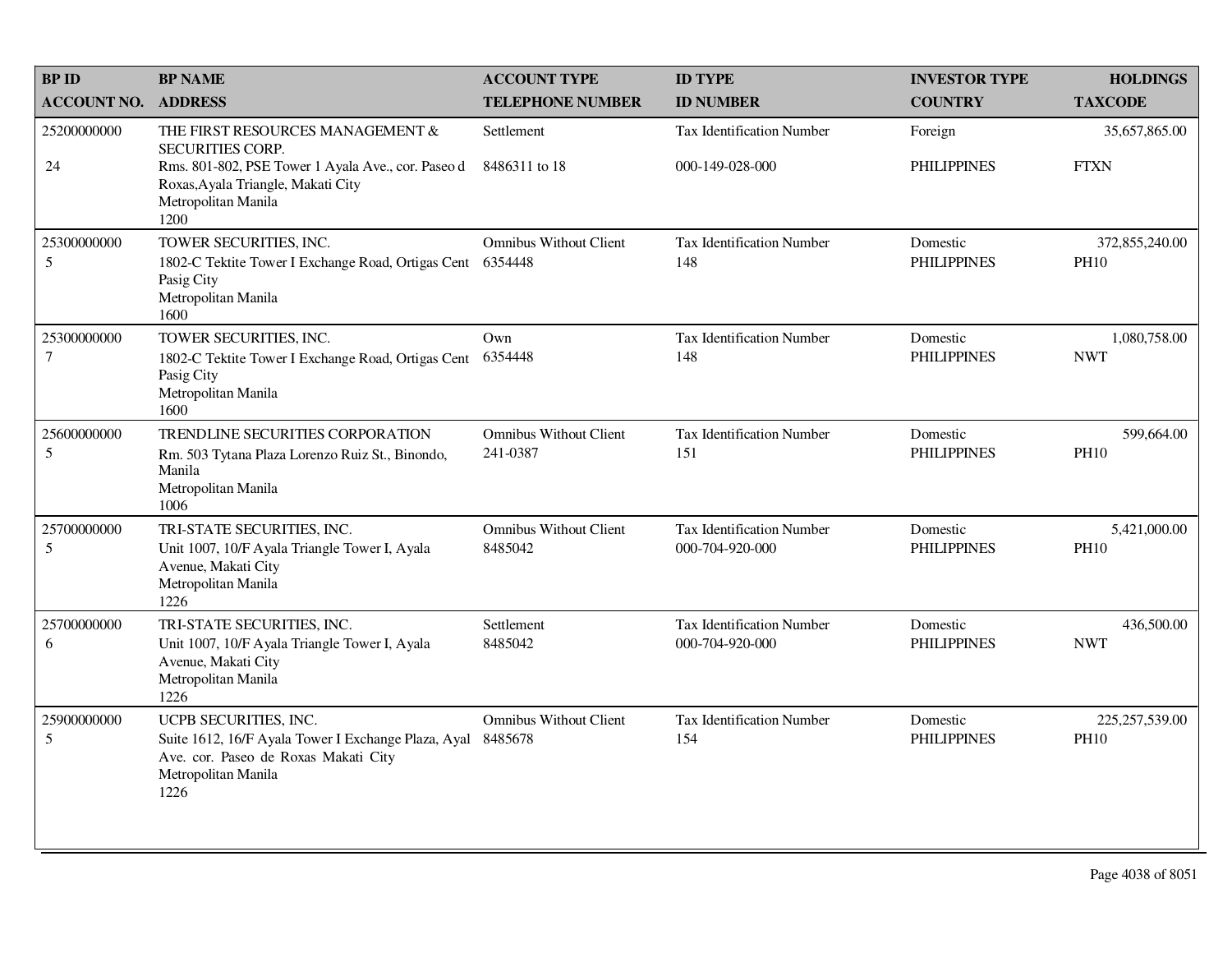| BP ID<br>ACCOUNT NO. | BP NAME<br>ADDRESS | ACCOUNT TYPE<br>TELEPHONE NUMBER | ID TYPE<br>ID NUMBER | INVESTOR TYPE<br>COUNTRY | HOLDINGS<br>TAXCODE |
|---|---|---|---|---|---|
| 25200000000<br>24 | THE FIRST RESOURCES MANAGEMENT & SECURITIES CORP.<br>Rms. 801-802, PSE Tower 1 Ayala Ave., cor. Paseo d Roxas,Ayala Triangle, Makati City<br>Metropolitan Manila<br>1200 | Settlement<br>8486311 to 18 | Tax Identification Number<br>000-149-028-000 | Foreign<br>PHILIPPINES | 35,657,865.00<br>FTXN |
| 25300000000<br>5 | TOWER SECURITIES, INC.<br>1802-C Tektite Tower I Exchange Road, Ortigas Cent Pasig City<br>Metropolitan Manila<br>1600 | Omnibus Without Client<br>6354448 | Tax Identification Number<br>148 | Domestic<br>PHILIPPINES | 372,855,240.00<br>PH10 |
| 25300000000<br>7 | TOWER SECURITIES, INC.<br>1802-C Tektite Tower I Exchange Road, Ortigas Cent Pasig City<br>Metropolitan Manila<br>1600 | Own<br>6354448 | Tax Identification Number<br>148 | Domestic<br>PHILIPPINES | 1,080,758.00<br>NWT |
| 25600000000<br>5 | TRENDLINE SECURITIES CORPORATION<br>Rm. 503 Tytana Plaza Lorenzo Ruiz St., Binondo, Manila<br>Metropolitan Manila<br>1006 | Omnibus Without Client<br>241-0387 | Tax Identification Number<br>151 | Domestic<br>PHILIPPINES | 599,664.00<br>PH10 |
| 25700000000<br>5 | TRI-STATE SECURITIES, INC.<br>Unit 1007, 10/F Ayala Triangle Tower I, Ayala Avenue, Makati City<br>Metropolitan Manila<br>1226 | Omnibus Without Client<br>8485042 | Tax Identification Number<br>000-704-920-000 | Domestic<br>PHILIPPINES | 5,421,000.00<br>PH10 |
| 25700000000<br>6 | TRI-STATE SECURITIES, INC.<br>Unit 1007, 10/F Ayala Triangle Tower I, Ayala Avenue, Makati City<br>Metropolitan Manila<br>1226 | Settlement<br>8485042 | Tax Identification Number<br>000-704-920-000 | Domestic<br>PHILIPPINES | 436,500.00<br>NWT |
| 25900000000<br>5 | UCPB SECURITIES, INC.<br>Suite 1612, 16/F Ayala Tower I Exchange Plaza, Ayal Ave. cor. Paseo de Roxas Makati City<br>Metropolitan Manila<br>1226 | Omnibus Without Client<br>8485678 | Tax Identification Number<br>154 | Domestic<br>PHILIPPINES | 225,257,539.00<br>PH10 |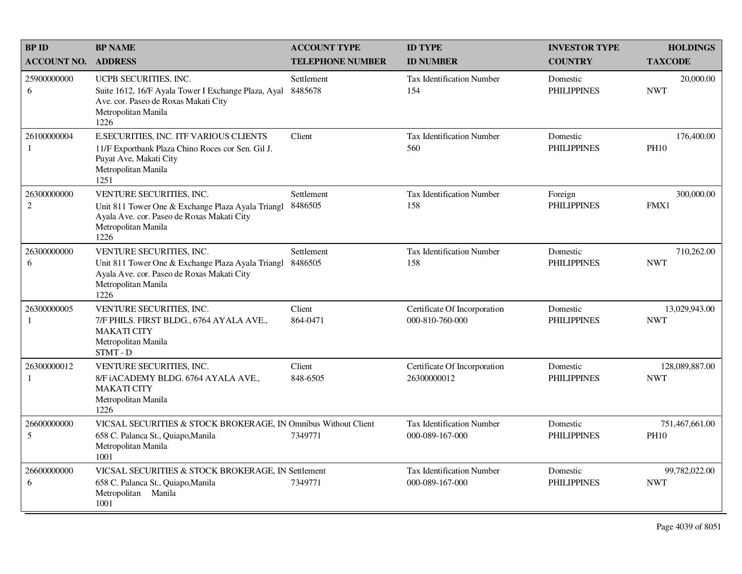| BP ID<br>ACCOUNT NO. | BP NAME<br>ADDRESS | ACCOUNT TYPE<br>TELEPHONE NUMBER | ID TYPE<br>ID NUMBER | INVESTOR TYPE<br>COUNTRY | HOLDINGS<br>TAXCODE |
|---|---|---|---|---|---|
| 25900000000<br>6 | UCPB SECURITIES, INC.<br>Suite 1612, 16/F Ayala Tower I Exchange Plaza, Ayal Ave. cor. Paseo de Roxas Makati City<br>Metropolitan Manila<br>1226 | Settlement<br>8485678 | Tax Identification Number<br>154 | Domestic<br>PHILIPPINES | 20,000.00<br>NWT |
| 26100000004<br>1 | E.SECURITIES, INC. ITF VARIOUS CLIENTS<br>11/F Exportbank Plaza Chino Roces cor Sen. Gil J. Puyat Ave, Makati City<br>Metropolitan Manila<br>1251 | Client | Tax Identification Number<br>560 | Domestic<br>PHILIPPINES | 176,400.00<br>PH10 |
| 26300000000<br>2 | VENTURE SECURITIES, INC.<br>Unit 811 Tower One & Exchange Plaza Ayala Triangl Ayala Ave. cor. Paseo de Roxas Makati City<br>Metropolitan Manila<br>1226 | Settlement<br>8486505 | Tax Identification Number<br>158 | Foreign<br>PHILIPPINES | 300,000.00<br>FMX1 |
| 26300000000<br>6 | VENTURE SECURITIES, INC.<br>Unit 811 Tower One & Exchange Plaza Ayala Triangl Ayala Ave. cor. Paseo de Roxas Makati City<br>Metropolitan Manila<br>1226 | Settlement<br>8486505 | Tax Identification Number<br>158 | Domestic<br>PHILIPPINES | 710,262.00<br>NWT |
| 26300000005<br>1 | VENTURE SECURITIES, INC.<br>7/F PHILS. FIRST BLDG., 6764 AYALA AVE., MAKATI CITY<br>Metropolitan Manila<br>STMT - D | Client<br>864-0471 | Certificate Of Incorporation<br>000-810-760-000 | Domestic<br>PHILIPPINES | 13,029,943.00<br>NWT |
| 26300000012<br>1 | VENTURE SECURITIES, INC.<br>8/F iACADEMY BLDG. 6764 AYALA AVE., MAKATI CITY<br>Metropolitan Manila<br>1226 | Client<br>848-6505 | Certificate Of Incorporation<br>26300000012 | Domestic<br>PHILIPPINES | 128,089,887.00<br>NWT |
| 26600000000<br>5 | VICSAL SECURITIES & STOCK BROKERAGE, IN<br>658 C. Palanca St., Quiapo,Manila<br>Metropolitan Manila<br>1001 | Omnibus Without Client<br>7349771 | Tax Identification Number<br>000-089-167-000 | Domestic<br>PHILIPPINES | 751,467,661.00<br>PH10 |
| 26600000000<br>6 | VICSAL SECURITIES & STOCK BROKERAGE, IN<br>658 C. Palanca St., Quiapo,Manila<br>Metropolitan Manila<br>1001 | Settlement<br>7349771 | Tax Identification Number<br>000-089-167-000 | Domestic<br>PHILIPPINES | 99,782,022.00<br>NWT |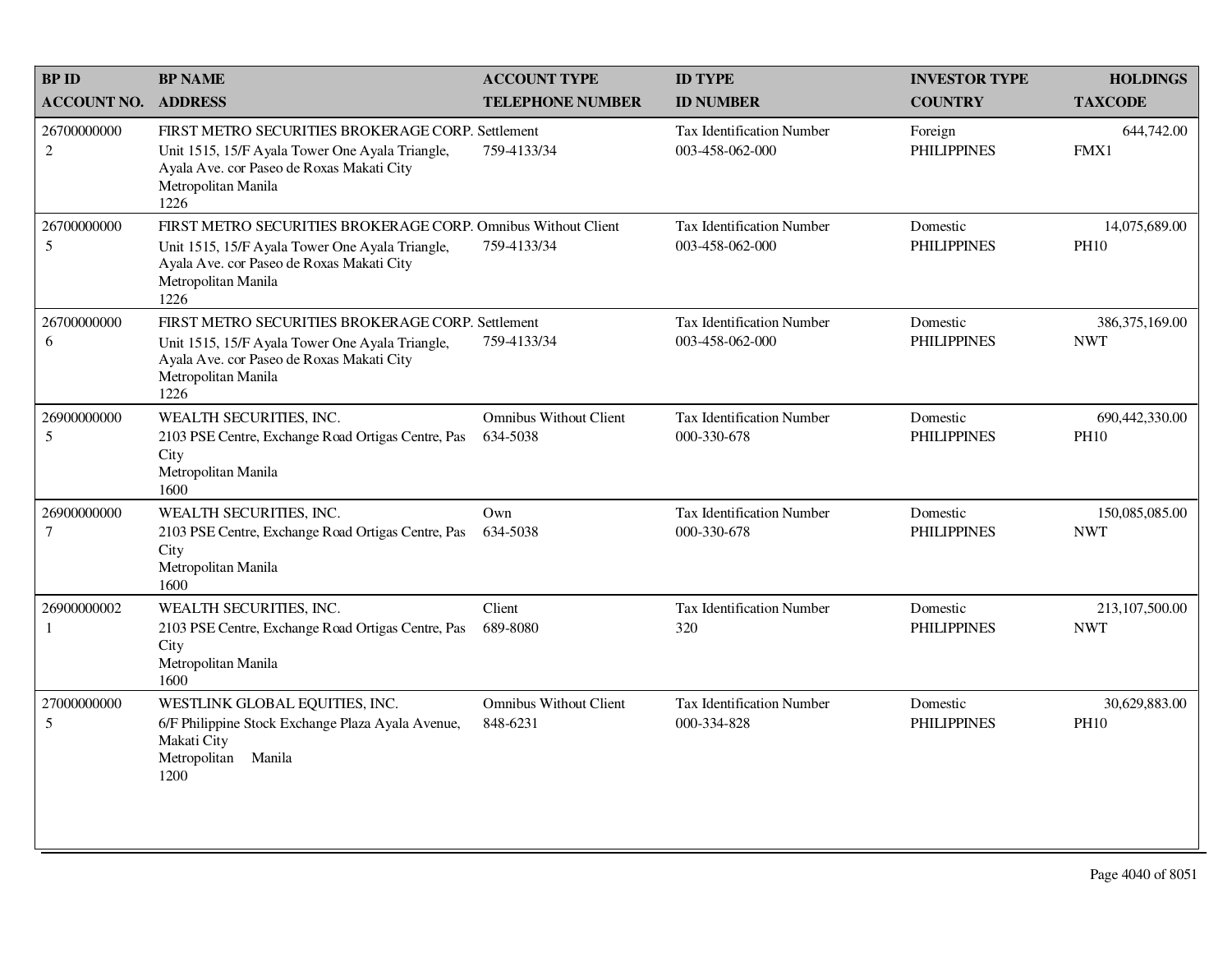| BP ID<br>ACCOUNT NO. | BP NAME<br>ADDRESS | ACCOUNT TYPE<br>TELEPHONE NUMBER | ID TYPE<br>ID NUMBER | INVESTOR TYPE<br>COUNTRY | HOLDINGS<br>TAXCODE |
|---|---|---|---|---|---|
| 26700000000<br>2 | FIRST METRO SECURITIES BROKERAGE CORP.<br>Unit 1515, 15/F Ayala Tower One Ayala Triangle, Ayala Ave. cor Paseo de Roxas Makati City<br>Metropolitan Manila<br>1226 | Settlement<br>759-4133/34 | Tax Identification Number<br>003-458-062-000 | Foreign<br>PHILIPPINES | 644,742.00<br>FMX1 |
| 26700000000<br>5 | FIRST METRO SECURITIES BROKERAGE CORP.<br>Unit 1515, 15/F Ayala Tower One Ayala Triangle, Ayala Ave. cor Paseo de Roxas Makati City<br>Metropolitan Manila<br>1226 | Omnibus Without Client<br>759-4133/34 | Tax Identification Number<br>003-458-062-000 | Domestic<br>PHILIPPINES | 14,075,689.00<br>PH10 |
| 26700000000<br>6 | FIRST METRO SECURITIES BROKERAGE CORP.<br>Unit 1515, 15/F Ayala Tower One Ayala Triangle, Ayala Ave. cor Paseo de Roxas Makati City<br>Metropolitan Manila<br>1226 | Settlement<br>759-4133/34 | Tax Identification Number<br>003-458-062-000 | Domestic<br>PHILIPPINES | 386,375,169.00<br>NWT |
| 26900000000<br>5 | WEALTH SECURITIES, INC.<br>2103 PSE Centre, Exchange Road Ortigas Centre, Pas City<br>Metropolitan Manila<br>1600 | Omnibus Without Client<br>634-5038 | Tax Identification Number<br>000-330-678 | Domestic<br>PHILIPPINES | 690,442,330.00<br>PH10 |
| 26900000000<br>7 | WEALTH SECURITIES, INC.<br>2103 PSE Centre, Exchange Road Ortigas Centre, Pas City<br>Metropolitan Manila<br>1600 | Own<br>634-5038 | Tax Identification Number<br>000-330-678 | Domestic<br>PHILIPPINES | 150,085,085.00<br>NWT |
| 26900000002<br>1 | WEALTH SECURITIES, INC.<br>2103 PSE Centre, Exchange Road Ortigas Centre, Pas City<br>Metropolitan Manila<br>1600 | Client<br>689-8080 | Tax Identification Number<br>320 | Domestic<br>PHILIPPINES | 213,107,500.00<br>NWT |
| 27000000000<br>5 | WESTLINK GLOBAL EQUITIES, INC.<br>6/F Philippine Stock Exchange Plaza Ayala Avenue, Makati City<br>Metropolitan Manila<br>1200 | Omnibus Without Client<br>848-6231 | Tax Identification Number<br>000-334-828 | Domestic<br>PHILIPPINES | 30,629,883.00<br>PH10 |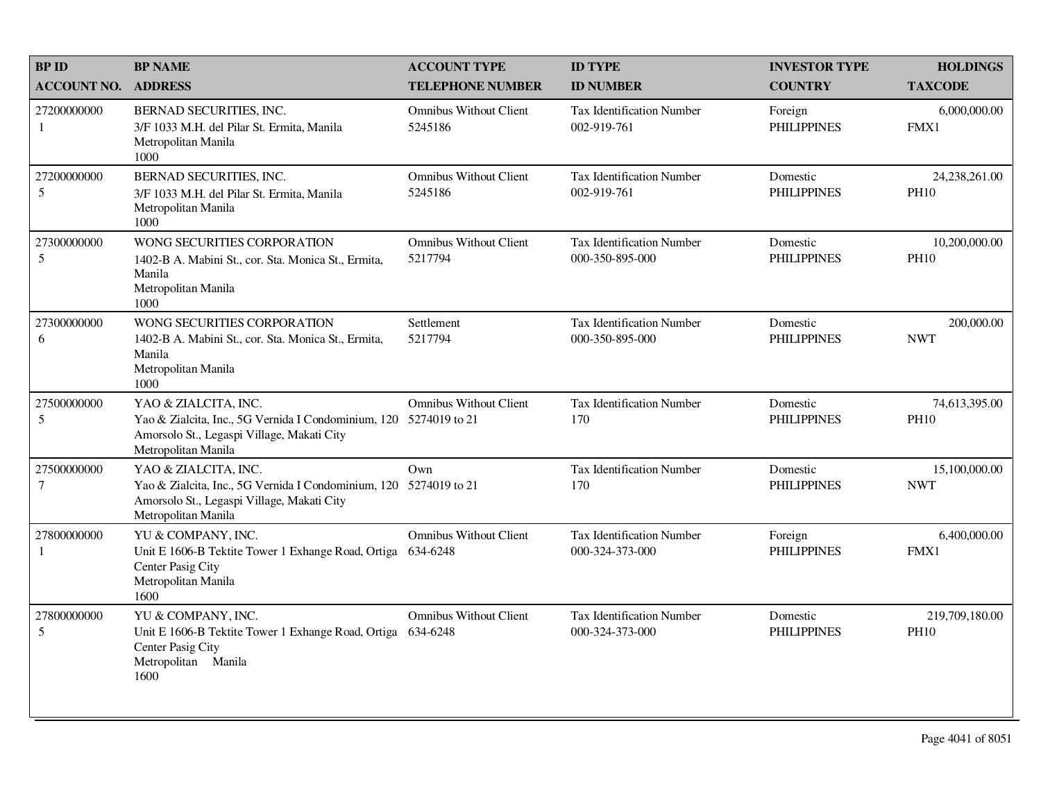| BP ID<br>ACCOUNT NO. | BP NAME<br>ADDRESS | ACCOUNT TYPE<br>TELEPHONE NUMBER | ID TYPE<br>ID NUMBER | INVESTOR TYPE<br>COUNTRY | HOLDINGS<br>TAXCODE |
|---|---|---|---|---|---|
| 27200000000<br>1 | BERNAD SECURITIES, INC.<br>3/F 1033 M.H. del Pilar St. Ermita, Manila<br>Metropolitan Manila<br>1000 | Omnibus Without Client<br>5245186 | Tax Identification Number<br>002-919-761 | Foreign<br>PHILIPPINES | 6,000,000.00<br>FMX1 |
| 27200000000<br>5 | BERNAD SECURITIES, INC.<br>3/F 1033 M.H. del Pilar St. Ermita, Manila<br>Metropolitan Manila<br>1000 | Omnibus Without Client<br>5245186 | Tax Identification Number<br>002-919-761 | Domestic<br>PHILIPPINES | 24,238,261.00<br>PH10 |
| 27300000000<br>5 | WONG SECURITIES CORPORATION<br>1402-B A. Mabini St., cor. Sta. Monica St., Ermita, Manila<br>Metropolitan Manila<br>1000 | Omnibus Without Client<br>5217794 | Tax Identification Number<br>000-350-895-000 | Domestic<br>PHILIPPINES | 10,200,000.00<br>PH10 |
| 27300000000<br>6 | WONG SECURITIES CORPORATION<br>1402-B A. Mabini St., cor. Sta. Monica St., Ermita, Manila<br>Metropolitan Manila<br>1000 | Settlement<br>5217794 | Tax Identification Number<br>000-350-895-000 | Domestic<br>PHILIPPINES | 200,000.00<br>NWT |
| 27500000000<br>5 | YAO & ZIALCITA, INC.<br>Yao & Zialcita, Inc., 5G Vernida I Condominium, 120 Amorsolo St., Legaspi Village, Makati City<br>Metropolitan Manila | Omnibus Without Client<br>5274019 to 21 | Tax Identification Number<br>170 | Domestic<br>PHILIPPINES | 74,613,395.00<br>PH10 |
| 27500000000<br>7 | YAO & ZIALCITA, INC.<br>Yao & Zialcita, Inc., 5G Vernida I Condominium, 120 Amorsolo St., Legaspi Village, Makati City<br>Metropolitan Manila | Own<br>5274019 to 21 | Tax Identification Number<br>170 | Domestic<br>PHILIPPINES | 15,100,000.00<br>NWT |
| 27800000000<br>1 | YU & COMPANY, INC.<br>Unit E 1606-B Tektite Tower 1 Exhange Road, Ortiga Center Pasig City<br>Metropolitan Manila<br>1600 | Omnibus Without Client<br>634-6248 | Tax Identification Number<br>000-324-373-000 | Foreign<br>PHILIPPINES | 6,400,000.00<br>FMX1 |
| 27800000000<br>5 | YU & COMPANY, INC.<br>Unit E 1606-B Tektite Tower 1 Exhange Road, Ortiga Center Pasig City<br>Metropolitan Manila<br>1600 | Omnibus Without Client<br>634-6248 | Tax Identification Number<br>000-324-373-000 | Domestic<br>PHILIPPINES | 219,709,180.00<br>PH10 |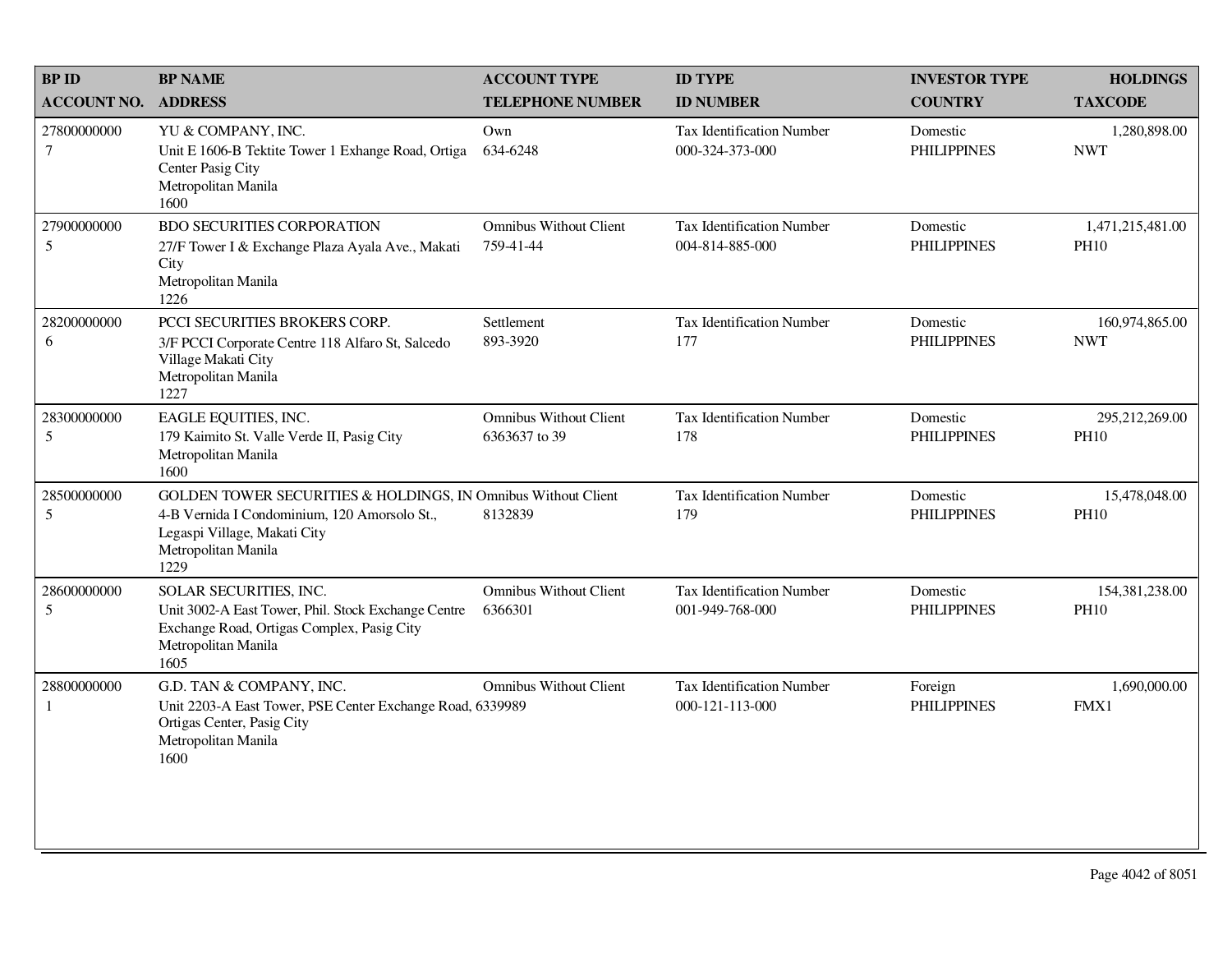| BP ID<br>ACCOUNT NO. | BP NAME<br>ADDRESS | ACCOUNT TYPE<br>TELEPHONE NUMBER | ID TYPE<br>ID NUMBER | INVESTOR TYPE<br>COUNTRY | HOLDINGS<br>TAXCODE |
|---|---|---|---|---|---|
| 27800000000<br>7 | YU & COMPANY, INC.<br>Unit E 1606-B Tektite Tower 1 Exhange Road, Ortiga Center Pasig City<br>Metropolitan Manila<br>1600 | Own<br>634-6248 | Tax Identification Number<br>000-324-373-000 | Domestic<br>PHILIPPINES | 1,280,898.00<br>NWT |
| 27900000000<br>5 | BDO SECURITIES CORPORATION<br>27/F Tower I & Exchange Plaza Ayala Ave., Makati City<br>Metropolitan Manila<br>1226 | Omnibus Without Client<br>759-41-44 | Tax Identification Number<br>004-814-885-000 | Domestic<br>PHILIPPINES | 1,471,215,481.00<br>PH10 |
| 28200000000<br>6 | PCCI SECURITIES BROKERS CORP.<br>3/F PCCI Corporate Centre 118 Alfaro St, Salcedo Village Makati City<br>Metropolitan Manila<br>1227 | Settlement<br>893-3920 | Tax Identification Number<br>177 | Domestic<br>PHILIPPINES | 160,974,865.00<br>NWT |
| 28300000000<br>5 | EAGLE EQUITIES, INC.<br>179 Kaimito St. Valle Verde II, Pasig City<br>Metropolitan Manila<br>1600 | Omnibus Without Client<br>6363637 to 39 | Tax Identification Number<br>178 | Domestic<br>PHILIPPINES | 295,212,269.00<br>PH10 |
| 28500000000<br>5 | GOLDEN TOWER SECURITIES & HOLDINGS, IN<br>4-B Vernida I Condominium, 120 Amorsolo St., Legaspi Village, Makati City<br>Metropolitan Manila<br>1229 | Omnibus Without Client<br>8132839 | Tax Identification Number<br>179 | Domestic<br>PHILIPPINES | 15,478,048.00<br>PH10 |
| 28600000000<br>5 | SOLAR SECURITIES, INC.<br>Unit 3002-A East Tower, Phil. Stock Exchange Centre Exchange Road, Ortigas Complex, Pasig City<br>Metropolitan Manila<br>1605 | Omnibus Without Client<br>6366301 | Tax Identification Number<br>001-949-768-000 | Domestic<br>PHILIPPINES | 154,381,238.00<br>PH10 |
| 28800000000<br>1 | G.D. TAN & COMPANY, INC.<br>Unit 2203-A East Tower, PSE Center Exchange Road, Ortigas Center, Pasig City<br>Metropolitan Manila<br>1600 | Omnibus Without Client<br>6339989 | Tax Identification Number<br>000-121-113-000 | Foreign<br>PHILIPPINES | 1,690,000.00<br>FMX1 |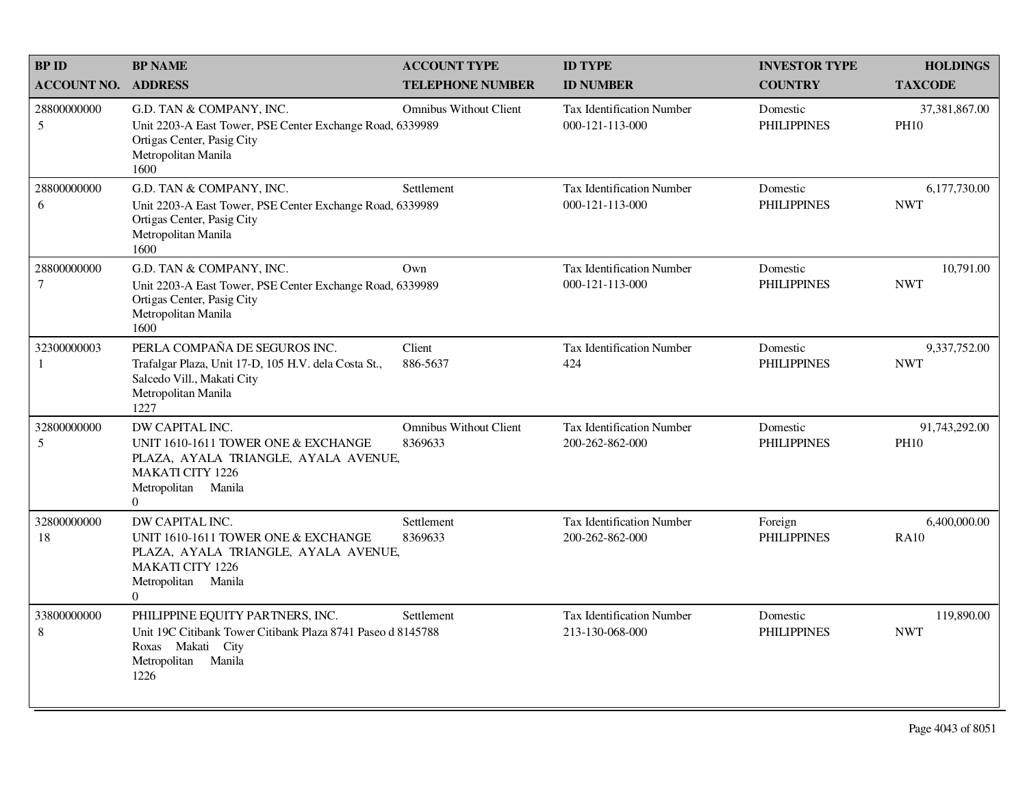| BP ID<br>ACCOUNT NO. | BP NAME<br>ADDRESS | ACCOUNT TYPE<br>TELEPHONE NUMBER | ID TYPE<br>ID NUMBER | INVESTOR TYPE<br>COUNTRY | HOLDINGS<br>TAXCODE |
|---|---|---|---|---|---|
| 28800000000<br>5 | G.D. TAN & COMPANY, INC.<br>Unit 2203-A East Tower, PSE Center Exchange Road, Ortigas Center, Pasig City<br>Metropolitan Manila<br>1600 | Omnibus Without Client<br>6339989 | Tax Identification Number<br>000-121-113-000 | Domestic<br>PHILIPPINES | 37,381,867.00<br>PH10 |
| 28800000000<br>6 | G.D. TAN & COMPANY, INC.<br>Unit 2203-A East Tower, PSE Center Exchange Road, Ortigas Center, Pasig City<br>Metropolitan Manila<br>1600 | Settlement<br>6339989 | Tax Identification Number<br>000-121-113-000 | Domestic<br>PHILIPPINES | 6,177,730.00<br>NWT |
| 28800000000<br>7 | G.D. TAN & COMPANY, INC.<br>Unit 2203-A East Tower, PSE Center Exchange Road, Ortigas Center, Pasig City<br>Metropolitan Manila<br>1600 | Own<br>6339989 | Tax Identification Number<br>000-121-113-000 | Domestic<br>PHILIPPINES | 10,791.00<br>NWT |
| 32300000003<br>1 | PERLA COMPAÑA DE SEGUROS INC.<br>Trafalgar Plaza, Unit 17-D, 105 H.V. dela Costa St., Salcedo Vill., Makati City<br>Metropolitan Manila<br>1227 | Client<br>886-5637 | Tax Identification Number<br>424 | Domestic<br>PHILIPPINES | 9,337,752.00<br>NWT |
| 32800000000<br>5 | DW CAPITAL INC.<br>UNIT 1610-1611 TOWER ONE & EXCHANGE PLAZA, AYALA TRIANGLE, AYALA AVENUE, MAKATI CITY 1226<br>Metropolitan Manila<br>0 | Omnibus Without Client<br>8369633 | Tax Identification Number<br>200-262-862-000 | Domestic<br>PHILIPPINES | 91,743,292.00<br>PH10 |
| 32800000000<br>18 | DW CAPITAL INC.<br>UNIT 1610-1611 TOWER ONE & EXCHANGE PLAZA, AYALA TRIANGLE, AYALA AVENUE, MAKATI CITY 1226<br>Metropolitan Manila<br>0 | Settlement<br>8369633 | Tax Identification Number<br>200-262-862-000 | Foreign<br>PHILIPPINES | 6,400,000.00<br>RA10 |
| 33800000000<br>8 | PHILIPPINE EQUITY PARTNERS, INC.<br>Unit 19C Citibank Tower Citibank Plaza 8741 Paseo d Roxas Makati City<br>Metropolitan Manila<br>1226 | Settlement<br>8145788 | Tax Identification Number<br>213-130-068-000 | Domestic<br>PHILIPPINES | 119,890.00<br>NWT |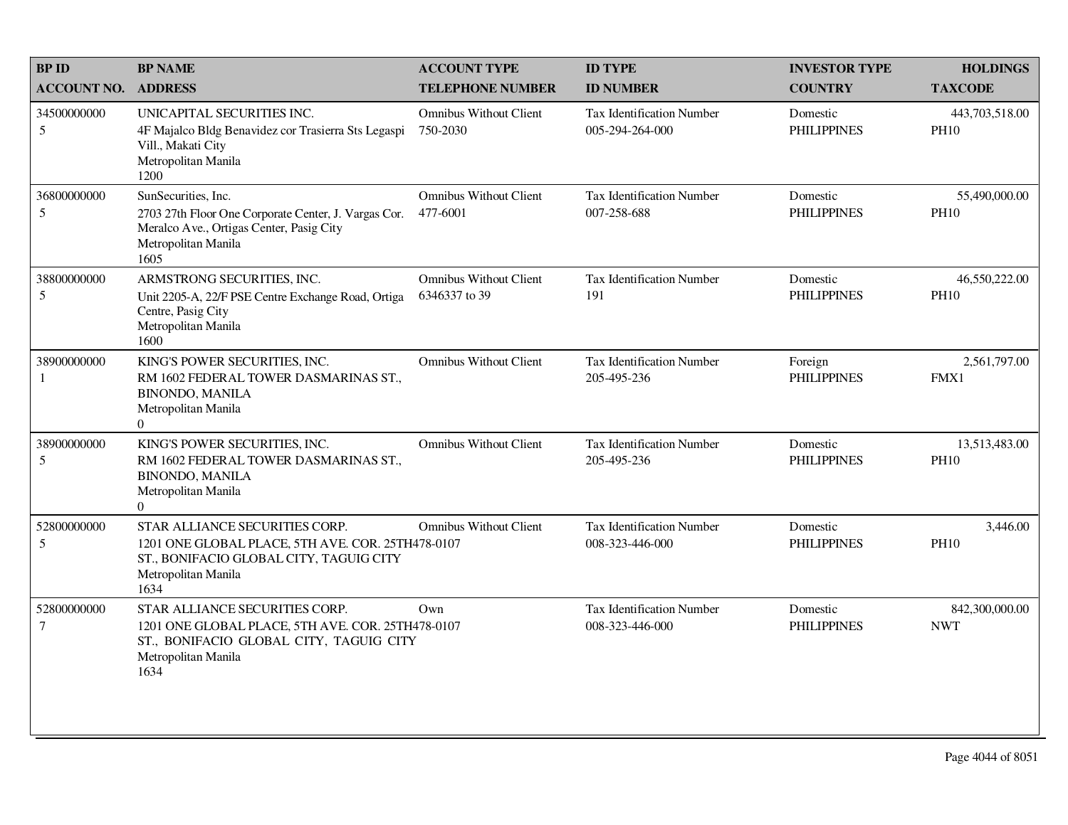| BP ID<br>ACCOUNT NO. | BP NAME<br>ADDRESS | ACCOUNT TYPE<br>TELEPHONE NUMBER | ID TYPE<br>ID NUMBER | INVESTOR TYPE<br>COUNTRY | HOLDINGS<br>TAXCODE |
|---|---|---|---|---|---|
| 34500000000<br>5 | UNICAPITAL SECURITIES INC.<br>4F Majalco Bldg Benavidez cor Trasierra Sts Legaspi Vill., Makati City<br>Metropolitan Manila<br>1200 | Omnibus Without Client<br>750-2030 | Tax Identification Number<br>005-294-264-000 | Domestic<br>PHILIPPINES | 443,703,518.00<br>PH10 |
| 36800000000<br>5 | SunSecurities, Inc.<br>2703 27th Floor One Corporate Center, J. Vargas Cor. Meralco Ave., Ortigas Center, Pasig City<br>Metropolitan Manila<br>1605 | Omnibus Without Client<br>477-6001 | Tax Identification Number<br>007-258-688 | Domestic<br>PHILIPPINES | 55,490,000.00<br>PH10 |
| 38800000000<br>5 | ARMSTRONG SECURITIES, INC.<br>Unit 2205-A, 22/F PSE Centre Exchange Road, Ortiga Centre, Pasig City<br>Metropolitan Manila<br>1600 | Omnibus Without Client<br>6346337 to 39 | Tax Identification Number<br>191 | Domestic<br>PHILIPPINES | 46,550,222.00<br>PH10 |
| 38900000000<br>1 | KING'S POWER SECURITIES, INC.<br>RM 1602 FEDERAL TOWER DASMARINAS ST., BINONDO, MANILA<br>Metropolitan Manila<br>0 | Omnibus Without Client | Tax Identification Number<br>205-495-236 | Foreign<br>PHILIPPINES | 2,561,797.00<br>FMX1 |
| 38900000000<br>5 | KING'S POWER SECURITIES, INC.<br>RM 1602 FEDERAL TOWER DASMARINAS ST., BINONDO, MANILA<br>Metropolitan Manila<br>0 | Omnibus Without Client | Tax Identification Number<br>205-495-236 | Domestic<br>PHILIPPINES | 13,513,483.00<br>PH10 |
| 52800000000<br>5 | STAR ALLIANCE SECURITIES CORP.<br>1201 ONE GLOBAL PLACE, 5TH AVE. COR. 25TH ST., BONIFACIO GLOBAL CITY, TAGUIG CITY<br>Metropolitan Manila<br>1634 | Omnibus Without Client<br>478-0107 | Tax Identification Number<br>008-323-446-000 | Domestic<br>PHILIPPINES | 3,446.00<br>PH10 |
| 52800000000<br>7 | STAR ALLIANCE SECURITIES CORP.<br>1201 ONE GLOBAL PLACE, 5TH AVE. COR. 25TH ST., BONIFACIO GLOBAL CITY, TAGUIG CITY<br>Metropolitan Manila<br>1634 | Own<br>478-0107 | Tax Identification Number<br>008-323-446-000 | Domestic<br>PHILIPPINES | 842,300,000.00<br>NWT |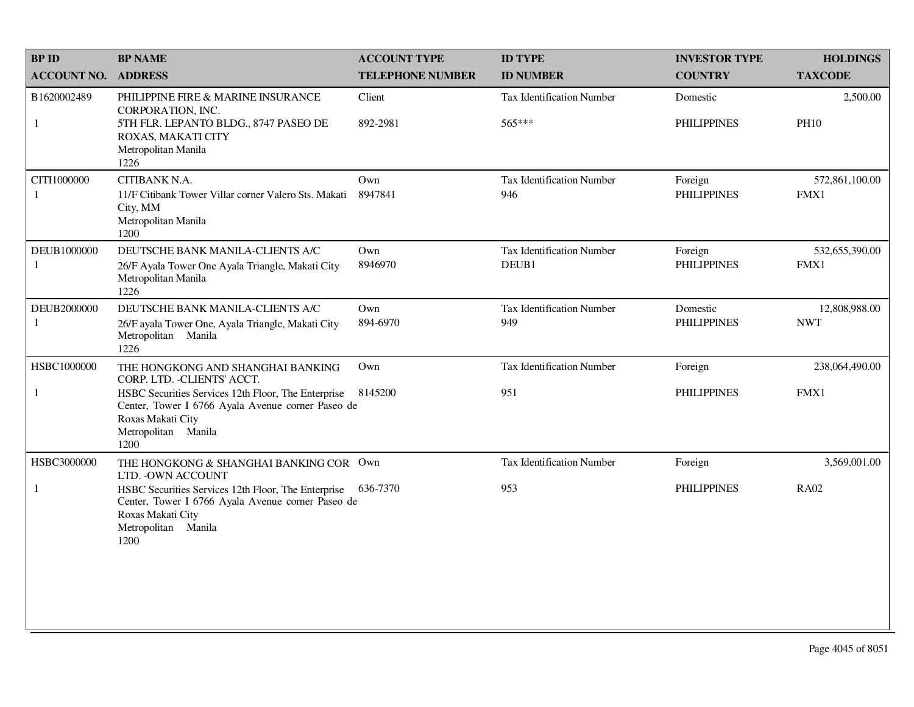| BP ID<br>ACCOUNT NO. | BP NAME<br>ADDRESS | ACCOUNT TYPE<br>TELEPHONE NUMBER | ID TYPE<br>ID NUMBER | INVESTOR TYPE<br>COUNTRY | HOLDINGS<br>TAXCODE |
|---|---|---|---|---|---|
| B1620002489<br>1 | PHILIPPINE FIRE & MARINE INSURANCE CORPORATION, INC.<br>5TH FLR. LEPANTO BLDG., 8747 PASEO DE ROXAS, MAKATI CITY<br>Metropolitan Manila<br>1226 | Client<br>892-2981 | Tax Identification Number<br>565*** | Domestic<br>PHILIPPINES | 2,500.00<br>PH10 |
| CITI1000000<br>1 | CITIBANK N.A.<br>11/F Citibank Tower Villar corner Valero Sts. Makati City, MM<br>Metropolitan Manila<br>1200 | Own<br>8947841 | Tax Identification Number<br>946 | Foreign<br>PHILIPPINES | 572,861,100.00<br>FMX1 |
| DEUB1000000<br>1 | DEUTSCHE BANK MANILA-CLIENTS A/C<br>26/F Ayala Tower One Ayala Triangle, Makati City<br>Metropolitan Manila<br>1226 | Own<br>8946970 | Tax Identification Number<br>DEUB1 | Foreign<br>PHILIPPINES | 532,655,390.00<br>FMX1 |
| DEUB2000000<br>1 | DEUTSCHE BANK MANILA-CLIENTS A/C<br>26/F ayala Tower One, Ayala Triangle, Makati City<br>Metropolitan Manila<br>1226 | Own<br>894-6970 | Tax Identification Number<br>949 | Domestic<br>PHILIPPINES | 12,808,988.00<br>NWT |
| HSBC1000000<br>1 | THE HONGKONG AND SHANGHAI BANKING CORP. LTD. -CLIENTS' ACCT.<br>HSBC Securities Services 12th Floor, The Enterprise Center, Tower I 6766 Ayala Avenue corner Paseo de Roxas Makati City<br>Metropolitan Manila<br>1200 | Own<br>8145200 | Tax Identification Number<br>951 | Foreign<br>PHILIPPINES | 238,064,490.00<br>FMX1 |
| HSBC3000000<br>1 | THE HONGKONG & SHANGHAI BANKING COR LTD. -OWN ACCOUNT<br>HSBC Securities Services 12th Floor, The Enterprise Center, Tower I 6766 Ayala Avenue corner Paseo de Roxas Makati City<br>Metropolitan Manila<br>1200 | Own<br>636-7370 | Tax Identification Number<br>953 | Foreign<br>PHILIPPINES | 3,569,001.00<br>RA02 |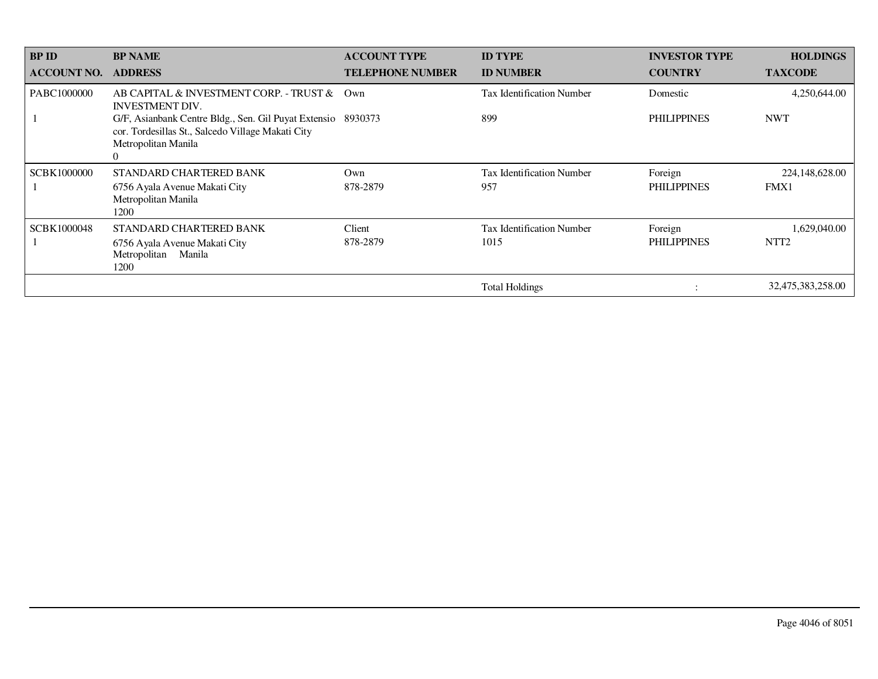| BP ID<br>ACCOUNT NO. | BP NAME<br>ADDRESS | ACCOUNT TYPE<br>TELEPHONE NUMBER | ID TYPE<br>ID NUMBER | INVESTOR TYPE<br>COUNTRY | HOLDINGS<br>TAXCODE |
|---|---|---|---|---|---|
| PABC1000000<br>1 | AB CAPITAL & INVESTMENT CORP. - TRUST & INVESTMENT DIV.<br>G/F, Asianbank Centre Bldg., Sen. Gil Puyat Extensio cor. Tordesillas St., Salcedo Village Makati City Metropolitan Manila<br>0 | Own<br>8930373 | Tax Identification Number<br>899 | Domestic<br>PHILIPPINES | 4,250,644.00<br>NWT |
| SCBK1000000<br>1 | STANDARD CHARTERED BANK<br>6756 Ayala Avenue Makati City Metropolitan Manila<br>1200 | Own<br>878-2879 | Tax Identification Number<br>957 | Foreign<br>PHILIPPINES | 224,148,628.00<br>FMX1 |
| SCBK1000048<br>1 | STANDARD CHARTERED BANK<br>6756 Ayala Avenue Makati City Metropolitan Manila<br>1200 | Client<br>878-2879 | Tax Identification Number<br>1015 | Foreign<br>PHILIPPINES | 1,629,040.00<br>NTT2 |
| | | | Total Holdings | : | 32,475,383,258.00 |